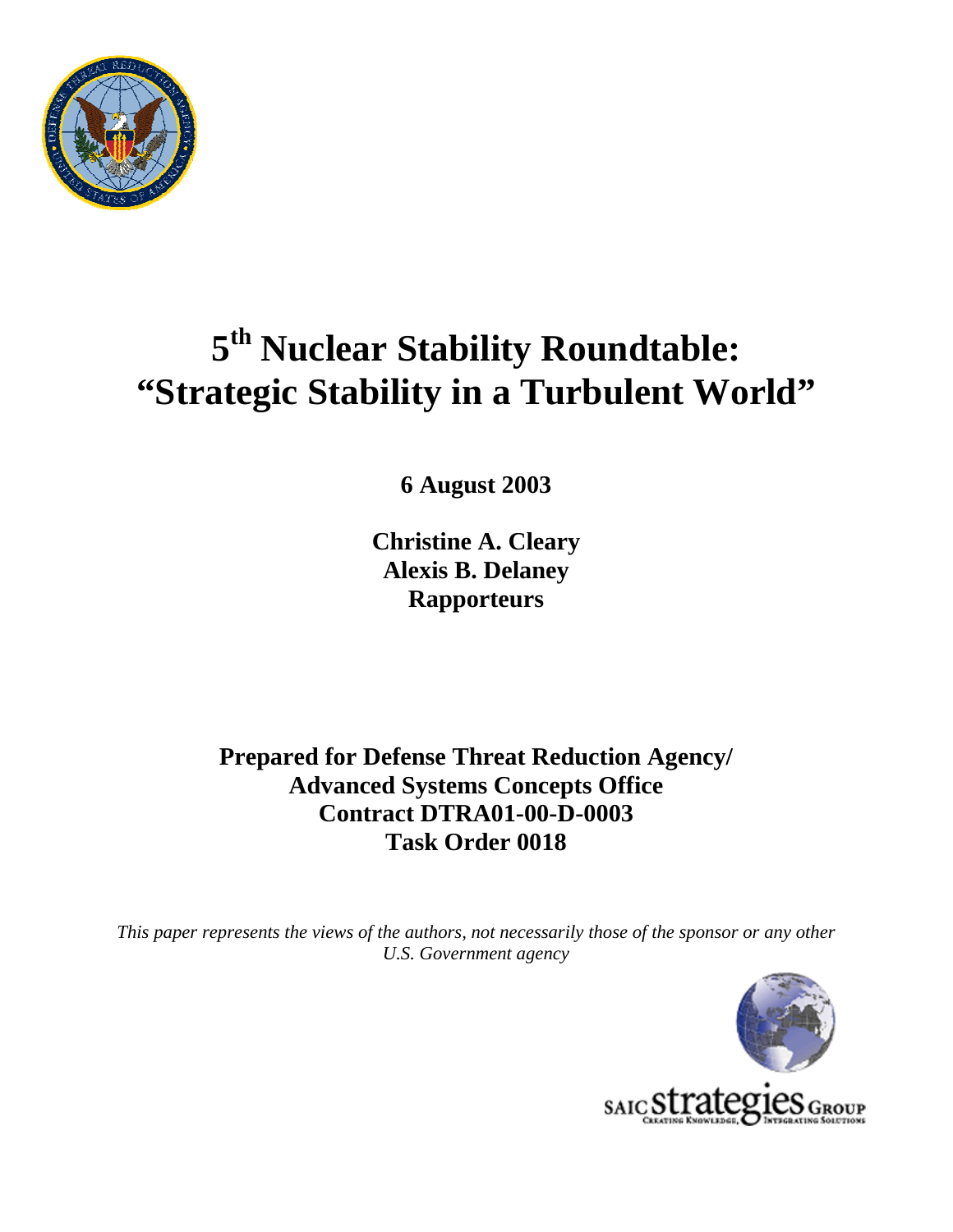# 5th Nuclear Stability Roundtable: "Strategic Stability in a Turbulent World"

**6 August 2003**

**Christine A. Cleary**
**Alexis B. Delaney**
**Rapporteurs**

**Prepared for Defense Threat Reduction Agency/**
**Advanced Systems Concepts Office**
**Contract DTRA01-00-D-0003**
**Task Order 0018**

*This paper represents the views of the authors, not necessarily those of the sponsor or any other U.S. Government agency*

SAIC Strategies Group
Creating Knowledge, Integrating Solutions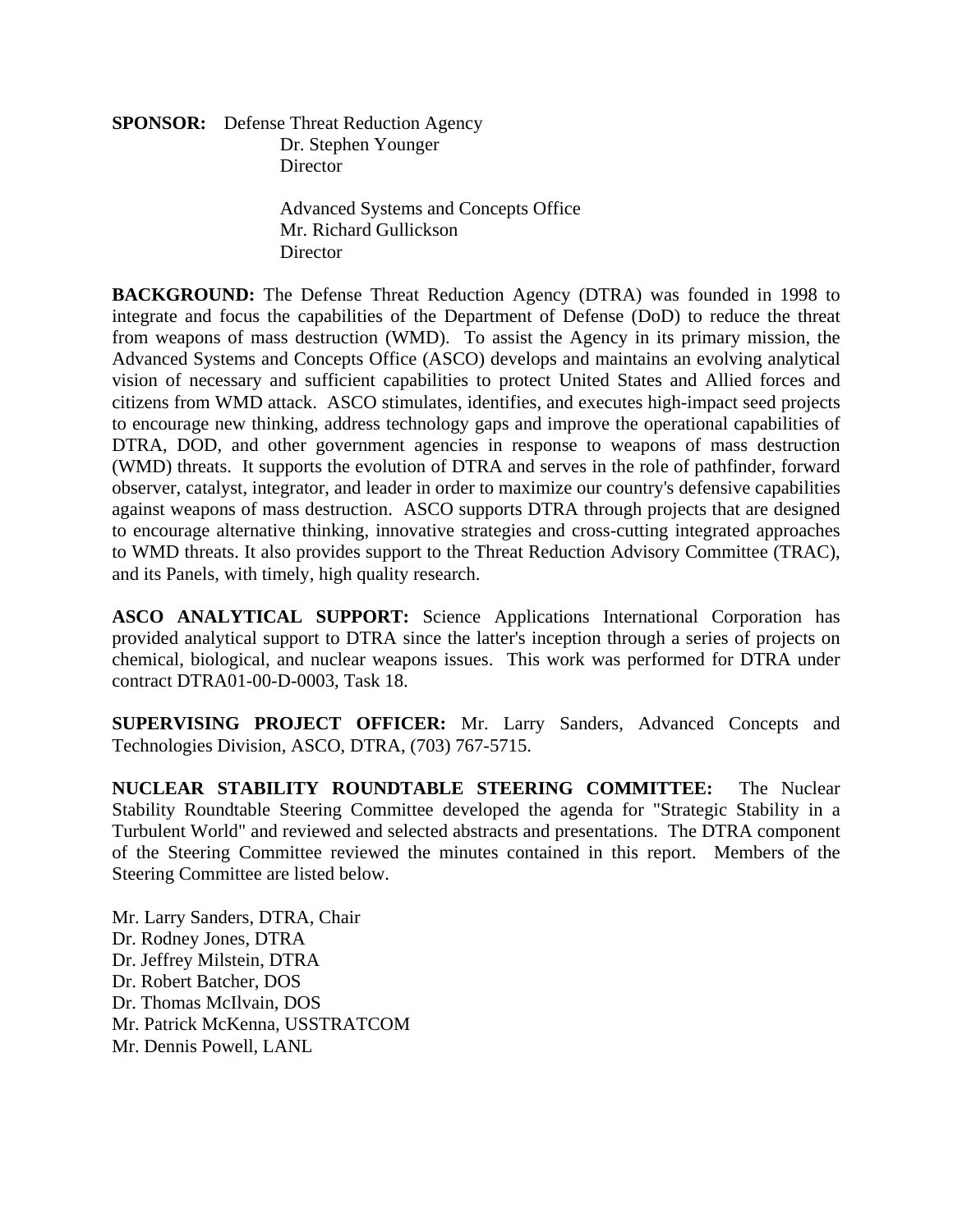**SPONSOR:** Defense Threat Reduction Agency
Dr. Stephen Younger
Director

Advanced Systems and Concepts Office
Mr. Richard Gullickson
Director

**BACKGROUND:** The Defense Threat Reduction Agency (DTRA) was founded in 1998 to integrate and focus the capabilities of the Department of Defense (DoD) to reduce the threat from weapons of mass destruction (WMD). To assist the Agency in its primary mission, the Advanced Systems and Concepts Office (ASCO) develops and maintains an evolving analytical vision of necessary and sufficient capabilities to protect United States and Allied forces and citizens from WMD attack. ASCO stimulates, identifies, and executes high-impact seed projects to encourage new thinking, address technology gaps and improve the operational capabilities of DTRA, DOD, and other government agencies in response to weapons of mass destruction (WMD) threats. It supports the evolution of DTRA and serves in the role of pathfinder, forward observer, catalyst, integrator, and leader in order to maximize our country's defensive capabilities against weapons of mass destruction. ASCO supports DTRA through projects that are designed to encourage alternative thinking, innovative strategies and cross-cutting integrated approaches to WMD threats. It also provides support to the Threat Reduction Advisory Committee (TRAC), and its Panels, with timely, high quality research.

**ASCO ANALYTICAL SUPPORT:** Science Applications International Corporation has provided analytical support to DTRA since the latter's inception through a series of projects on chemical, biological, and nuclear weapons issues. This work was performed for DTRA under contract DTRA01-00-D-0003, Task 18.

**SUPERVISING PROJECT OFFICER:** Mr. Larry Sanders, Advanced Concepts and Technologies Division, ASCO, DTRA, (703) 767-5715.

**NUCLEAR STABILITY ROUNDTABLE STEERING COMMITTEE:** The Nuclear Stability Roundtable Steering Committee developed the agenda for "Strategic Stability in a Turbulent World" and reviewed and selected abstracts and presentations. The DTRA component of the Steering Committee reviewed the minutes contained in this report. Members of the Steering Committee are listed below.

Mr. Larry Sanders, DTRA, Chair
Dr. Rodney Jones, DTRA
Dr. Jeffrey Milstein, DTRA
Dr. Robert Batcher, DOS
Dr. Thomas McIlvain, DOS
Mr. Patrick McKenna, USSTRATCOM
Mr. Dennis Powell, LANL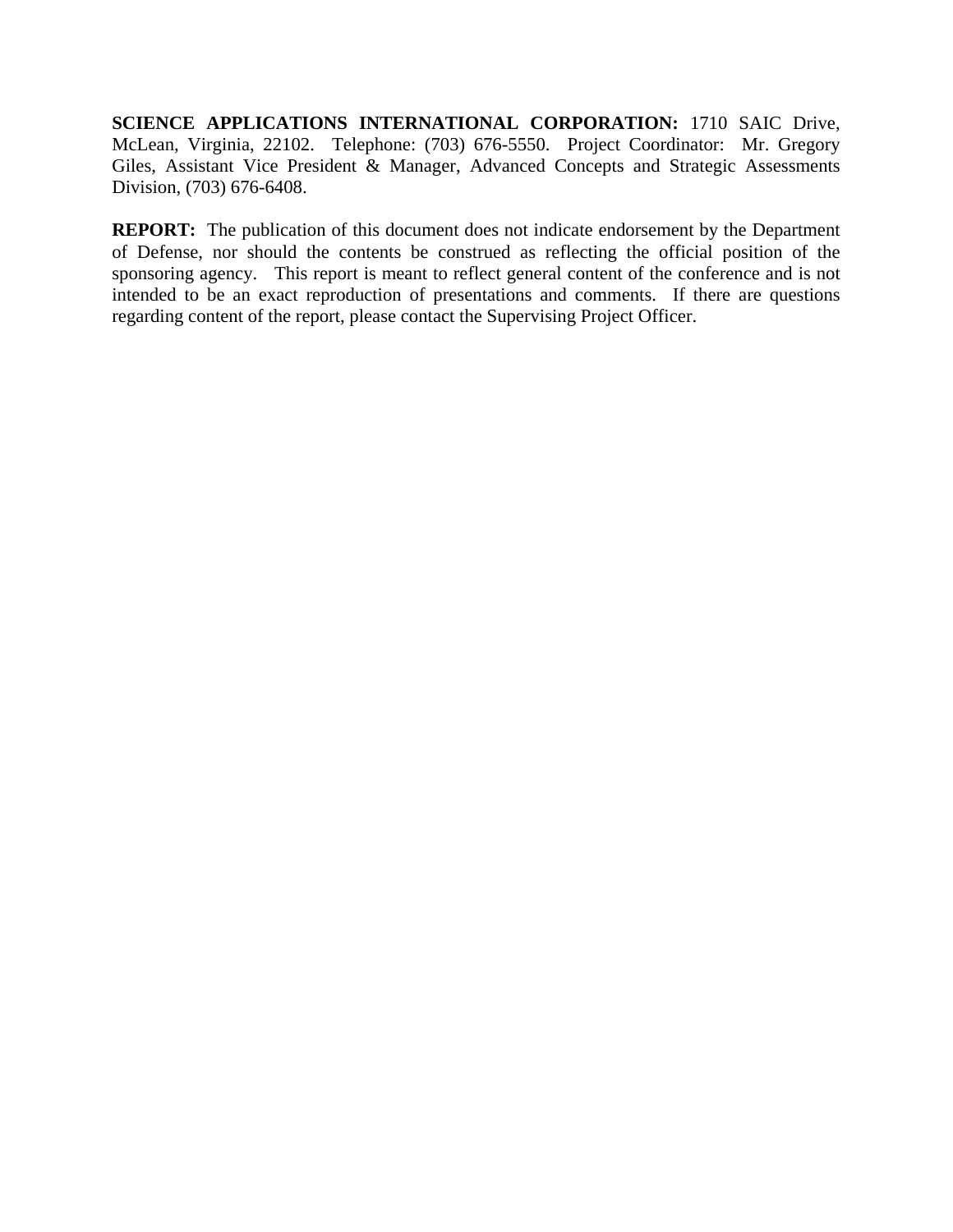**SCIENCE APPLICATIONS INTERNATIONAL CORPORATION:** 1710 SAIC Drive, McLean, Virginia, 22102. Telephone: (703) 676-5550. Project Coordinator: Mr. Gregory Giles, Assistant Vice President & Manager, Advanced Concepts and Strategic Assessments Division, (703) 676-6408.

**REPORT:** The publication of this document does not indicate endorsement by the Department of Defense, nor should the contents be construed as reflecting the official position of the sponsoring agency. This report is meant to reflect general content of the conference and is not intended to be an exact reproduction of presentations and comments. If there are questions regarding content of the report, please contact the Supervising Project Officer.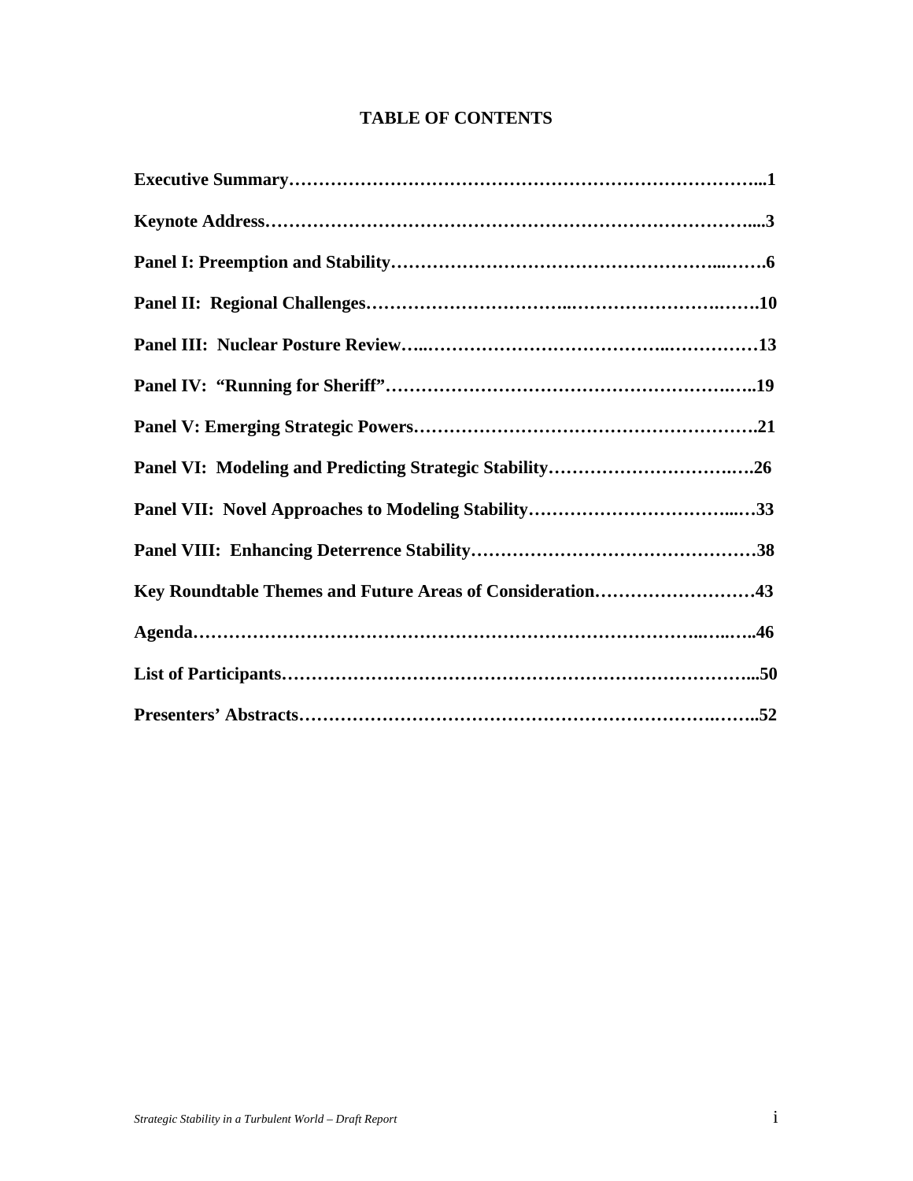# TABLE OF CONTENTS

**Executive Summary……………………………………………………………………...1**

**Keynote Address………………………………………………………………………....3**

**Panel I: Preemption and Stability……………………………………………...…….6**

**Panel II: Regional Challenges……………………………..……………………….…….10**

**Panel III: Nuclear Posture Review…..………………………………..……………13**

**Panel IV: "Running for Sheriff"……………………………………………….…..19**

**Panel V: Emerging Strategic Powers………………………………………………….21**

**Panel VI: Modeling and Predicting Strategic Stability…………………………….….26**

**Panel VII: Novel Approaches to Modeling Stability……………………………...…33**

**Panel VIII: Enhancing Deterrence Stability…………………………………………38**

**Key Roundtable Themes and Future Areas of Consideration……………………43**

**Agenda…………………………………………………………………..…..…..46**

**List of Participants……………………………………………………………………...50**

**Presenters' Abstracts……………………………………………………….……..52**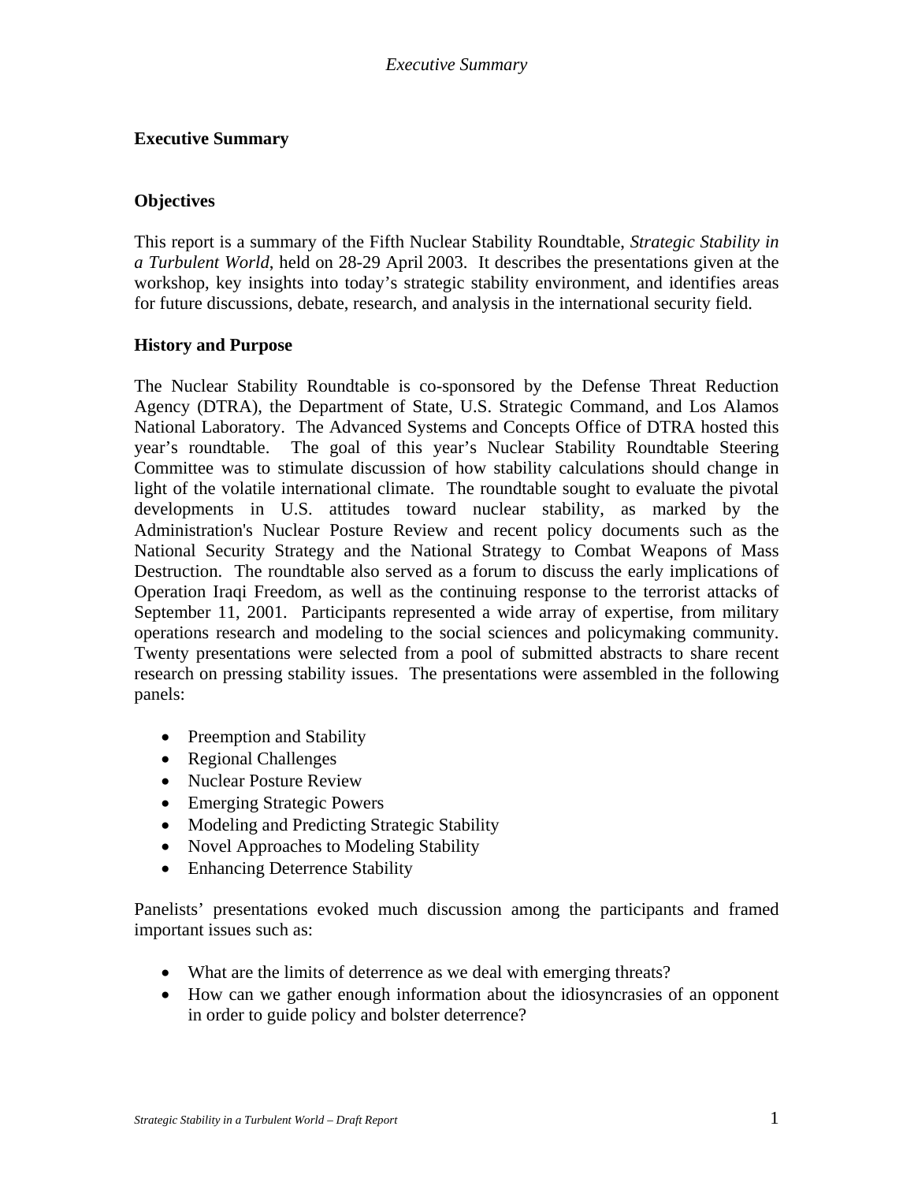# Executive Summary

## Objectives

This report is a summary of the Fifth Nuclear Stability Roundtable, *Strategic Stability in a Turbulent World*, held on 28-29 April 2003. It describes the presentations given at the workshop, key insights into today's strategic stability environment, and identifies areas for future discussions, debate, research, and analysis in the international security field.

## History and Purpose

The Nuclear Stability Roundtable is co-sponsored by the Defense Threat Reduction Agency (DTRA), the Department of State, U.S. Strategic Command, and Los Alamos National Laboratory. The Advanced Systems and Concepts Office of DTRA hosted this year's roundtable. The goal of this year's Nuclear Stability Roundtable Steering Committee was to stimulate discussion of how stability calculations should change in light of the volatile international climate. The roundtable sought to evaluate the pivotal developments in U.S. attitudes toward nuclear stability, as marked by the Administration's Nuclear Posture Review and recent policy documents such as the National Security Strategy and the National Strategy to Combat Weapons of Mass Destruction. The roundtable also served as a forum to discuss the early implications of Operation Iraqi Freedom, as well as the continuing response to the terrorist attacks of September 11, 2001. Participants represented a wide array of expertise, from military operations research and modeling to the social sciences and policymaking community. Twenty presentations were selected from a pool of submitted abstracts to share recent research on pressing stability issues. The presentations were assembled in the following panels:

- Preemption and Stability
- Regional Challenges
- Nuclear Posture Review
- Emerging Strategic Powers
- Modeling and Predicting Strategic Stability
- Novel Approaches to Modeling Stability
- Enhancing Deterrence Stability

Panelists' presentations evoked much discussion among the participants and framed important issues such as:

- What are the limits of deterrence as we deal with emerging threats?
- How can we gather enough information about the idiosyncrasies of an opponent in order to guide policy and bolster deterrence?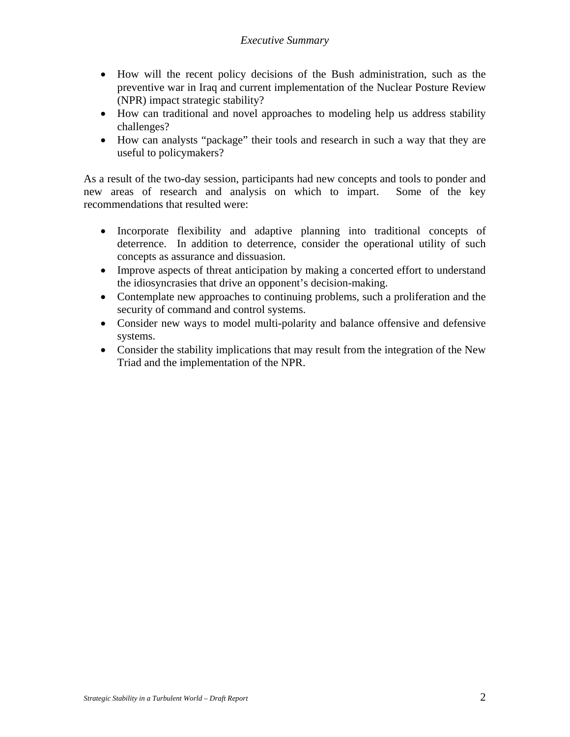- How will the recent policy decisions of the Bush administration, such as the preventive war in Iraq and current implementation of the Nuclear Posture Review (NPR) impact strategic stability?
- How can traditional and novel approaches to modeling help us address stability challenges?
- How can analysts "package" their tools and research in such a way that they are useful to policymakers?

As a result of the two-day session, participants had new concepts and tools to ponder and new areas of research and analysis on which to impart. Some of the key recommendations that resulted were:

- Incorporate flexibility and adaptive planning into traditional concepts of deterrence. In addition to deterrence, consider the operational utility of such concepts as assurance and dissuasion.
- Improve aspects of threat anticipation by making a concerted effort to understand the idiosyncrasies that drive an opponent's decision-making.
- Contemplate new approaches to continuing problems, such a proliferation and the security of command and control systems.
- Consider new ways to model multi-polarity and balance offensive and defensive systems.
- Consider the stability implications that may result from the integration of the New Triad and the implementation of the NPR.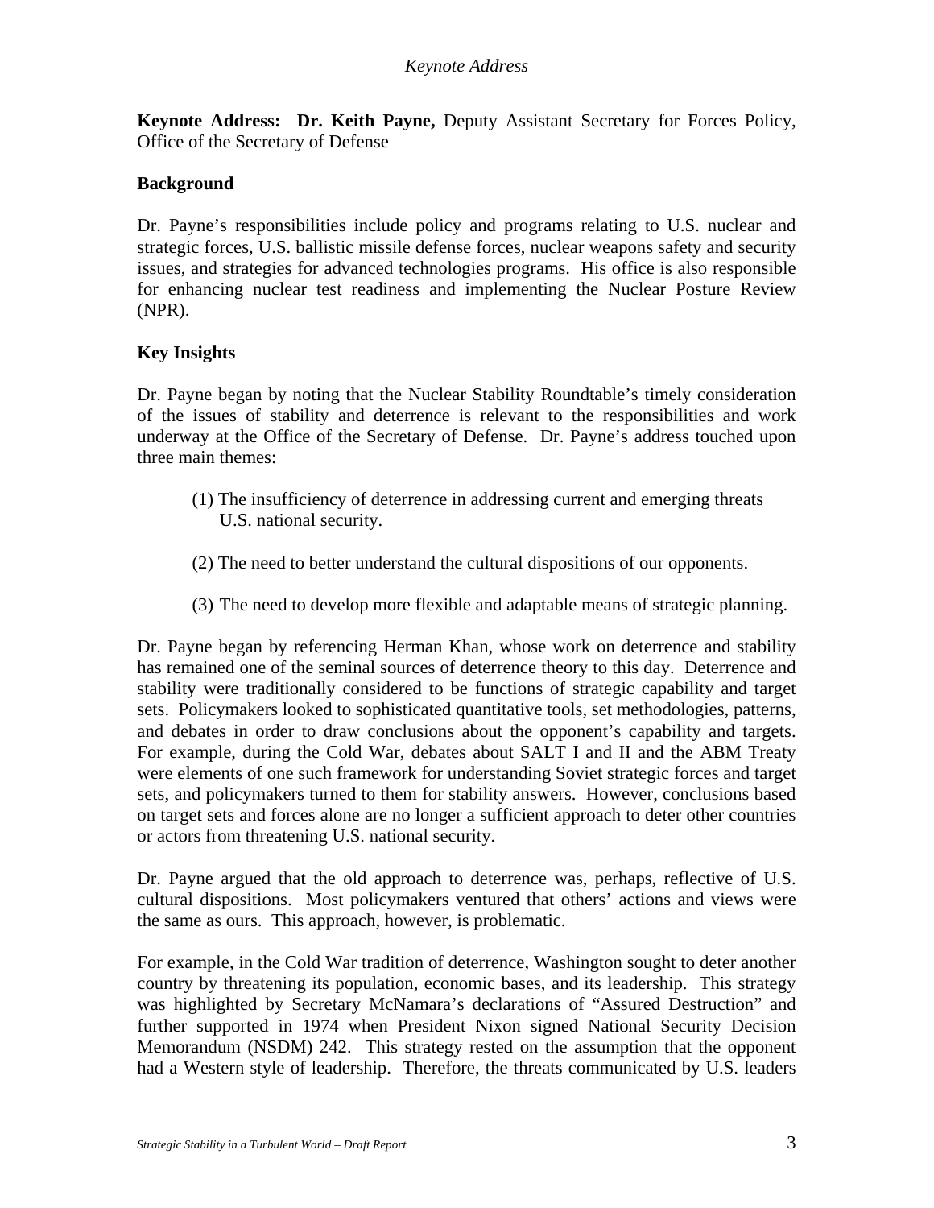**Keynote Address: Dr. Keith Payne,** Deputy Assistant Secretary for Forces Policy, Office of the Secretary of Defense

**Background**

Dr. Payne's responsibilities include policy and programs relating to U.S. nuclear and strategic forces, U.S. ballistic missile defense forces, nuclear weapons safety and security issues, and strategies for advanced technologies programs. His office is also responsible for enhancing nuclear test readiness and implementing the Nuclear Posture Review (NPR).

**Key Insights**

Dr. Payne began by noting that the Nuclear Stability Roundtable's timely consideration of the issues of stability and deterrence is relevant to the responsibilities and work underway at the Office of the Secretary of Defense. Dr. Payne's address touched upon three main themes:

(1) The insufficiency of deterrence in addressing current and emerging threats U.S. national security.

(2) The need to better understand the cultural dispositions of our opponents.

(3) The need to develop more flexible and adaptable means of strategic planning.

Dr. Payne began by referencing Herman Khan, whose work on deterrence and stability has remained one of the seminal sources of deterrence theory to this day. Deterrence and stability were traditionally considered to be functions of strategic capability and target sets. Policymakers looked to sophisticated quantitative tools, set methodologies, patterns, and debates in order to draw conclusions about the opponent's capability and targets. For example, during the Cold War, debates about SALT I and II and the ABM Treaty were elements of one such framework for understanding Soviet strategic forces and target sets, and policymakers turned to them for stability answers. However, conclusions based on target sets and forces alone are no longer a sufficient approach to deter other countries or actors from threatening U.S. national security.

Dr. Payne argued that the old approach to deterrence was, perhaps, reflective of U.S. cultural dispositions. Most policymakers ventured that others' actions and views were the same as ours. This approach, however, is problematic.

For example, in the Cold War tradition of deterrence, Washington sought to deter another country by threatening its population, economic bases, and its leadership. This strategy was highlighted by Secretary McNamara's declarations of "Assured Destruction" and further supported in 1974 when President Nixon signed National Security Decision Memorandum (NSDM) 242. This strategy rested on the assumption that the opponent had a Western style of leadership. Therefore, the threats communicated by U.S. leaders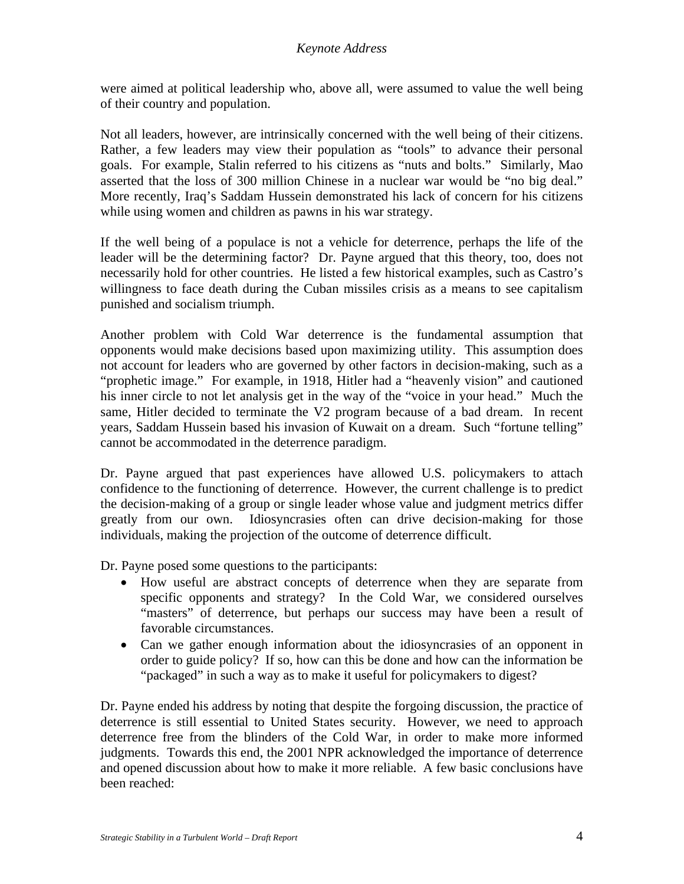were aimed at political leadership who, above all, were assumed to value the well being of their country and population.

Not all leaders, however, are intrinsically concerned with the well being of their citizens. Rather, a few leaders may view their population as "tools" to advance their personal goals. For example, Stalin referred to his citizens as "nuts and bolts." Similarly, Mao asserted that the loss of 300 million Chinese in a nuclear war would be "no big deal." More recently, Iraq's Saddam Hussein demonstrated his lack of concern for his citizens while using women and children as pawns in his war strategy.

If the well being of a populace is not a vehicle for deterrence, perhaps the life of the leader will be the determining factor? Dr. Payne argued that this theory, too, does not necessarily hold for other countries. He listed a few historical examples, such as Castro's willingness to face death during the Cuban missiles crisis as a means to see capitalism punished and socialism triumph.

Another problem with Cold War deterrence is the fundamental assumption that opponents would make decisions based upon maximizing utility. This assumption does not account for leaders who are governed by other factors in decision-making, such as a "prophetic image." For example, in 1918, Hitler had a "heavenly vision" and cautioned his inner circle to not let analysis get in the way of the "voice in your head." Much the same, Hitler decided to terminate the V2 program because of a bad dream. In recent years, Saddam Hussein based his invasion of Kuwait on a dream. Such "fortune telling" cannot be accommodated in the deterrence paradigm.

Dr. Payne argued that past experiences have allowed U.S. policymakers to attach confidence to the functioning of deterrence. However, the current challenge is to predict the decision-making of a group or single leader whose value and judgment metrics differ greatly from our own. Idiosyncrasies often can drive decision-making for those individuals, making the projection of the outcome of deterrence difficult.

Dr. Payne posed some questions to the participants:

- How useful are abstract concepts of deterrence when they are separate from specific opponents and strategy? In the Cold War, we considered ourselves "masters" of deterrence, but perhaps our success may have been a result of favorable circumstances.
- Can we gather enough information about the idiosyncrasies of an opponent in order to guide policy? If so, how can this be done and how can the information be "packaged" in such a way as to make it useful for policymakers to digest?

Dr. Payne ended his address by noting that despite the forgoing discussion, the practice of deterrence is still essential to United States security. However, we need to approach deterrence free from the blinders of the Cold War, in order to make more informed judgments. Towards this end, the 2001 NPR acknowledged the importance of deterrence and opened discussion about how to make it more reliable. A few basic conclusions have been reached: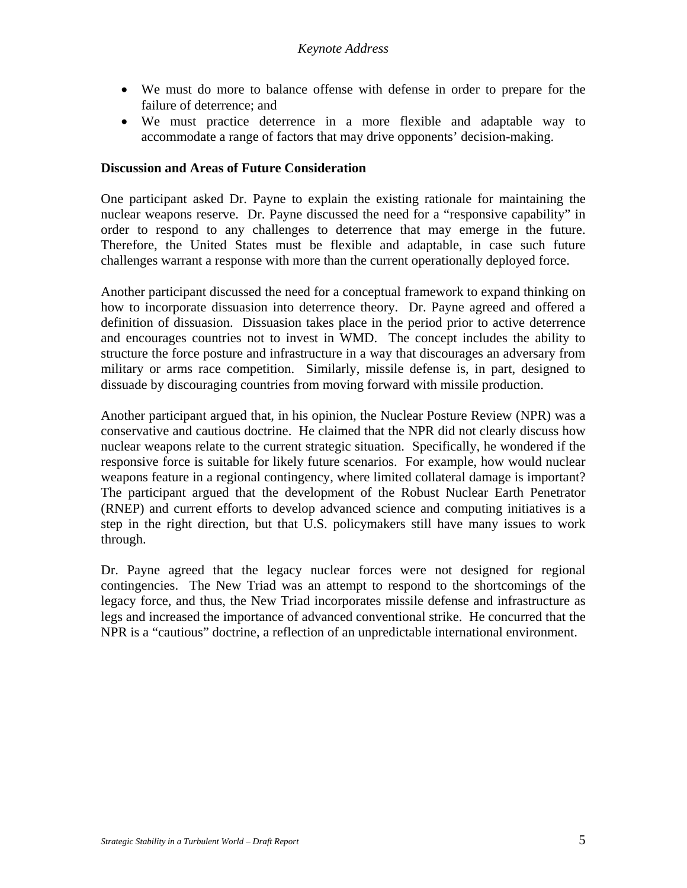- We must do more to balance offense with defense in order to prepare for the failure of deterrence; and
- We must practice deterrence in a more flexible and adaptable way to accommodate a range of factors that may drive opponents' decision-making.

**Discussion and Areas of Future Consideration**

One participant asked Dr. Payne to explain the existing rationale for maintaining the nuclear weapons reserve. Dr. Payne discussed the need for a "responsive capability" in order to respond to any challenges to deterrence that may emerge in the future. Therefore, the United States must be flexible and adaptable, in case such future challenges warrant a response with more than the current operationally deployed force.

Another participant discussed the need for a conceptual framework to expand thinking on how to incorporate dissuasion into deterrence theory. Dr. Payne agreed and offered a definition of dissuasion. Dissuasion takes place in the period prior to active deterrence and encourages countries not to invest in WMD. The concept includes the ability to structure the force posture and infrastructure in a way that discourages an adversary from military or arms race competition. Similarly, missile defense is, in part, designed to dissuade by discouraging countries from moving forward with missile production.

Another participant argued that, in his opinion, the Nuclear Posture Review (NPR) was a conservative and cautious doctrine. He claimed that the NPR did not clearly discuss how nuclear weapons relate to the current strategic situation. Specifically, he wondered if the responsive force is suitable for likely future scenarios. For example, how would nuclear weapons feature in a regional contingency, where limited collateral damage is important? The participant argued that the development of the Robust Nuclear Earth Penetrator (RNEP) and current efforts to develop advanced science and computing initiatives is a step in the right direction, but that U.S. policymakers still have many issues to work through.

Dr. Payne agreed that the legacy nuclear forces were not designed for regional contingencies. The New Triad was an attempt to respond to the shortcomings of the legacy force, and thus, the New Triad incorporates missile defense and infrastructure as legs and increased the importance of advanced conventional strike. He concurred that the NPR is a "cautious" doctrine, a reflection of an unpredictable international environment.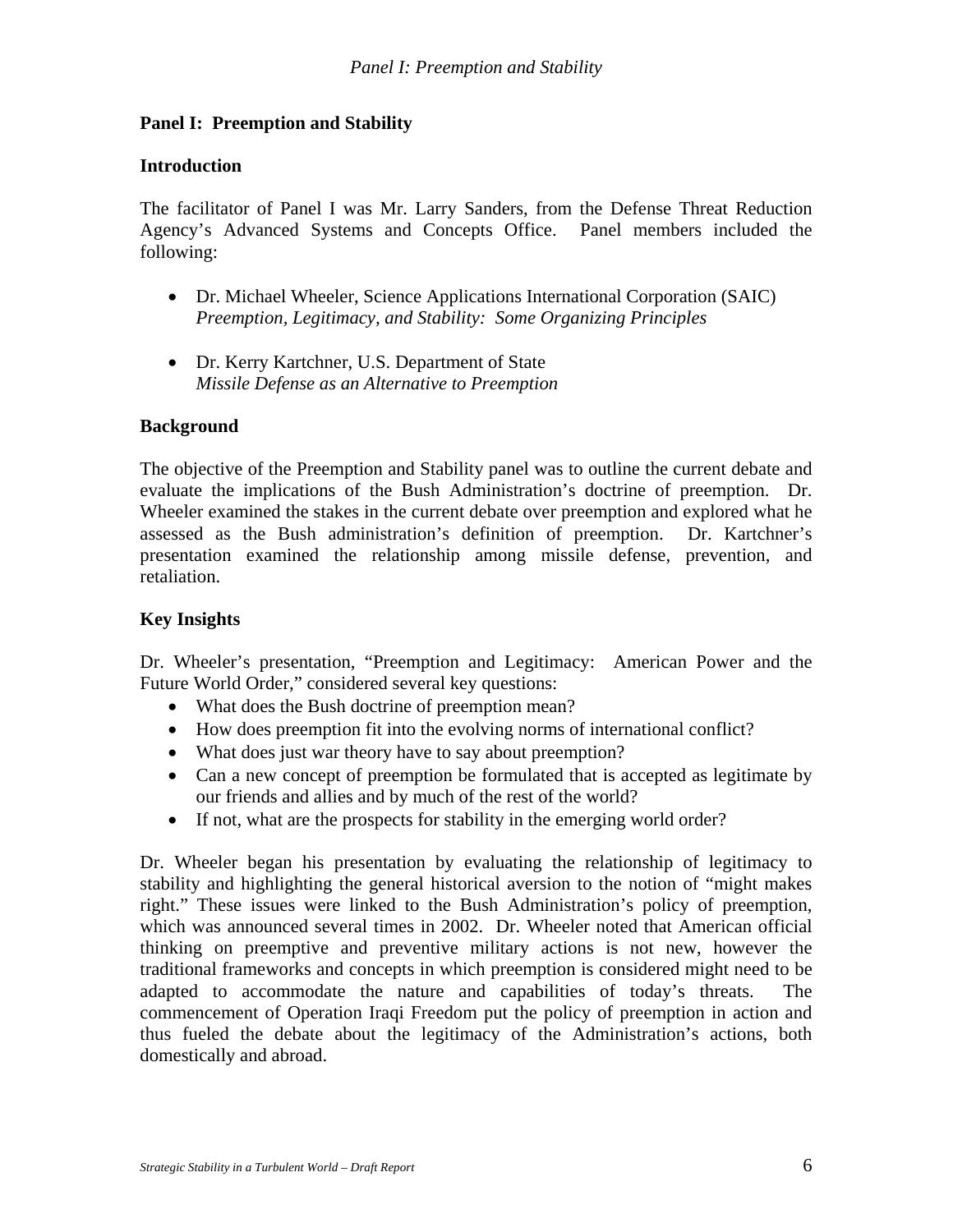## Panel I: Preemption and Stability

### Introduction

The facilitator of Panel I was Mr. Larry Sanders, from the Defense Threat Reduction Agency's Advanced Systems and Concepts Office. Panel members included the following:

- Dr. Michael Wheeler, Science Applications International Corporation (SAIC)
  *Preemption, Legitimacy, and Stability: Some Organizing Principles*

- Dr. Kerry Kartchner, U.S. Department of State
  *Missile Defense as an Alternative to Preemption*

### Background

The objective of the Preemption and Stability panel was to outline the current debate and evaluate the implications of the Bush Administration's doctrine of preemption. Dr. Wheeler examined the stakes in the current debate over preemption and explored what he assessed as the Bush administration's definition of preemption. Dr. Kartchner's presentation examined the relationship among missile defense, prevention, and retaliation.

### Key Insights

Dr. Wheeler's presentation, "Preemption and Legitimacy: American Power and the Future World Order," considered several key questions:

- What does the Bush doctrine of preemption mean?
- How does preemption fit into the evolving norms of international conflict?
- What does just war theory have to say about preemption?
- Can a new concept of preemption be formulated that is accepted as legitimate by our friends and allies and by much of the rest of the world?
- If not, what are the prospects for stability in the emerging world order?

Dr. Wheeler began his presentation by evaluating the relationship of legitimacy to stability and highlighting the general historical aversion to the notion of "might makes right." These issues were linked to the Bush Administration's policy of preemption, which was announced several times in 2002. Dr. Wheeler noted that American official thinking on preemptive and preventive military actions is not new, however the traditional frameworks and concepts in which preemption is considered might need to be adapted to accommodate the nature and capabilities of today's threats. The commencement of Operation Iraqi Freedom put the policy of preemption in action and thus fueled the debate about the legitimacy of the Administration's actions, both domestically and abroad.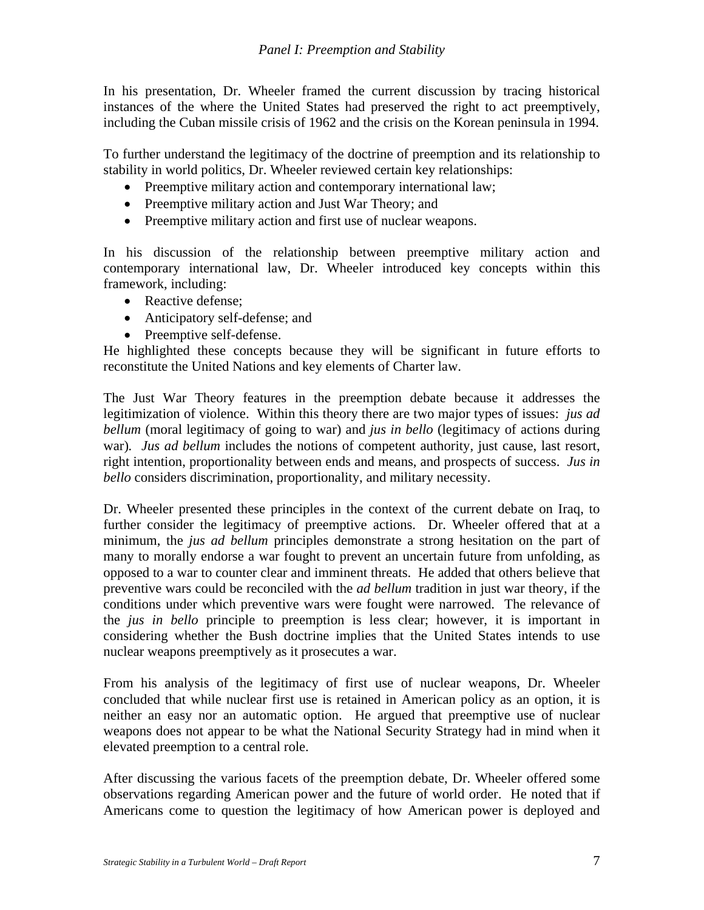## Panel I: Preemption and Stability

In his presentation, Dr. Wheeler framed the current discussion by tracing historical instances of the where the United States had preserved the right to act preemptively, including the Cuban missile crisis of 1962 and the crisis on the Korean peninsula in 1994.

To further understand the legitimacy of the doctrine of preemption and its relationship to stability in world politics, Dr. Wheeler reviewed certain key relationships:

- Preemptive military action and contemporary international law;
- Preemptive military action and Just War Theory; and
- Preemptive military action and first use of nuclear weapons.

In his discussion of the relationship between preemptive military action and contemporary international law, Dr. Wheeler introduced key concepts within this framework, including:

- Reactive defense;
- Anticipatory self-defense; and
- Preemptive self-defense.

He highlighted these concepts because they will be significant in future efforts to reconstitute the United Nations and key elements of Charter law.

The Just War Theory features in the preemption debate because it addresses the legitimization of violence. Within this theory there are two major types of issues: *jus ad bellum* (moral legitimacy of going to war) and *jus in bello* (legitimacy of actions during war). *Jus ad bellum* includes the notions of competent authority, just cause, last resort, right intention, proportionality between ends and means, and prospects of success. *Jus in bello* considers discrimination, proportionality, and military necessity.

Dr. Wheeler presented these principles in the context of the current debate on Iraq, to further consider the legitimacy of preemptive actions. Dr. Wheeler offered that at a minimum, the *jus ad bellum* principles demonstrate a strong hesitation on the part of many to morally endorse a war fought to prevent an uncertain future from unfolding, as opposed to a war to counter clear and imminent threats. He added that others believe that preventive wars could be reconciled with the *ad bellum* tradition in just war theory, if the conditions under which preventive wars were fought were narrowed. The relevance of the *jus in bello* principle to preemption is less clear; however, it is important in considering whether the Bush doctrine implies that the United States intends to use nuclear weapons preemptively as it prosecutes a war.

From his analysis of the legitimacy of first use of nuclear weapons, Dr. Wheeler concluded that while nuclear first use is retained in American policy as an option, it is neither an easy nor an automatic option. He argued that preemptive use of nuclear weapons does not appear to be what the National Security Strategy had in mind when it elevated preemption to a central role.

After discussing the various facets of the preemption debate, Dr. Wheeler offered some observations regarding American power and the future of world order. He noted that if Americans come to question the legitimacy of how American power is deployed and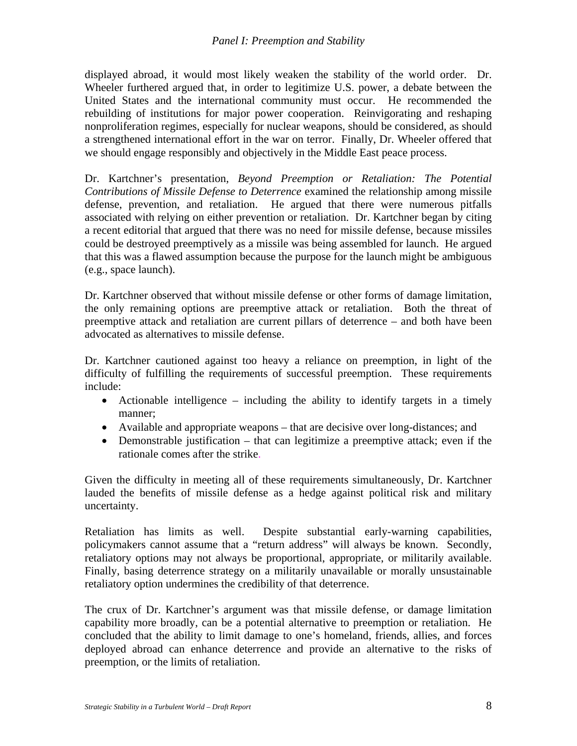displayed abroad, it would most likely weaken the stability of the world order. Dr. Wheeler furthered argued that, in order to legitimize U.S. power, a debate between the United States and the international community must occur. He recommended the rebuilding of institutions for major power cooperation. Reinvigorating and reshaping nonproliferation regimes, especially for nuclear weapons, should be considered, as should a strengthened international effort in the war on terror. Finally, Dr. Wheeler offered that we should engage responsibly and objectively in the Middle East peace process.

Dr. Kartchner's presentation, *Beyond Preemption or Retaliation: The Potential Contributions of Missile Defense to Deterrence* examined the relationship among missile defense, prevention, and retaliation. He argued that there were numerous pitfalls associated with relying on either prevention or retaliation. Dr. Kartchner began by citing a recent editorial that argued that there was no need for missile defense, because missiles could be destroyed preemptively as a missile was being assembled for launch. He argued that this was a flawed assumption because the purpose for the launch might be ambiguous (e.g., space launch).

Dr. Kartchner observed that without missile defense or other forms of damage limitation, the only remaining options are preemptive attack or retaliation. Both the threat of preemptive attack and retaliation are current pillars of deterrence – and both have been advocated as alternatives to missile defense.

Dr. Kartchner cautioned against too heavy a reliance on preemption, in light of the difficulty of fulfilling the requirements of successful preemption. These requirements include:

- Actionable intelligence – including the ability to identify targets in a timely manner;
- Available and appropriate weapons – that are decisive over long-distances; and
- Demonstrable justification – that can legitimize a preemptive attack; even if the rationale comes after the strike.

Given the difficulty in meeting all of these requirements simultaneously, Dr. Kartchner lauded the benefits of missile defense as a hedge against political risk and military uncertainty.

Retaliation has limits as well. Despite substantial early-warning capabilities, policymakers cannot assume that a "return address" will always be known. Secondly, retaliatory options may not always be proportional, appropriate, or militarily available. Finally, basing deterrence strategy on a militarily unavailable or morally unsustainable retaliatory option undermines the credibility of that deterrence.

The crux of Dr. Kartchner's argument was that missile defense, or damage limitation capability more broadly, can be a potential alternative to preemption or retaliation. He concluded that the ability to limit damage to one's homeland, friends, allies, and forces deployed abroad can enhance deterrence and provide an alternative to the risks of preemption, or the limits of retaliation.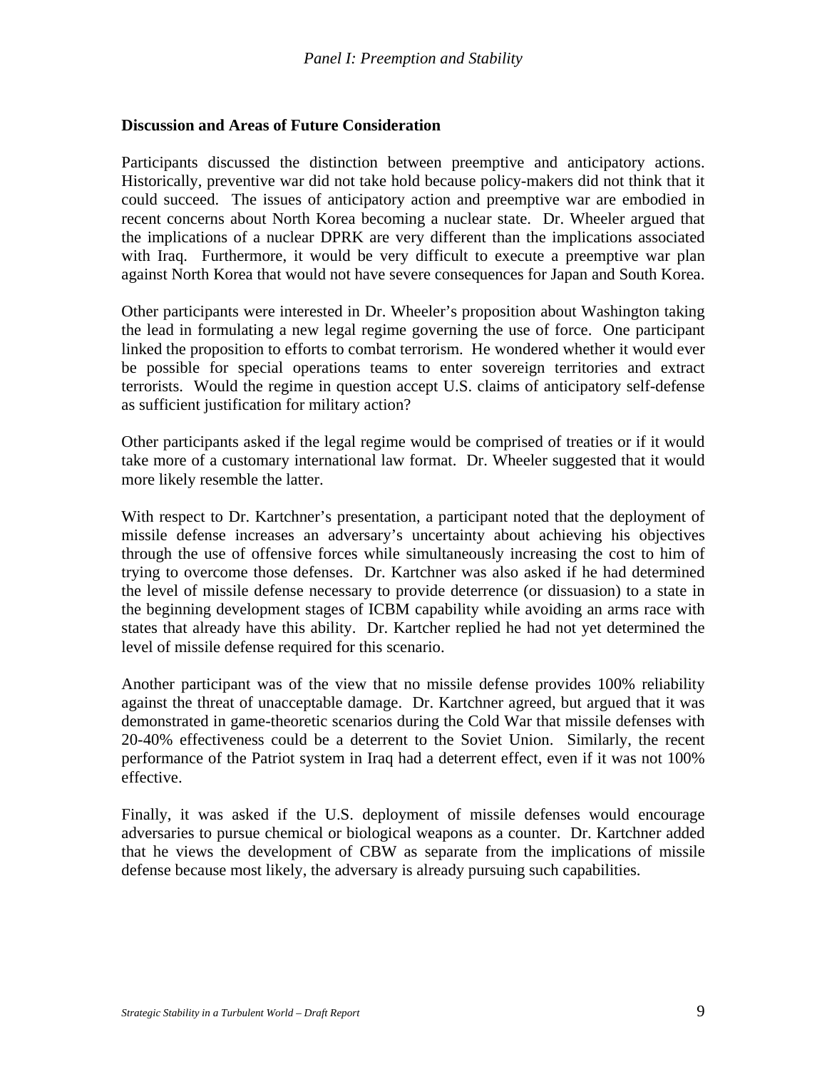## Discussion and Areas of Future Consideration

Participants discussed the distinction between preemptive and anticipatory actions. Historically, preventive war did not take hold because policy-makers did not think that it could succeed. The issues of anticipatory action and preemptive war are embodied in recent concerns about North Korea becoming a nuclear state. Dr. Wheeler argued that the implications of a nuclear DPRK are very different than the implications associated with Iraq. Furthermore, it would be very difficult to execute a preemptive war plan against North Korea that would not have severe consequences for Japan and South Korea.

Other participants were interested in Dr. Wheeler's proposition about Washington taking the lead in formulating a new legal regime governing the use of force. One participant linked the proposition to efforts to combat terrorism. He wondered whether it would ever be possible for special operations teams to enter sovereign territories and extract terrorists. Would the regime in question accept U.S. claims of anticipatory self-defense as sufficient justification for military action?

Other participants asked if the legal regime would be comprised of treaties or if it would take more of a customary international law format. Dr. Wheeler suggested that it would more likely resemble the latter.

With respect to Dr. Kartchner's presentation, a participant noted that the deployment of missile defense increases an adversary's uncertainty about achieving his objectives through the use of offensive forces while simultaneously increasing the cost to him of trying to overcome those defenses. Dr. Kartchner was also asked if he had determined the level of missile defense necessary to provide deterrence (or dissuasion) to a state in the beginning development stages of ICBM capability while avoiding an arms race with states that already have this ability. Dr. Kartcher replied he had not yet determined the level of missile defense required for this scenario.

Another participant was of the view that no missile defense provides 100% reliability against the threat of unacceptable damage. Dr. Kartchner agreed, but argued that it was demonstrated in game-theoretic scenarios during the Cold War that missile defenses with 20-40% effectiveness could be a deterrent to the Soviet Union. Similarly, the recent performance of the Patriot system in Iraq had a deterrent effect, even if it was not 100% effective.

Finally, it was asked if the U.S. deployment of missile defenses would encourage adversaries to pursue chemical or biological weapons as a counter. Dr. Kartchner added that he views the development of CBW as separate from the implications of missile defense because most likely, the adversary is already pursuing such capabilities.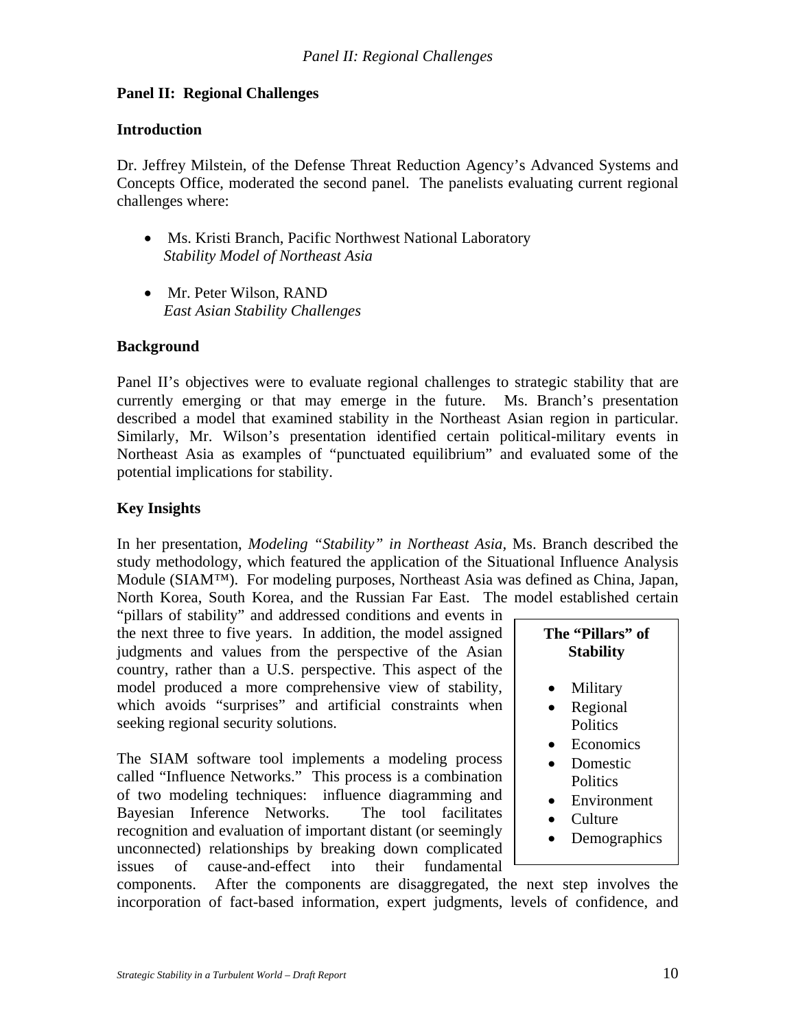## Panel II: Regional Challenges

### Introduction

Dr. Jeffrey Milstein, of the Defense Threat Reduction Agency's Advanced Systems and Concepts Office, moderated the second panel. The panelists evaluating current regional challenges where:

- Ms. Kristi Branch, Pacific Northwest National Laboratory
  *Stability Model of Northeast Asia*

- Mr. Peter Wilson, RAND
  *East Asian Stability Challenges*

### Background

Panel II's objectives were to evaluate regional challenges to strategic stability that are currently emerging or that may emerge in the future. Ms. Branch's presentation described a model that examined stability in the Northeast Asian region in particular. Similarly, Mr. Wilson's presentation identified certain political-military events in Northeast Asia as examples of "punctuated equilibrium" and evaluated some of the potential implications for stability.

### Key Insights

In her presentation, *Modeling "Stability" in Northeast Asia,* Ms. Branch described the study methodology, which featured the application of the Situational Influence Analysis Module (SIAM™). For modeling purposes, Northeast Asia was defined as China, Japan, North Korea, South Korea, and the Russian Far East. The model established certain "pillars of stability" and addressed conditions and events in the next three to five years. In addition, the model assigned judgments and values from the perspective of the Asian country, rather than a U.S. perspective. This aspect of the model produced a more comprehensive view of stability, which avoids "surprises" and artificial constraints when seeking regional security solutions.

**The "Pillars" of Stability**

- Military
- Regional Politics
- Economics
- Domestic Politics
- Environment
- Culture
- Demographics

The SIAM software tool implements a modeling process called "Influence Networks." This process is a combination of two modeling techniques: influence diagramming and Bayesian Inference Networks. The tool facilitates recognition and evaluation of important distant (or seemingly unconnected) relationships by breaking down complicated issues of cause-and-effect into their fundamental components. After the components are disaggregated, the next step involves the incorporation of fact-based information, expert judgments, levels of confidence, and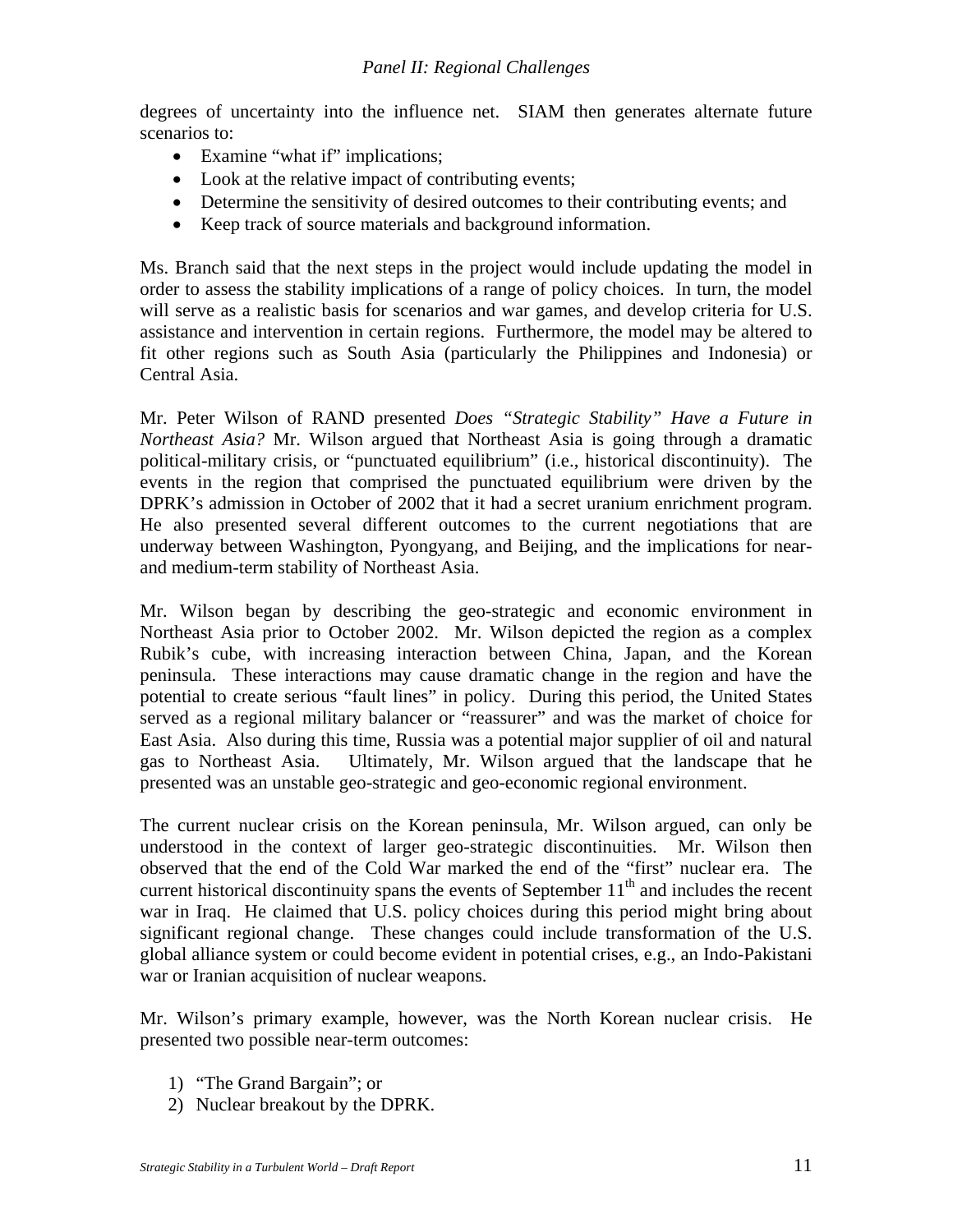degrees of uncertainty into the influence net. SIAM then generates alternate future scenarios to:

- Examine "what if" implications;
- Look at the relative impact of contributing events;
- Determine the sensitivity of desired outcomes to their contributing events; and
- Keep track of source materials and background information.

Ms. Branch said that the next steps in the project would include updating the model in order to assess the stability implications of a range of policy choices. In turn, the model will serve as a realistic basis for scenarios and war games, and develop criteria for U.S. assistance and intervention in certain regions. Furthermore, the model may be altered to fit other regions such as South Asia (particularly the Philippines and Indonesia) or Central Asia.

Mr. Peter Wilson of RAND presented *Does "Strategic Stability" Have a Future in Northeast Asia?* Mr. Wilson argued that Northeast Asia is going through a dramatic political-military crisis, or "punctuated equilibrium" (i.e., historical discontinuity). The events in the region that comprised the punctuated equilibrium were driven by the DPRK's admission in October of 2002 that it had a secret uranium enrichment program. He also presented several different outcomes to the current negotiations that are underway between Washington, Pyongyang, and Beijing, and the implications for near- and medium-term stability of Northeast Asia.

Mr. Wilson began by describing the geo-strategic and economic environment in Northeast Asia prior to October 2002. Mr. Wilson depicted the region as a complex Rubik's cube, with increasing interaction between China, Japan, and the Korean peninsula. These interactions may cause dramatic change in the region and have the potential to create serious "fault lines" in policy. During this period, the United States served as a regional military balancer or "reassurer" and was the market of choice for East Asia. Also during this time, Russia was a potential major supplier of oil and natural gas to Northeast Asia. Ultimately, Mr. Wilson argued that the landscape that he presented was an unstable geo-strategic and geo-economic regional environment.

The current nuclear crisis on the Korean peninsula, Mr. Wilson argued, can only be understood in the context of larger geo-strategic discontinuities. Mr. Wilson then observed that the end of the Cold War marked the end of the "first" nuclear era. The current historical discontinuity spans the events of September 11th and includes the recent war in Iraq. He claimed that U.S. policy choices during this period might bring about significant regional change. These changes could include transformation of the U.S. global alliance system or could become evident in potential crises, e.g., an Indo-Pakistani war or Iranian acquisition of nuclear weapons.

Mr. Wilson's primary example, however, was the North Korean nuclear crisis. He presented two possible near-term outcomes:

1) "The Grand Bargain"; or
2) Nuclear breakout by the DPRK.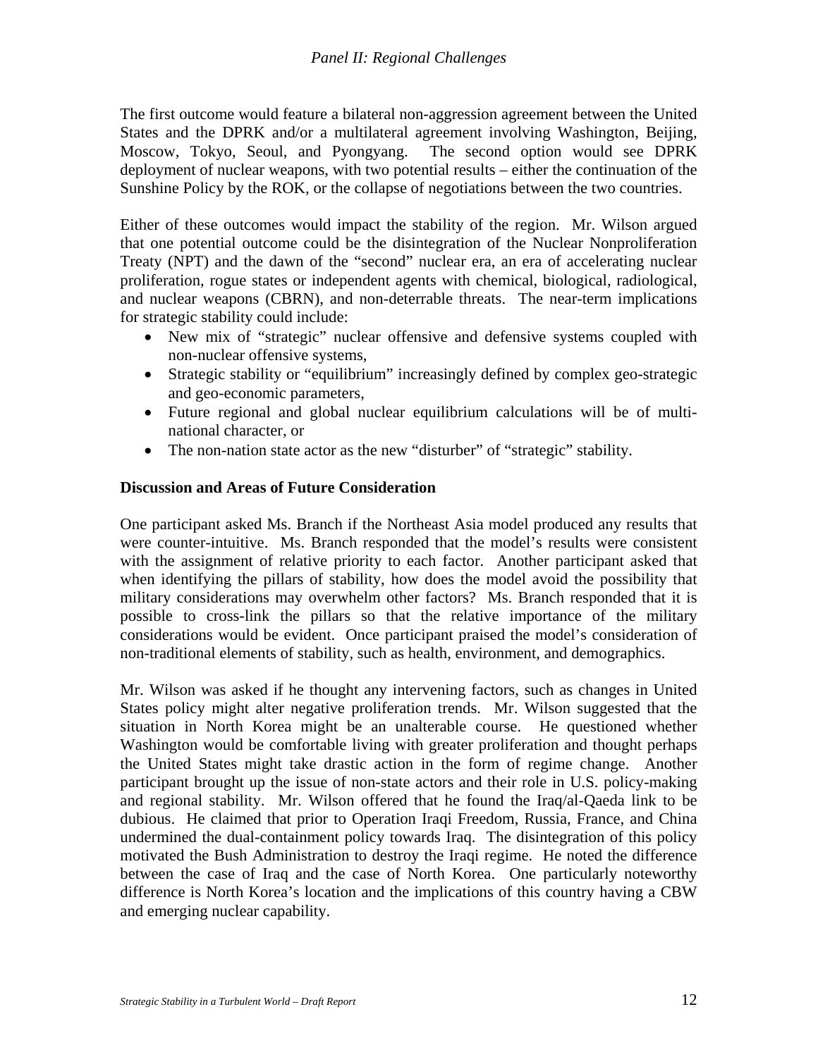The first outcome would feature a bilateral non-aggression agreement between the United States and the DPRK and/or a multilateral agreement involving Washington, Beijing, Moscow, Tokyo, Seoul, and Pyongyang. The second option would see DPRK deployment of nuclear weapons, with two potential results – either the continuation of the Sunshine Policy by the ROK, or the collapse of negotiations between the two countries.

Either of these outcomes would impact the stability of the region. Mr. Wilson argued that one potential outcome could be the disintegration of the Nuclear Nonproliferation Treaty (NPT) and the dawn of the "second" nuclear era, an era of accelerating nuclear proliferation, rogue states or independent agents with chemical, biological, radiological, and nuclear weapons (CBRN), and non-deterrable threats. The near-term implications for strategic stability could include:

- New mix of "strategic" nuclear offensive and defensive systems coupled with non-nuclear offensive systems,
- Strategic stability or "equilibrium" increasingly defined by complex geo-strategic and geo-economic parameters,
- Future regional and global nuclear equilibrium calculations will be of multi-national character, or
- The non-nation state actor as the new "disturber" of "strategic" stability.

**Discussion and Areas of Future Consideration**

One participant asked Ms. Branch if the Northeast Asia model produced any results that were counter-intuitive. Ms. Branch responded that the model's results were consistent with the assignment of relative priority to each factor. Another participant asked that when identifying the pillars of stability, how does the model avoid the possibility that military considerations may overwhelm other factors? Ms. Branch responded that it is possible to cross-link the pillars so that the relative importance of the military considerations would be evident. Once participant praised the model's consideration of non-traditional elements of stability, such as health, environment, and demographics.

Mr. Wilson was asked if he thought any intervening factors, such as changes in United States policy might alter negative proliferation trends. Mr. Wilson suggested that the situation in North Korea might be an unalterable course. He questioned whether Washington would be comfortable living with greater proliferation and thought perhaps the United States might take drastic action in the form of regime change. Another participant brought up the issue of non-state actors and their role in U.S. policy-making and regional stability. Mr. Wilson offered that he found the Iraq/al-Qaeda link to be dubious. He claimed that prior to Operation Iraqi Freedom, Russia, France, and China undermined the dual-containment policy towards Iraq. The disintegration of this policy motivated the Bush Administration to destroy the Iraqi regime. He noted the difference between the case of Iraq and the case of North Korea. One particularly noteworthy difference is North Korea's location and the implications of this country having a CBW and emerging nuclear capability.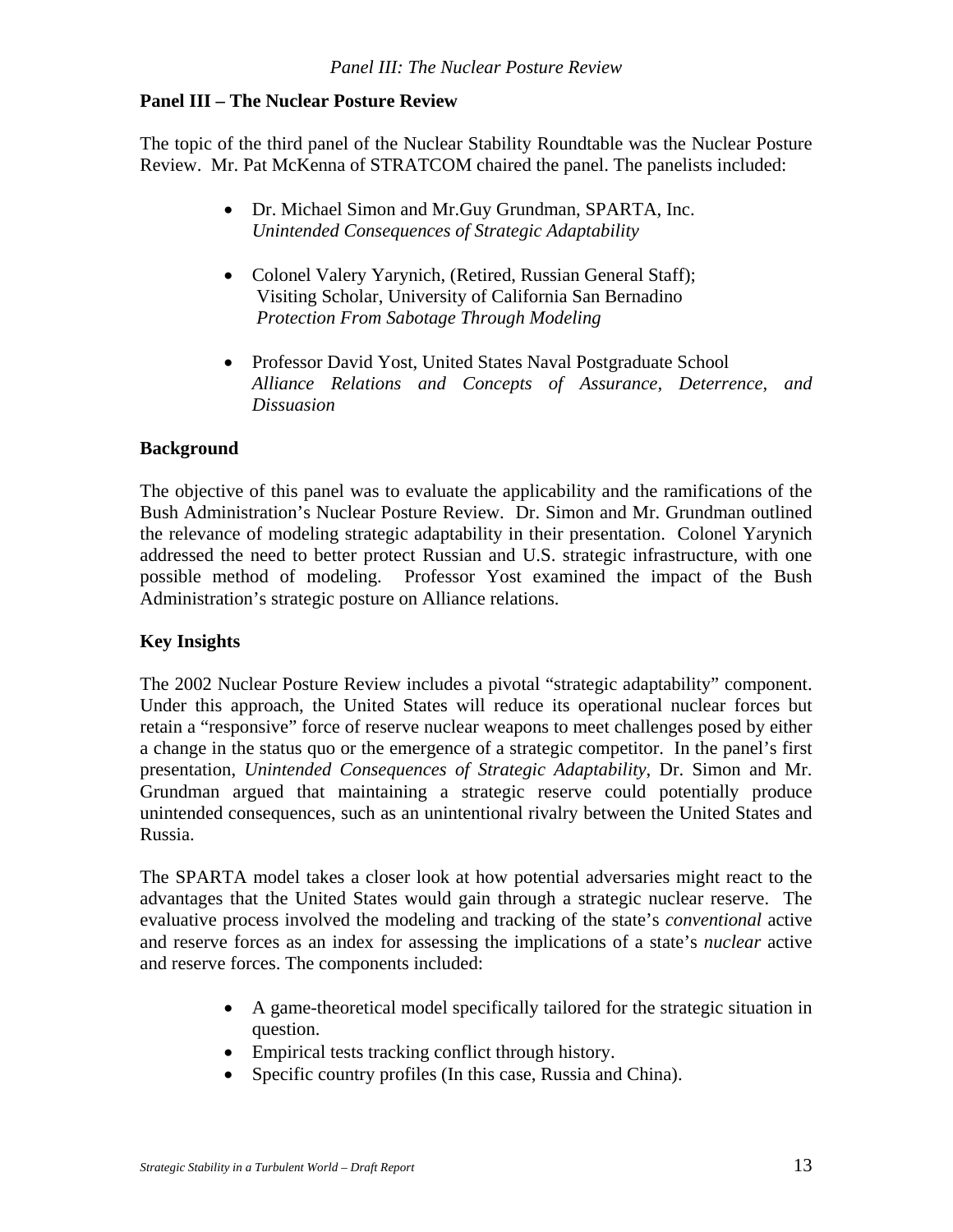## Panel III – The Nuclear Posture Review

The topic of the third panel of the Nuclear Stability Roundtable was the Nuclear Posture Review. Mr. Pat McKenna of STRATCOM chaired the panel. The panelists included:

- Dr. Michael Simon and Mr.Guy Grundman, SPARTA, Inc.
  *Unintended Consequences of Strategic Adaptability*
- Colonel Valery Yarynich, (Retired, Russian General Staff); Visiting Scholar, University of California San Bernadino
  *Protection From Sabotage Through Modeling*
- Professor David Yost, United States Naval Postgraduate School
  *Alliance Relations and Concepts of Assurance, Deterrence, and Dissuasion*

### Background

The objective of this panel was to evaluate the applicability and the ramifications of the Bush Administration's Nuclear Posture Review. Dr. Simon and Mr. Grundman outlined the relevance of modeling strategic adaptability in their presentation. Colonel Yarynich addressed the need to better protect Russian and U.S. strategic infrastructure, with one possible method of modeling. Professor Yost examined the impact of the Bush Administration's strategic posture on Alliance relations.

### Key Insights

The 2002 Nuclear Posture Review includes a pivotal "strategic adaptability" component. Under this approach, the United States will reduce its operational nuclear forces but retain a "responsive" force of reserve nuclear weapons to meet challenges posed by either a change in the status quo or the emergence of a strategic competitor. In the panel's first presentation, *Unintended Consequences of Strategic Adaptability*, Dr. Simon and Mr. Grundman argued that maintaining a strategic reserve could potentially produce unintended consequences, such as an unintentional rivalry between the United States and Russia.

The SPARTA model takes a closer look at how potential adversaries might react to the advantages that the United States would gain through a strategic nuclear reserve. The evaluative process involved the modeling and tracking of the state's *conventional* active and reserve forces as an index for assessing the implications of a state's *nuclear* active and reserve forces. The components included:

- A game-theoretical model specifically tailored for the strategic situation in question.
- Empirical tests tracking conflict through history.
- Specific country profiles (In this case, Russia and China).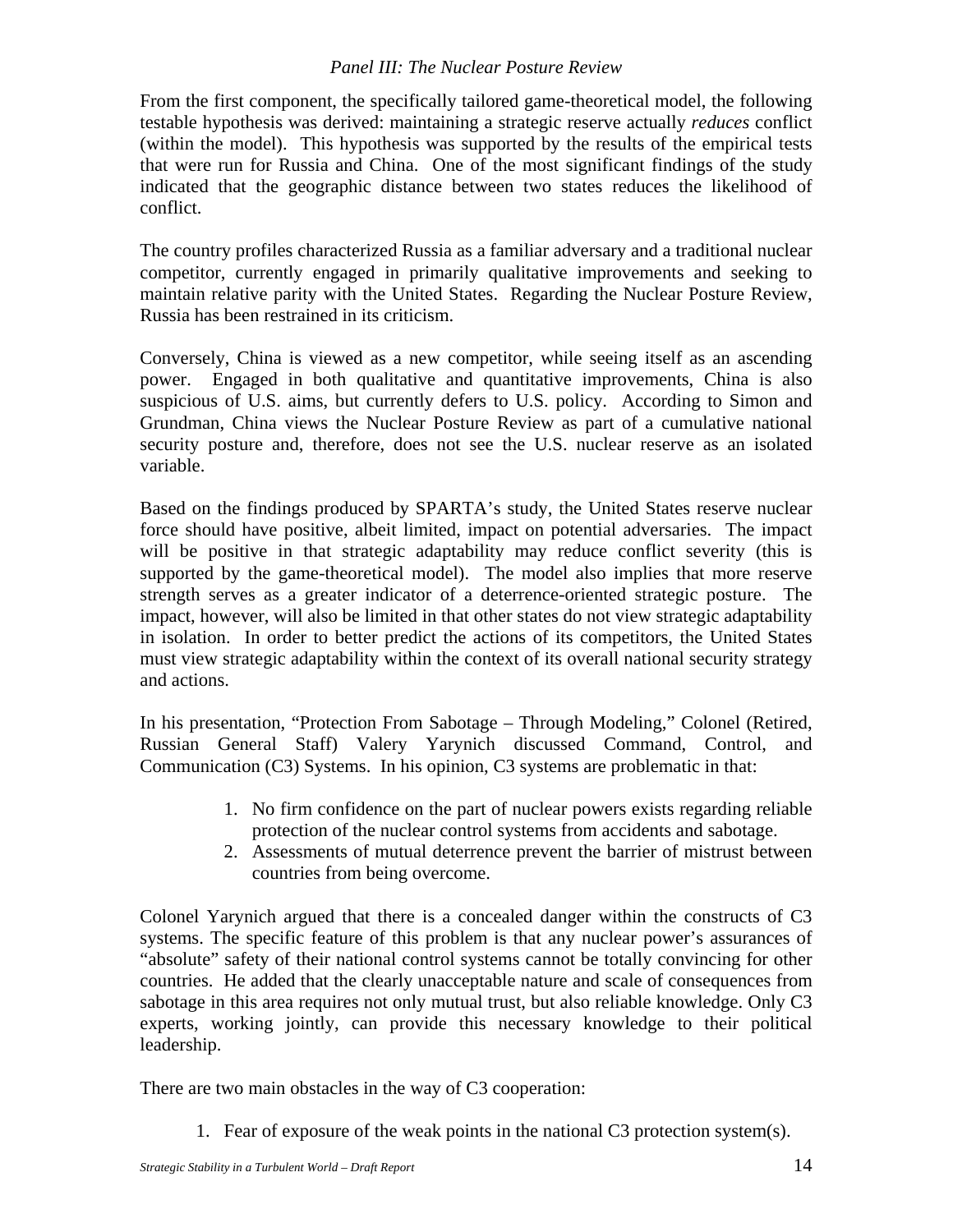From the first component, the specifically tailored game-theoretical model, the following testable hypothesis was derived: maintaining a strategic reserve actually *reduces* conflict (within the model). This hypothesis was supported by the results of the empirical tests that were run for Russia and China. One of the most significant findings of the study indicated that the geographic distance between two states reduces the likelihood of conflict.

The country profiles characterized Russia as a familiar adversary and a traditional nuclear competitor, currently engaged in primarily qualitative improvements and seeking to maintain relative parity with the United States. Regarding the Nuclear Posture Review, Russia has been restrained in its criticism.

Conversely, China is viewed as a new competitor, while seeing itself as an ascending power. Engaged in both qualitative and quantitative improvements, China is also suspicious of U.S. aims, but currently defers to U.S. policy. According to Simon and Grundman, China views the Nuclear Posture Review as part of a cumulative national security posture and, therefore, does not see the U.S. nuclear reserve as an isolated variable.

Based on the findings produced by SPARTA's study, the United States reserve nuclear force should have positive, albeit limited, impact on potential adversaries. The impact will be positive in that strategic adaptability may reduce conflict severity (this is supported by the game-theoretical model). The model also implies that more reserve strength serves as a greater indicator of a deterrence-oriented strategic posture. The impact, however, will also be limited in that other states do not view strategic adaptability in isolation. In order to better predict the actions of its competitors, the United States must view strategic adaptability within the context of its overall national security strategy and actions.

In his presentation, "Protection From Sabotage – Through Modeling," Colonel (Retired, Russian General Staff) Valery Yarynich discussed Command, Control, and Communication (C3) Systems. In his opinion, C3 systems are problematic in that:

1. No firm confidence on the part of nuclear powers exists regarding reliable protection of the nuclear control systems from accidents and sabotage.
2. Assessments of mutual deterrence prevent the barrier of mistrust between countries from being overcome.

Colonel Yarynich argued that there is a concealed danger within the constructs of C3 systems. The specific feature of this problem is that any nuclear power's assurances of "absolute" safety of their national control systems cannot be totally convincing for other countries. He added that the clearly unacceptable nature and scale of consequences from sabotage in this area requires not only mutual trust, but also reliable knowledge. Only C3 experts, working jointly, can provide this necessary knowledge to their political leadership.

There are two main obstacles in the way of C3 cooperation:

1. Fear of exposure of the weak points in the national C3 protection system(s).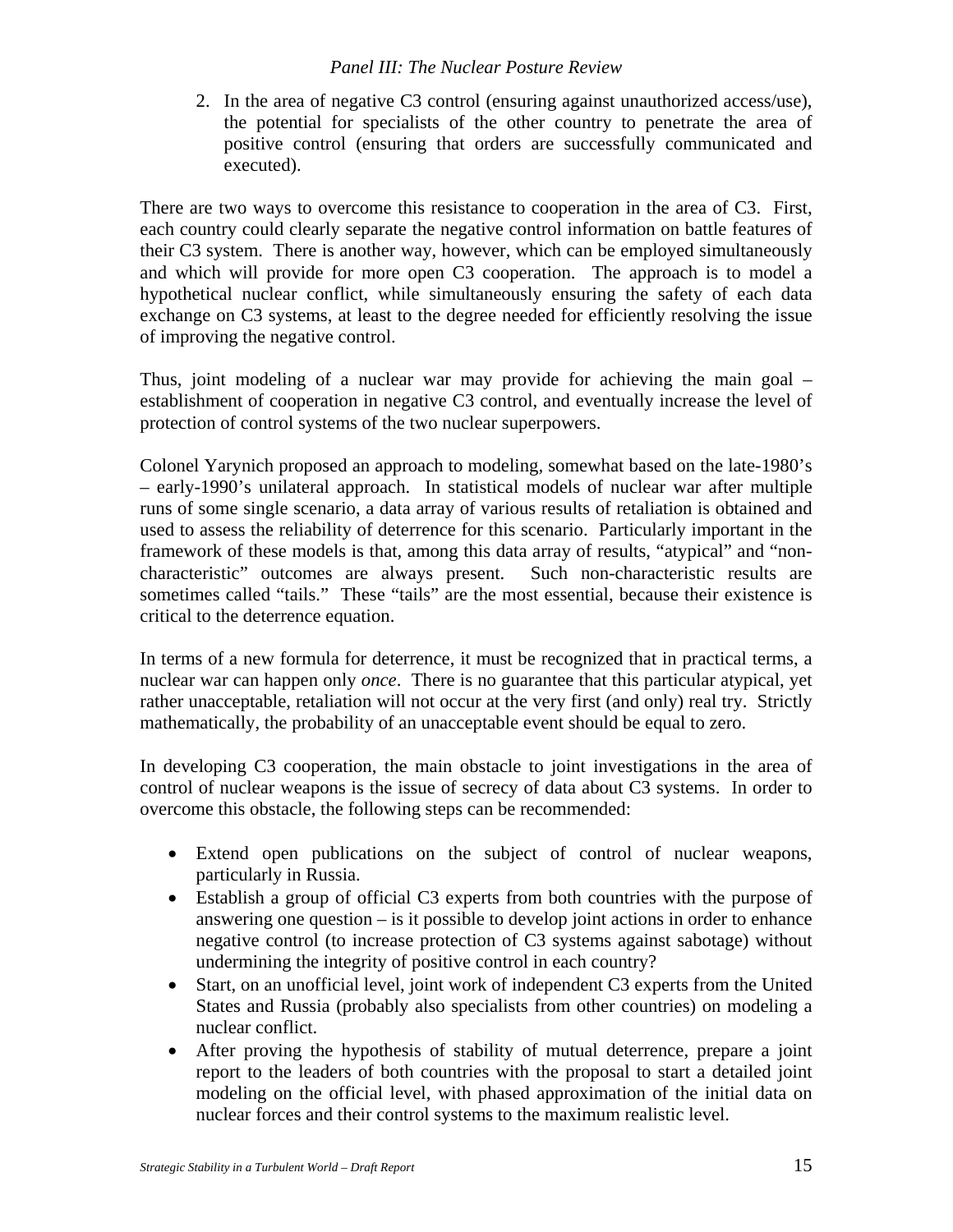2. In the area of negative C3 control (ensuring against unauthorized access/use), the potential for specialists of the other country to penetrate the area of positive control (ensuring that orders are successfully communicated and executed).

There are two ways to overcome this resistance to cooperation in the area of C3. First, each country could clearly separate the negative control information on battle features of their C3 system. There is another way, however, which can be employed simultaneously and which will provide for more open C3 cooperation. The approach is to model a hypothetical nuclear conflict, while simultaneously ensuring the safety of each data exchange on C3 systems, at least to the degree needed for efficiently resolving the issue of improving the negative control.

Thus, joint modeling of a nuclear war may provide for achieving the main goal – establishment of cooperation in negative C3 control, and eventually increase the level of protection of control systems of the two nuclear superpowers.

Colonel Yarynich proposed an approach to modeling, somewhat based on the late-1980's – early-1990's unilateral approach. In statistical models of nuclear war after multiple runs of some single scenario, a data array of various results of retaliation is obtained and used to assess the reliability of deterrence for this scenario. Particularly important in the framework of these models is that, among this data array of results, "atypical" and "non-characteristic" outcomes are always present. Such non-characteristic results are sometimes called "tails." These "tails" are the most essential, because their existence is critical to the deterrence equation.

In terms of a new formula for deterrence, it must be recognized that in practical terms, a nuclear war can happen only *once*. There is no guarantee that this particular atypical, yet rather unacceptable, retaliation will not occur at the very first (and only) real try. Strictly mathematically, the probability of an unacceptable event should be equal to zero.

In developing C3 cooperation, the main obstacle to joint investigations in the area of control of nuclear weapons is the issue of secrecy of data about C3 systems. In order to overcome this obstacle, the following steps can be recommended:

- Extend open publications on the subject of control of nuclear weapons, particularly in Russia.
- Establish a group of official C3 experts from both countries with the purpose of answering one question – is it possible to develop joint actions in order to enhance negative control (to increase protection of C3 systems against sabotage) without undermining the integrity of positive control in each country?
- Start, on an unofficial level, joint work of independent C3 experts from the United States and Russia (probably also specialists from other countries) on modeling a nuclear conflict.
- After proving the hypothesis of stability of mutual deterrence, prepare a joint report to the leaders of both countries with the proposal to start a detailed joint modeling on the official level, with phased approximation of the initial data on nuclear forces and their control systems to the maximum realistic level.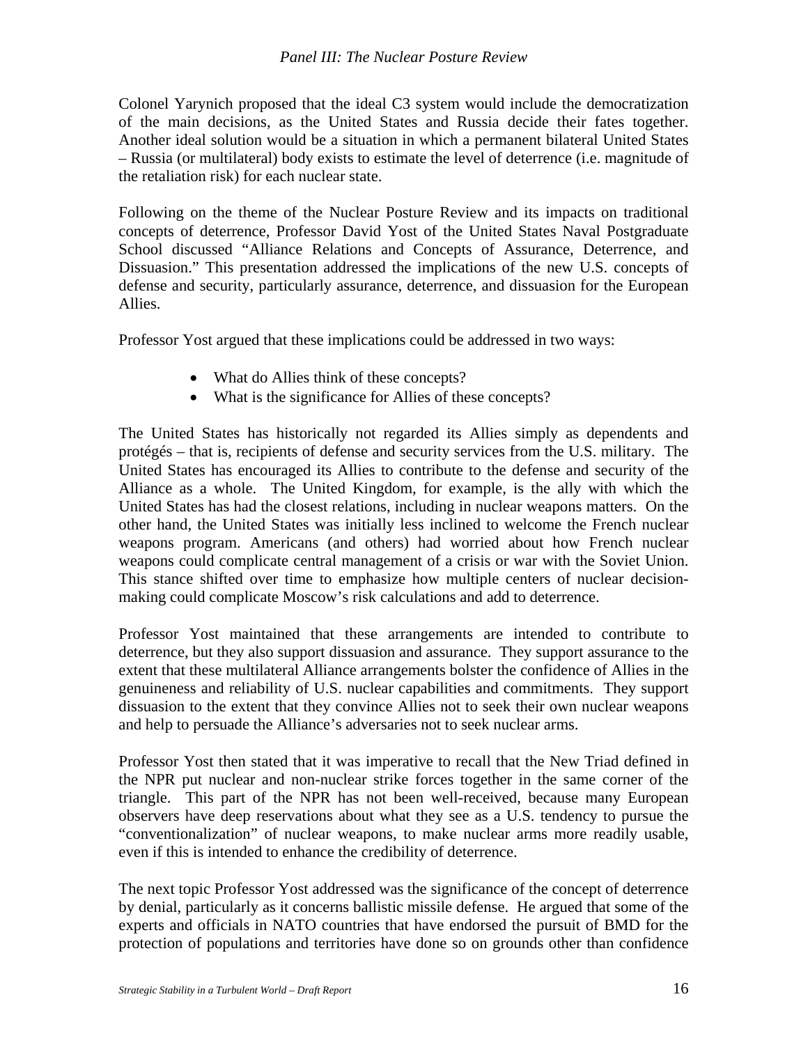Colonel Yarynich proposed that the ideal C3 system would include the democratization of the main decisions, as the United States and Russia decide their fates together. Another ideal solution would be a situation in which a permanent bilateral United States – Russia (or multilateral) body exists to estimate the level of deterrence (i.e. magnitude of the retaliation risk) for each nuclear state.

Following on the theme of the Nuclear Posture Review and its impacts on traditional concepts of deterrence, Professor David Yost of the United States Naval Postgraduate School discussed "Alliance Relations and Concepts of Assurance, Deterrence, and Dissuasion." This presentation addressed the implications of the new U.S. concepts of defense and security, particularly assurance, deterrence, and dissuasion for the European Allies.

Professor Yost argued that these implications could be addressed in two ways:

- What do Allies think of these concepts?
- What is the significance for Allies of these concepts?

The United States has historically not regarded its Allies simply as dependents and protégés – that is, recipients of defense and security services from the U.S. military. The United States has encouraged its Allies to contribute to the defense and security of the Alliance as a whole. The United Kingdom, for example, is the ally with which the United States has had the closest relations, including in nuclear weapons matters. On the other hand, the United States was initially less inclined to welcome the French nuclear weapons program. Americans (and others) had worried about how French nuclear weapons could complicate central management of a crisis or war with the Soviet Union. This stance shifted over time to emphasize how multiple centers of nuclear decision-making could complicate Moscow's risk calculations and add to deterrence.

Professor Yost maintained that these arrangements are intended to contribute to deterrence, but they also support dissuasion and assurance. They support assurance to the extent that these multilateral Alliance arrangements bolster the confidence of Allies in the genuineness and reliability of U.S. nuclear capabilities and commitments. They support dissuasion to the extent that they convince Allies not to seek their own nuclear weapons and help to persuade the Alliance's adversaries not to seek nuclear arms.

Professor Yost then stated that it was imperative to recall that the New Triad defined in the NPR put nuclear and non-nuclear strike forces together in the same corner of the triangle. This part of the NPR has not been well-received, because many European observers have deep reservations about what they see as a U.S. tendency to pursue the "conventionalization" of nuclear weapons, to make nuclear arms more readily usable, even if this is intended to enhance the credibility of deterrence.

The next topic Professor Yost addressed was the significance of the concept of deterrence by denial, particularly as it concerns ballistic missile defense. He argued that some of the experts and officials in NATO countries that have endorsed the pursuit of BMD for the protection of populations and territories have done so on grounds other than confidence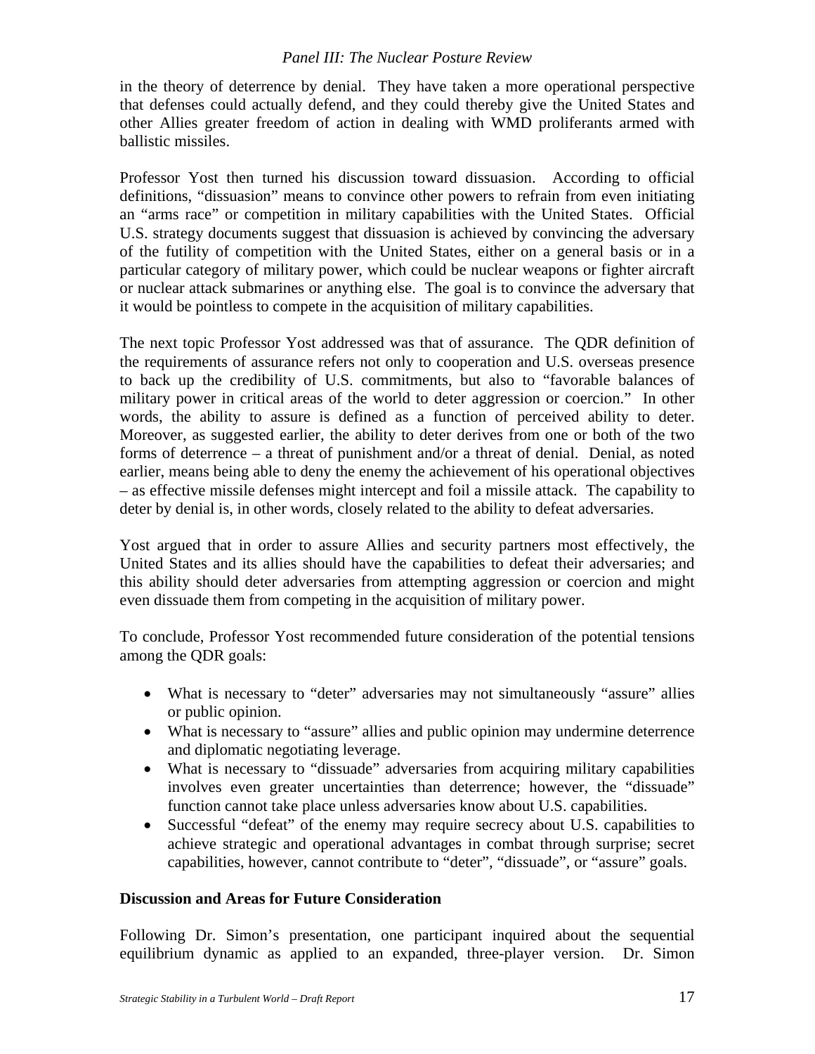in the theory of deterrence by denial. They have taken a more operational perspective that defenses could actually defend, and they could thereby give the United States and other Allies greater freedom of action in dealing with WMD proliferants armed with ballistic missiles.

Professor Yost then turned his discussion toward dissuasion. According to official definitions, "dissuasion" means to convince other powers to refrain from even initiating an "arms race" or competition in military capabilities with the United States. Official U.S. strategy documents suggest that dissuasion is achieved by convincing the adversary of the futility of competition with the United States, either on a general basis or in a particular category of military power, which could be nuclear weapons or fighter aircraft or nuclear attack submarines or anything else. The goal is to convince the adversary that it would be pointless to compete in the acquisition of military capabilities.

The next topic Professor Yost addressed was that of assurance. The QDR definition of the requirements of assurance refers not only to cooperation and U.S. overseas presence to back up the credibility of U.S. commitments, but also to "favorable balances of military power in critical areas of the world to deter aggression or coercion." In other words, the ability to assure is defined as a function of perceived ability to deter. Moreover, as suggested earlier, the ability to deter derives from one or both of the two forms of deterrence – a threat of punishment and/or a threat of denial. Denial, as noted earlier, means being able to deny the enemy the achievement of his operational objectives – as effective missile defenses might intercept and foil a missile attack. The capability to deter by denial is, in other words, closely related to the ability to defeat adversaries.

Yost argued that in order to assure Allies and security partners most effectively, the United States and its allies should have the capabilities to defeat their adversaries; and this ability should deter adversaries from attempting aggression or coercion and might even dissuade them from competing in the acquisition of military power.

To conclude, Professor Yost recommended future consideration of the potential tensions among the QDR goals:

- What is necessary to "deter" adversaries may not simultaneously "assure" allies or public opinion.
- What is necessary to "assure" allies and public opinion may undermine deterrence and diplomatic negotiating leverage.
- What is necessary to "dissuade" adversaries from acquiring military capabilities involves even greater uncertainties than deterrence; however, the "dissuade" function cannot take place unless adversaries know about U.S. capabilities.
- Successful "defeat" of the enemy may require secrecy about U.S. capabilities to achieve strategic and operational advantages in combat through surprise; secret capabilities, however, cannot contribute to "deter", "dissuade", or "assure" goals.

**Discussion and Areas for Future Consideration**

Following Dr. Simon's presentation, one participant inquired about the sequential equilibrium dynamic as applied to an expanded, three-player version. Dr. Simon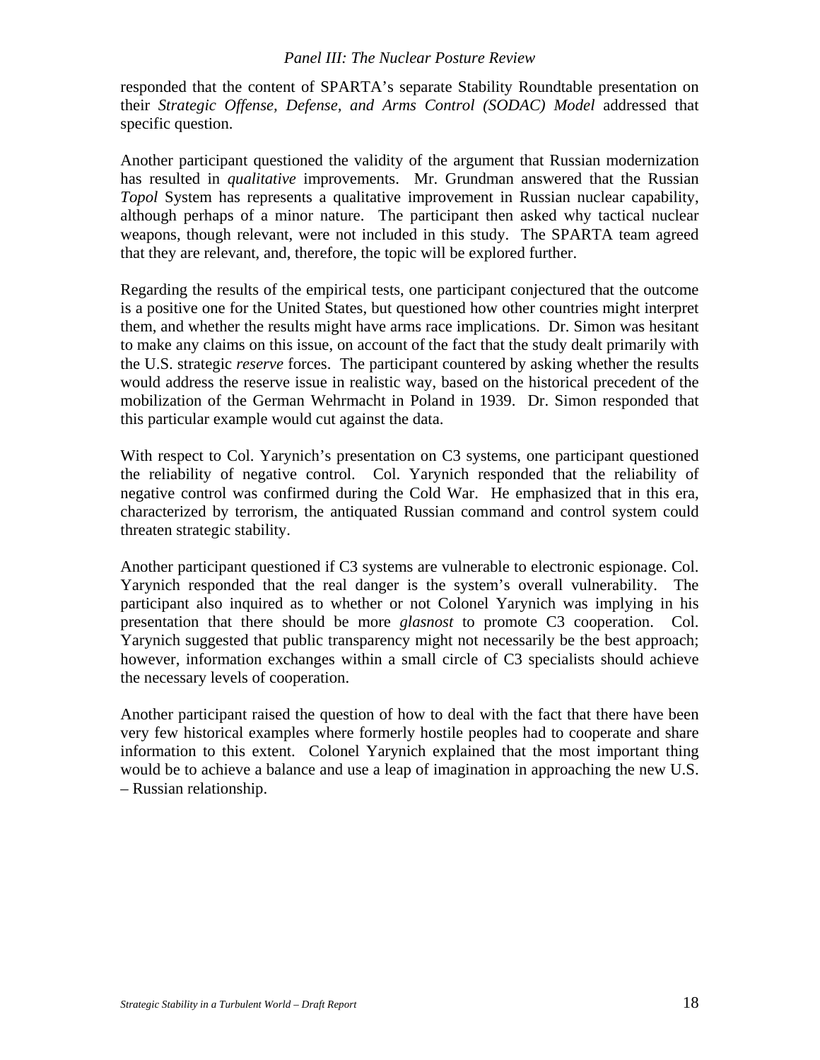responded that the content of SPARTA's separate Stability Roundtable presentation on their *Strategic Offense, Defense, and Arms Control (SODAC) Model* addressed that specific question.

Another participant questioned the validity of the argument that Russian modernization has resulted in *qualitative* improvements. Mr. Grundman answered that the Russian *Topol* System has represents a qualitative improvement in Russian nuclear capability, although perhaps of a minor nature. The participant then asked why tactical nuclear weapons, though relevant, were not included in this study. The SPARTA team agreed that they are relevant, and, therefore, the topic will be explored further.

Regarding the results of the empirical tests, one participant conjectured that the outcome is a positive one for the United States, but questioned how other countries might interpret them, and whether the results might have arms race implications. Dr. Simon was hesitant to make any claims on this issue, on account of the fact that the study dealt primarily with the U.S. strategic *reserve* forces. The participant countered by asking whether the results would address the reserve issue in realistic way, based on the historical precedent of the mobilization of the German Wehrmacht in Poland in 1939. Dr. Simon responded that this particular example would cut against the data.

With respect to Col. Yarynich's presentation on C3 systems, one participant questioned the reliability of negative control. Col. Yarynich responded that the reliability of negative control was confirmed during the Cold War. He emphasized that in this era, characterized by terrorism, the antiquated Russian command and control system could threaten strategic stability.

Another participant questioned if C3 systems are vulnerable to electronic espionage. Col. Yarynich responded that the real danger is the system's overall vulnerability. The participant also inquired as to whether or not Colonel Yarynich was implying in his presentation that there should be more *glasnost* to promote C3 cooperation. Col. Yarynich suggested that public transparency might not necessarily be the best approach; however, information exchanges within a small circle of C3 specialists should achieve the necessary levels of cooperation.

Another participant raised the question of how to deal with the fact that there have been very few historical examples where formerly hostile peoples had to cooperate and share information to this extent. Colonel Yarynich explained that the most important thing would be to achieve a balance and use a leap of imagination in approaching the new U.S. – Russian relationship.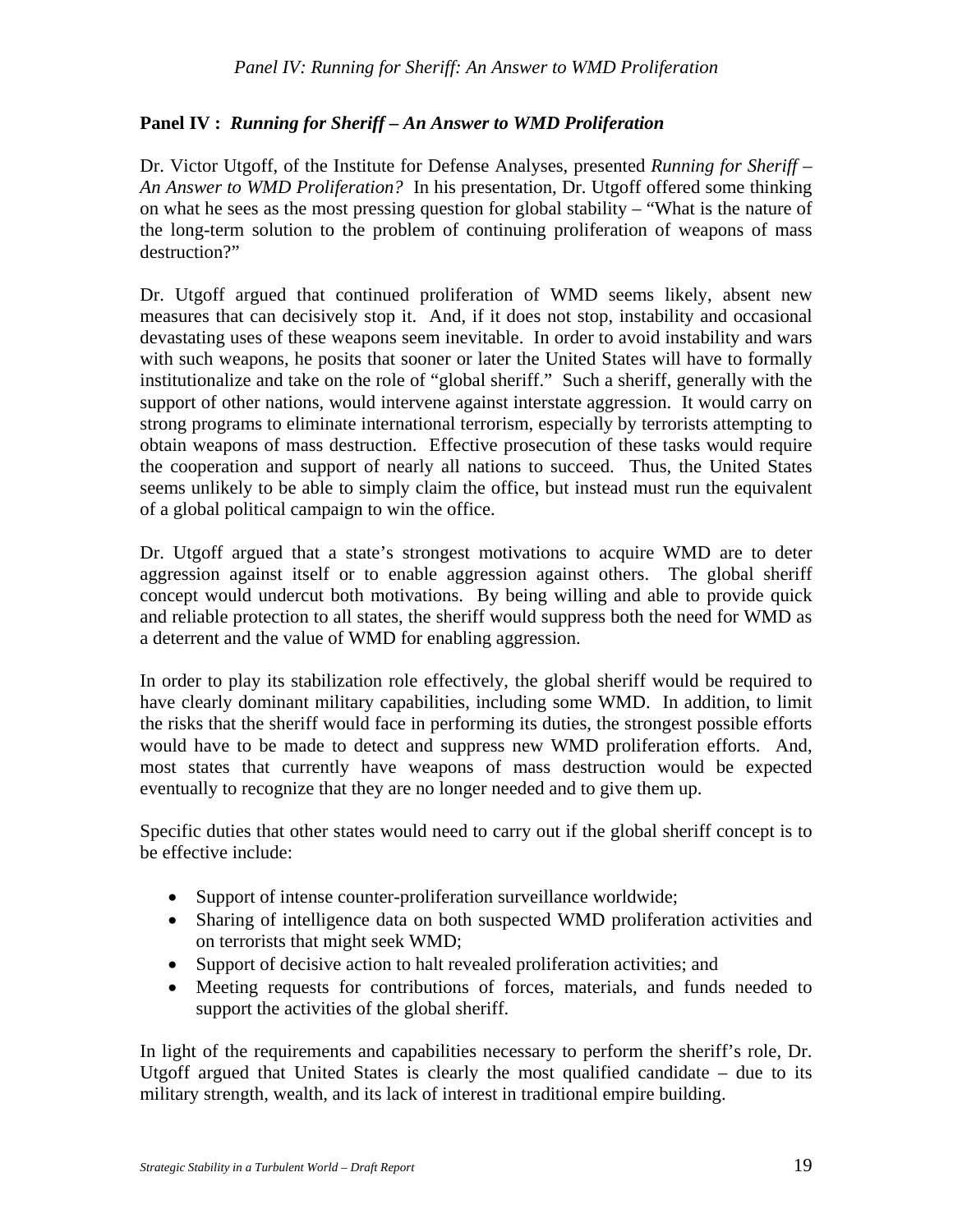## Panel IV : *Running for Sheriff – An Answer to WMD Proliferation*

Dr. Victor Utgoff, of the Institute for Defense Analyses, presented *Running for Sheriff – An Answer to WMD Proliferation?* In his presentation, Dr. Utgoff offered some thinking on what he sees as the most pressing question for global stability – "What is the nature of the long-term solution to the problem of continuing proliferation of weapons of mass destruction?"

Dr. Utgoff argued that continued proliferation of WMD seems likely, absent new measures that can decisively stop it. And, if it does not stop, instability and occasional devastating uses of these weapons seem inevitable. In order to avoid instability and wars with such weapons, he posits that sooner or later the United States will have to formally institutionalize and take on the role of "global sheriff." Such a sheriff, generally with the support of other nations, would intervene against interstate aggression. It would carry on strong programs to eliminate international terrorism, especially by terrorists attempting to obtain weapons of mass destruction. Effective prosecution of these tasks would require the cooperation and support of nearly all nations to succeed. Thus, the United States seems unlikely to be able to simply claim the office, but instead must run the equivalent of a global political campaign to win the office.

Dr. Utgoff argued that a state's strongest motivations to acquire WMD are to deter aggression against itself or to enable aggression against others. The global sheriff concept would undercut both motivations. By being willing and able to provide quick and reliable protection to all states, the sheriff would suppress both the need for WMD as a deterrent and the value of WMD for enabling aggression.

In order to play its stabilization role effectively, the global sheriff would be required to have clearly dominant military capabilities, including some WMD. In addition, to limit the risks that the sheriff would face in performing its duties, the strongest possible efforts would have to be made to detect and suppress new WMD proliferation efforts. And, most states that currently have weapons of mass destruction would be expected eventually to recognize that they are no longer needed and to give them up.

Specific duties that other states would need to carry out if the global sheriff concept is to be effective include:

- Support of intense counter-proliferation surveillance worldwide;
- Sharing of intelligence data on both suspected WMD proliferation activities and on terrorists that might seek WMD;
- Support of decisive action to halt revealed proliferation activities; and
- Meeting requests for contributions of forces, materials, and funds needed to support the activities of the global sheriff.

In light of the requirements and capabilities necessary to perform the sheriff's role, Dr. Utgoff argued that United States is clearly the most qualified candidate – due to its military strength, wealth, and its lack of interest in traditional empire building.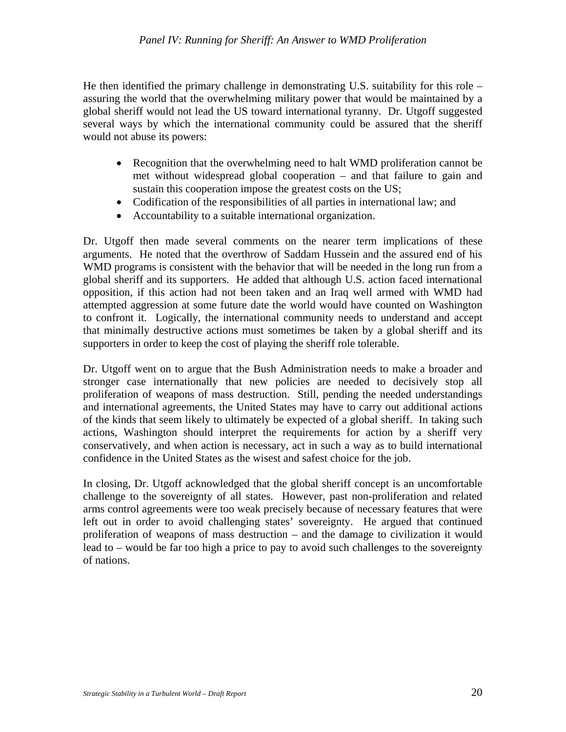He then identified the primary challenge in demonstrating U.S. suitability for this role – assuring the world that the overwhelming military power that would be maintained by a global sheriff would not lead the US toward international tyranny. Dr. Utgoff suggested several ways by which the international community could be assured that the sheriff would not abuse its powers:

- Recognition that the overwhelming need to halt WMD proliferation cannot be met without widespread global cooperation – and that failure to gain and sustain this cooperation impose the greatest costs on the US;
- Codification of the responsibilities of all parties in international law; and
- Accountability to a suitable international organization.

Dr. Utgoff then made several comments on the nearer term implications of these arguments. He noted that the overthrow of Saddam Hussein and the assured end of his WMD programs is consistent with the behavior that will be needed in the long run from a global sheriff and its supporters. He added that although U.S. action faced international opposition, if this action had not been taken and an Iraq well armed with WMD had attempted aggression at some future date the world would have counted on Washington to confront it. Logically, the international community needs to understand and accept that minimally destructive actions must sometimes be taken by a global sheriff and its supporters in order to keep the cost of playing the sheriff role tolerable.

Dr. Utgoff went on to argue that the Bush Administration needs to make a broader and stronger case internationally that new policies are needed to decisively stop all proliferation of weapons of mass destruction. Still, pending the needed understandings and international agreements, the United States may have to carry out additional actions of the kinds that seem likely to ultimately be expected of a global sheriff. In taking such actions, Washington should interpret the requirements for action by a sheriff very conservatively, and when action is necessary, act in such a way as to build international confidence in the United States as the wisest and safest choice for the job.

In closing, Dr. Utgoff acknowledged that the global sheriff concept is an uncomfortable challenge to the sovereignty of all states. However, past non-proliferation and related arms control agreements were too weak precisely because of necessary features that were left out in order to avoid challenging states' sovereignty. He argued that continued proliferation of weapons of mass destruction – and the damage to civilization it would lead to – would be far too high a price to pay to avoid such challenges to the sovereignty of nations.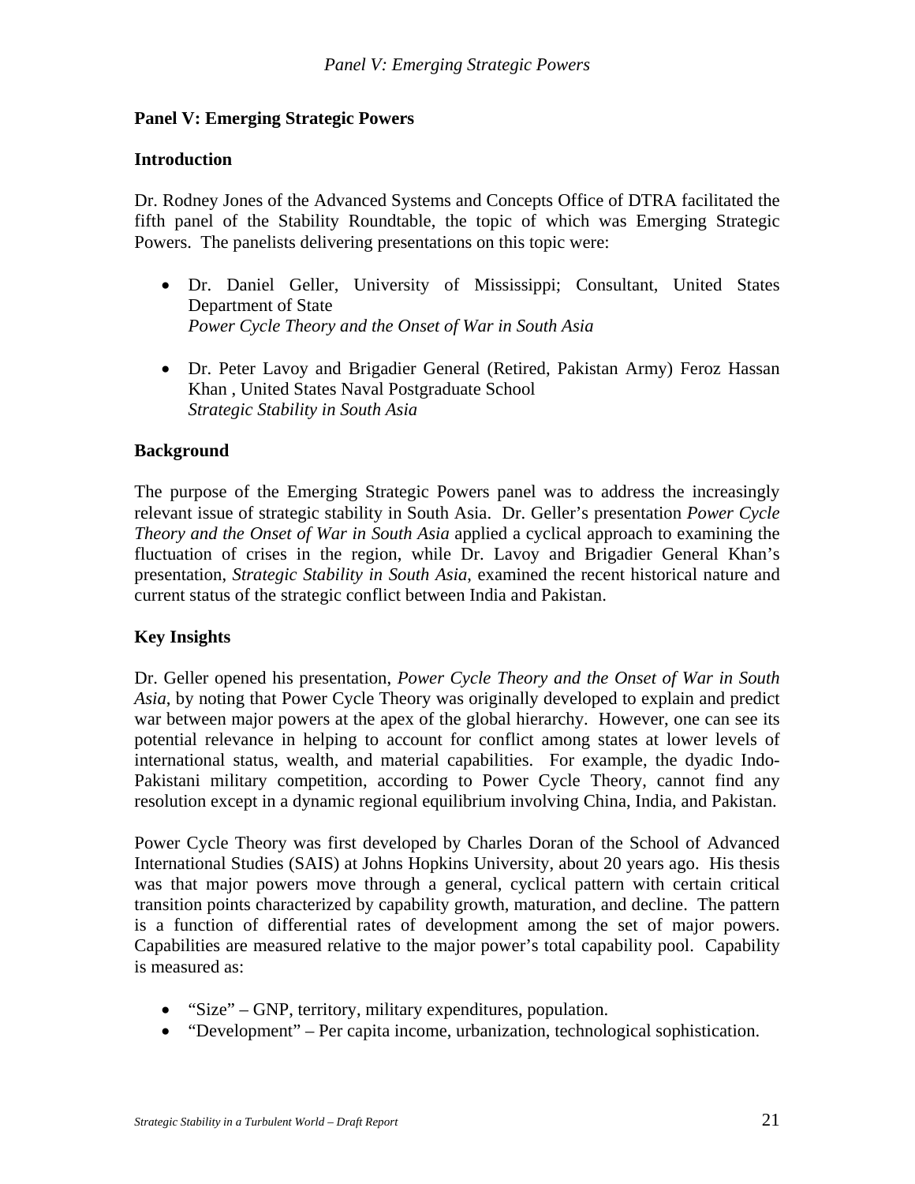## Panel V: Emerging Strategic Powers

### Introduction

Dr. Rodney Jones of the Advanced Systems and Concepts Office of DTRA facilitated the fifth panel of the Stability Roundtable, the topic of which was Emerging Strategic Powers. The panelists delivering presentations on this topic were:

- Dr. Daniel Geller, University of Mississippi; Consultant, United States Department of State
  *Power Cycle Theory and the Onset of War in South Asia*

- Dr. Peter Lavoy and Brigadier General (Retired, Pakistan Army) Feroz Hassan Khan , United States Naval Postgraduate School
  *Strategic Stability in South Asia*

### Background

The purpose of the Emerging Strategic Powers panel was to address the increasingly relevant issue of strategic stability in South Asia. Dr. Geller's presentation *Power Cycle Theory and the Onset of War in South Asia* applied a cyclical approach to examining the fluctuation of crises in the region, while Dr. Lavoy and Brigadier General Khan's presentation, *Strategic Stability in South Asia*, examined the recent historical nature and current status of the strategic conflict between India and Pakistan.

### Key Insights

Dr. Geller opened his presentation, *Power Cycle Theory and the Onset of War in South Asia*, by noting that Power Cycle Theory was originally developed to explain and predict war between major powers at the apex of the global hierarchy. However, one can see its potential relevance in helping to account for conflict among states at lower levels of international status, wealth, and material capabilities. For example, the dyadic Indo-Pakistani military competition, according to Power Cycle Theory, cannot find any resolution except in a dynamic regional equilibrium involving China, India, and Pakistan.

Power Cycle Theory was first developed by Charles Doran of the School of Advanced International Studies (SAIS) at Johns Hopkins University, about 20 years ago. His thesis was that major powers move through a general, cyclical pattern with certain critical transition points characterized by capability growth, maturation, and decline. The pattern is a function of differential rates of development among the set of major powers. Capabilities are measured relative to the major power's total capability pool. Capability is measured as:

- "Size" – GNP, territory, military expenditures, population.
- "Development" – Per capita income, urbanization, technological sophistication.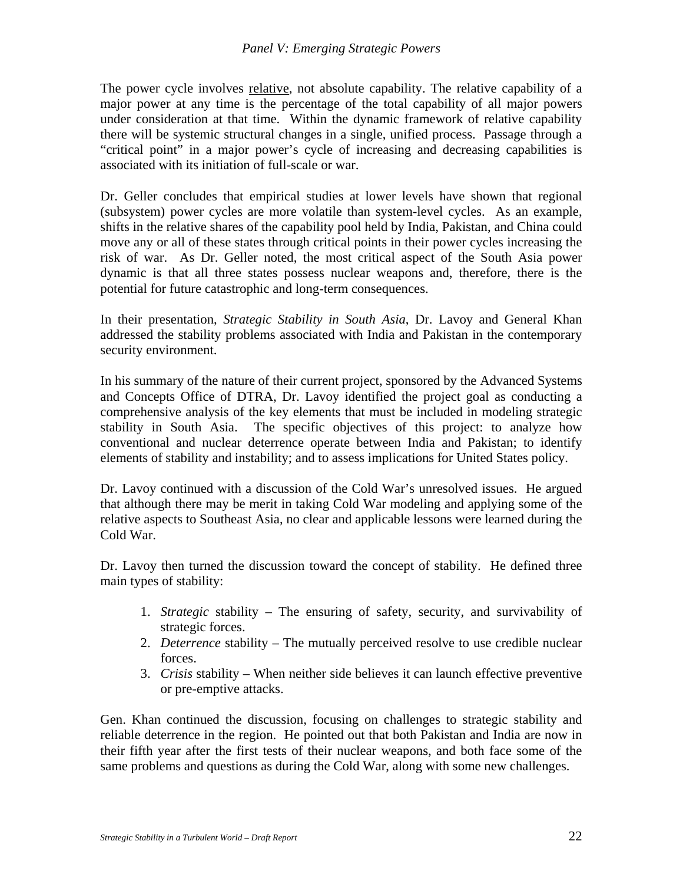The power cycle involves relative, not absolute capability. The relative capability of a major power at any time is the percentage of the total capability of all major powers under consideration at that time. Within the dynamic framework of relative capability there will be systemic structural changes in a single, unified process. Passage through a "critical point" in a major power's cycle of increasing and decreasing capabilities is associated with its initiation of full-scale or war.

Dr. Geller concludes that empirical studies at lower levels have shown that regional (subsystem) power cycles are more volatile than system-level cycles. As an example, shifts in the relative shares of the capability pool held by India, Pakistan, and China could move any or all of these states through critical points in their power cycles increasing the risk of war. As Dr. Geller noted, the most critical aspect of the South Asia power dynamic is that all three states possess nuclear weapons and, therefore, there is the potential for future catastrophic and long-term consequences.

In their presentation, *Strategic Stability in South Asia*, Dr. Lavoy and General Khan addressed the stability problems associated with India and Pakistan in the contemporary security environment.

In his summary of the nature of their current project, sponsored by the Advanced Systems and Concepts Office of DTRA, Dr. Lavoy identified the project goal as conducting a comprehensive analysis of the key elements that must be included in modeling strategic stability in South Asia. The specific objectives of this project: to analyze how conventional and nuclear deterrence operate between India and Pakistan; to identify elements of stability and instability; and to assess implications for United States policy.

Dr. Lavoy continued with a discussion of the Cold War's unresolved issues. He argued that although there may be merit in taking Cold War modeling and applying some of the relative aspects to Southeast Asia, no clear and applicable lessons were learned during the Cold War.

Dr. Lavoy then turned the discussion toward the concept of stability. He defined three main types of stability:

1. *Strategic* stability – The ensuring of safety, security, and survivability of strategic forces.
2. *Deterrence* stability – The mutually perceived resolve to use credible nuclear forces.
3. *Crisis* stability – When neither side believes it can launch effective preventive or pre-emptive attacks.

Gen. Khan continued the discussion, focusing on challenges to strategic stability and reliable deterrence in the region. He pointed out that both Pakistan and India are now in their fifth year after the first tests of their nuclear weapons, and both face some of the same problems and questions as during the Cold War, along with some new challenges.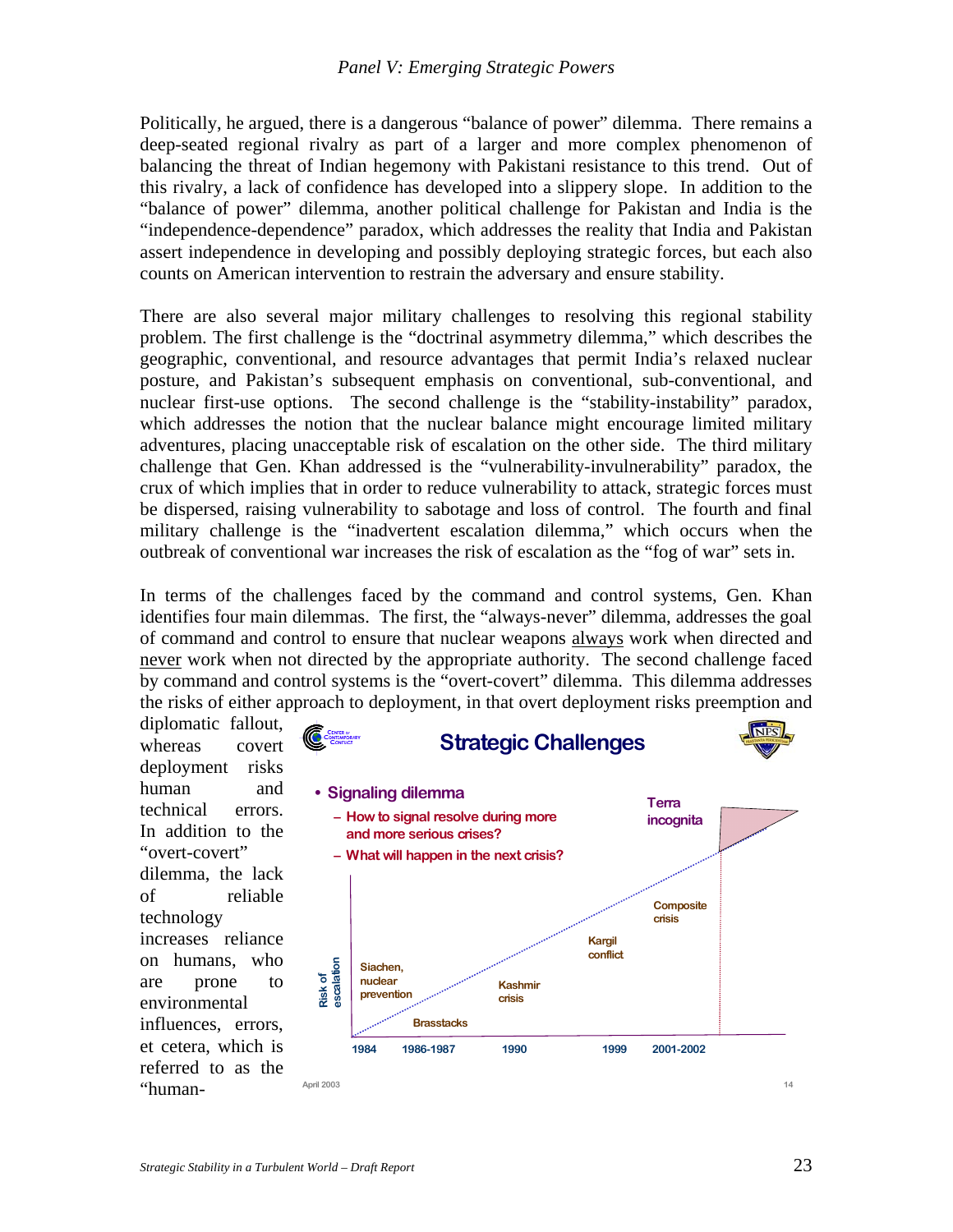Politically, he argued, there is a dangerous "balance of power" dilemma. There remains a deep-seated regional rivalry as part of a larger and more complex phenomenon of balancing the threat of Indian hegemony with Pakistani resistance to this trend. Out of this rivalry, a lack of confidence has developed into a slippery slope. In addition to the "balance of power" dilemma, another political challenge for Pakistan and India is the "independence-dependence" paradox, which addresses the reality that India and Pakistan assert independence in developing and possibly deploying strategic forces, but each also counts on American intervention to restrain the adversary and ensure stability.

There are also several major military challenges to resolving this regional stability problem. The first challenge is the "doctrinal asymmetry dilemma," which describes the geographic, conventional, and resource advantages that permit India's relaxed nuclear posture, and Pakistan's subsequent emphasis on conventional, sub-conventional, and nuclear first-use options. The second challenge is the "stability-instability" paradox, which addresses the notion that the nuclear balance might encourage limited military adventures, placing unacceptable risk of escalation on the other side. The third military challenge that Gen. Khan addressed is the "vulnerability-invulnerability" paradox, the crux of which implies that in order to reduce vulnerability to attack, strategic forces must be dispersed, raising vulnerability to sabotage and loss of control. The fourth and final military challenge is the "inadvertent escalation dilemma," which occurs when the outbreak of conventional war increases the risk of escalation as the "fog of war" sets in.

In terms of the challenges faced by the command and control systems, Gen. Khan identifies four main dilemmas. The first, the "always-never" dilemma, addresses the goal of command and control to ensure that nuclear weapons always work when directed and never work when not directed by the appropriate authority. The second challenge faced by command and control systems is the "overt-covert" dilemma. This dilemma addresses the risks of either approach to deployment, in that overt deployment risks preemption and diplomatic fallout, whereas covert deployment risks human and technical errors. In addition to the "overt-covert" dilemma, the lack of reliable technology increases reliance on humans, who are prone to environmental influences, errors, et cetera, which is referred to as the "human-

**Strategic Challenges**

- Signaling dilemma
  - How to signal resolve during more and more serious crises?
  - What will happen in the next crisis?

Risk of escalation: 1984 – Siachen, nuclear prevention; 1986-1987 – Brasstacks; 1990 – Kashmir crisis; 1999 – Kargil conflict; 2001-2002 – Composite crisis; Terra incognita

April 2003 14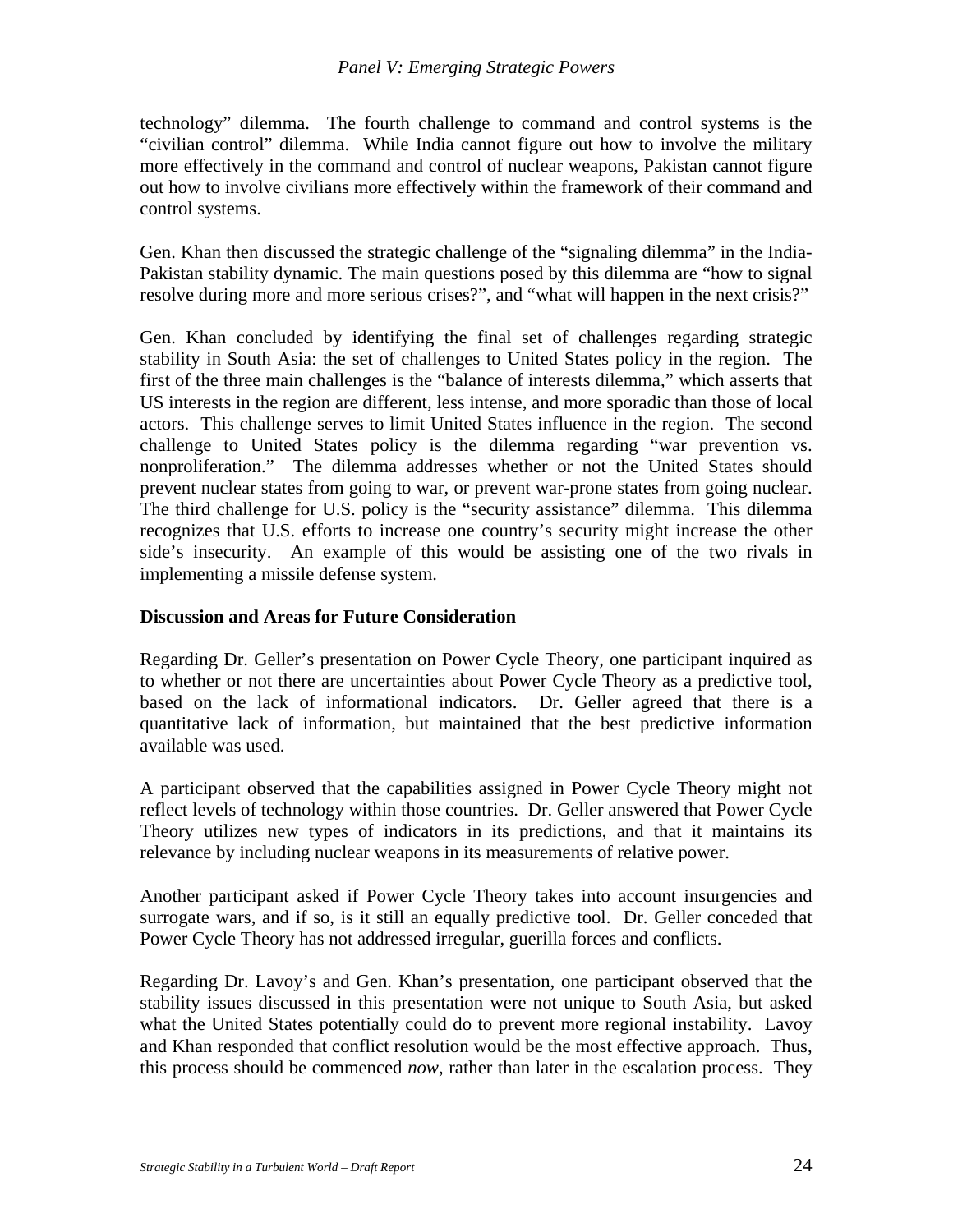technology" dilemma. The fourth challenge to command and control systems is the "civilian control" dilemma. While India cannot figure out how to involve the military more effectively in the command and control of nuclear weapons, Pakistan cannot figure out how to involve civilians more effectively within the framework of their command and control systems.

Gen. Khan then discussed the strategic challenge of the "signaling dilemma" in the India-Pakistan stability dynamic. The main questions posed by this dilemma are "how to signal resolve during more and more serious crises?", and "what will happen in the next crisis?"

Gen. Khan concluded by identifying the final set of challenges regarding strategic stability in South Asia: the set of challenges to United States policy in the region. The first of the three main challenges is the "balance of interests dilemma," which asserts that US interests in the region are different, less intense, and more sporadic than those of local actors. This challenge serves to limit United States influence in the region. The second challenge to United States policy is the dilemma regarding "war prevention vs. nonproliferation." The dilemma addresses whether or not the United States should prevent nuclear states from going to war, or prevent war-prone states from going nuclear. The third challenge for U.S. policy is the "security assistance" dilemma. This dilemma recognizes that U.S. efforts to increase one country's security might increase the other side's insecurity. An example of this would be assisting one of the two rivals in implementing a missile defense system.

**Discussion and Areas for Future Consideration**

Regarding Dr. Geller's presentation on Power Cycle Theory, one participant inquired as to whether or not there are uncertainties about Power Cycle Theory as a predictive tool, based on the lack of informational indicators. Dr. Geller agreed that there is a quantitative lack of information, but maintained that the best predictive information available was used.

A participant observed that the capabilities assigned in Power Cycle Theory might not reflect levels of technology within those countries. Dr. Geller answered that Power Cycle Theory utilizes new types of indicators in its predictions, and that it maintains its relevance by including nuclear weapons in its measurements of relative power.

Another participant asked if Power Cycle Theory takes into account insurgencies and surrogate wars, and if so, is it still an equally predictive tool. Dr. Geller conceded that Power Cycle Theory has not addressed irregular, guerilla forces and conflicts.

Regarding Dr. Lavoy's and Gen. Khan's presentation, one participant observed that the stability issues discussed in this presentation were not unique to South Asia, but asked what the United States potentially could do to prevent more regional instability. Lavoy and Khan responded that conflict resolution would be the most effective approach. Thus, this process should be commenced *now*, rather than later in the escalation process. They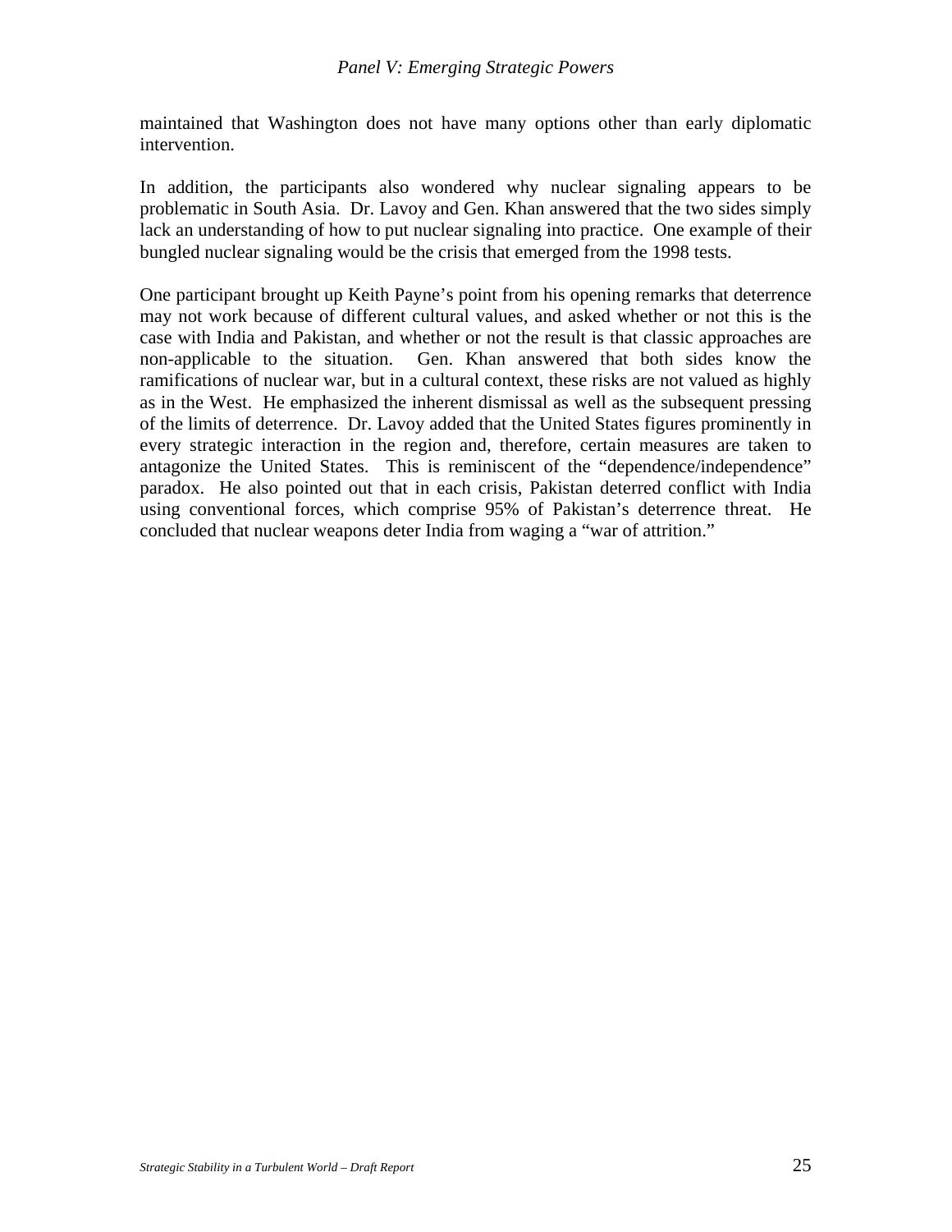maintained that Washington does not have many options other than early diplomatic intervention.

In addition, the participants also wondered why nuclear signaling appears to be problematic in South Asia. Dr. Lavoy and Gen. Khan answered that the two sides simply lack an understanding of how to put nuclear signaling into practice. One example of their bungled nuclear signaling would be the crisis that emerged from the 1998 tests.

One participant brought up Keith Payne's point from his opening remarks that deterrence may not work because of different cultural values, and asked whether or not this is the case with India and Pakistan, and whether or not the result is that classic approaches are non-applicable to the situation. Gen. Khan answered that both sides know the ramifications of nuclear war, but in a cultural context, these risks are not valued as highly as in the West. He emphasized the inherent dismissal as well as the subsequent pressing of the limits of deterrence. Dr. Lavoy added that the United States figures prominently in every strategic interaction in the region and, therefore, certain measures are taken to antagonize the United States. This is reminiscent of the "dependence/independence" paradox. He also pointed out that in each crisis, Pakistan deterred conflict with India using conventional forces, which comprise 95% of Pakistan's deterrence threat. He concluded that nuclear weapons deter India from waging a "war of attrition."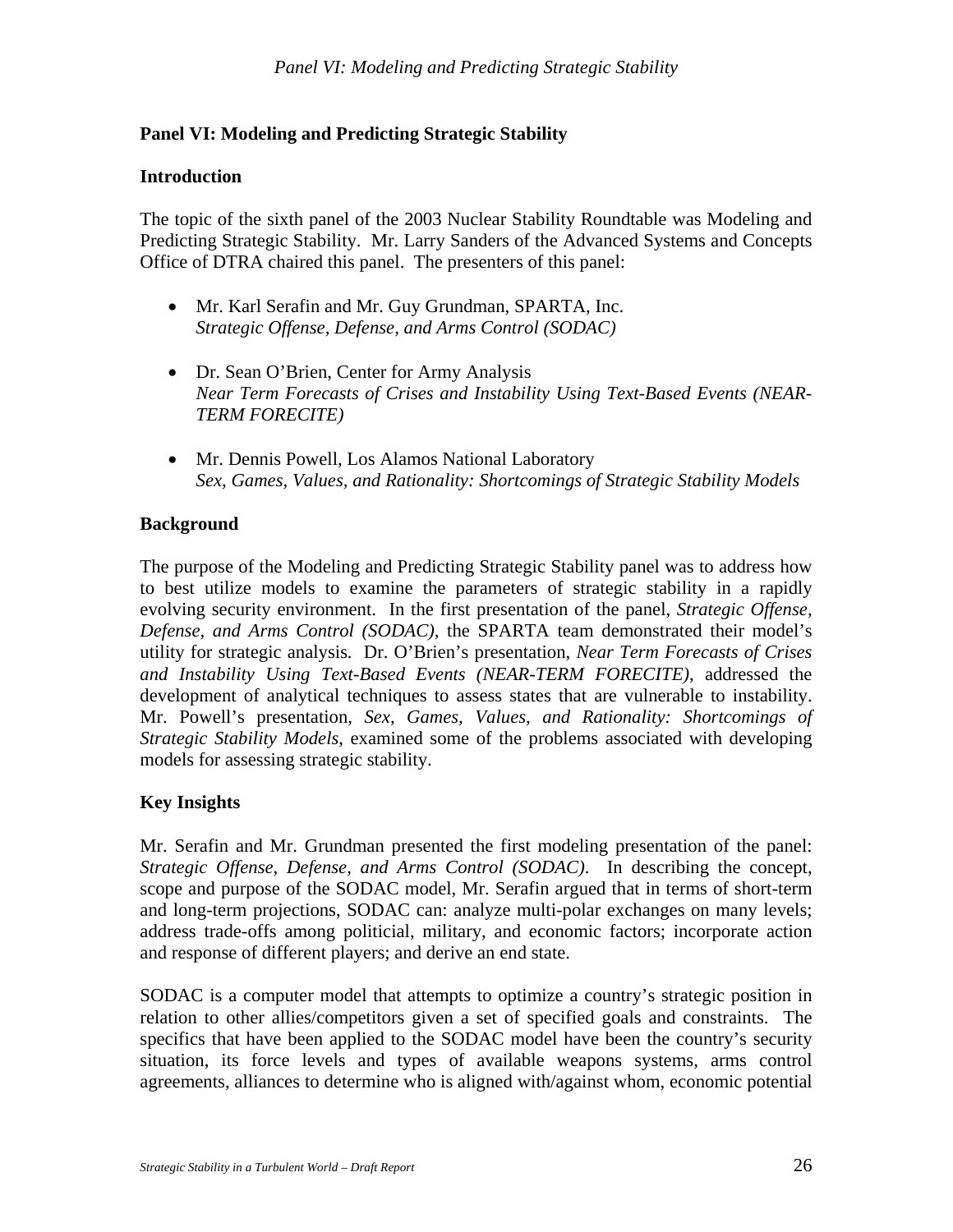## Panel VI: Modeling and Predicting Strategic Stability

### Introduction

The topic of the sixth panel of the 2003 Nuclear Stability Roundtable was Modeling and Predicting Strategic Stability. Mr. Larry Sanders of the Advanced Systems and Concepts Office of DTRA chaired this panel. The presenters of this panel:

- Mr. Karl Serafin and Mr. Guy Grundman, SPARTA, Inc.
  *Strategic Offense, Defense, and Arms Control (SODAC)*

- Dr. Sean O'Brien, Center for Army Analysis
  *Near Term Forecasts of Crises and Instability Using Text-Based Events (NEAR-TERM FORECITE)*

- Mr. Dennis Powell, Los Alamos National Laboratory
  *Sex, Games, Values, and Rationality: Shortcomings of Strategic Stability Models*

### Background

The purpose of the Modeling and Predicting Strategic Stability panel was to address how to best utilize models to examine the parameters of strategic stability in a rapidly evolving security environment. In the first presentation of the panel, *Strategic Offense, Defense, and Arms Control (SODAC)*, the SPARTA team demonstrated their model's utility for strategic analysis. Dr. O'Brien's presentation, *Near Term Forecasts of Crises and Instability Using Text-Based Events (NEAR-TERM FORECITE)*, addressed the development of analytical techniques to assess states that are vulnerable to instability. Mr. Powell's presentation, *Sex, Games, Values, and Rationality: Shortcomings of Strategic Stability Models*, examined some of the problems associated with developing models for assessing strategic stability.

### Key Insights

Mr. Serafin and Mr. Grundman presented the first modeling presentation of the panel: *Strategic Offense, Defense, and Arms Control (SODAC)*. In describing the concept, scope and purpose of the SODAC model, Mr. Serafin argued that in terms of short-term and long-term projections, SODAC can: analyze multi-polar exchanges on many levels; address trade-offs among politicial, military, and economic factors; incorporate action and response of different players; and derive an end state.

SODAC is a computer model that attempts to optimize a country's strategic position in relation to other allies/competitors given a set of specified goals and constraints. The specifics that have been applied to the SODAC model have been the country's security situation, its force levels and types of available weapons systems, arms control agreements, alliances to determine who is aligned with/against whom, economic potential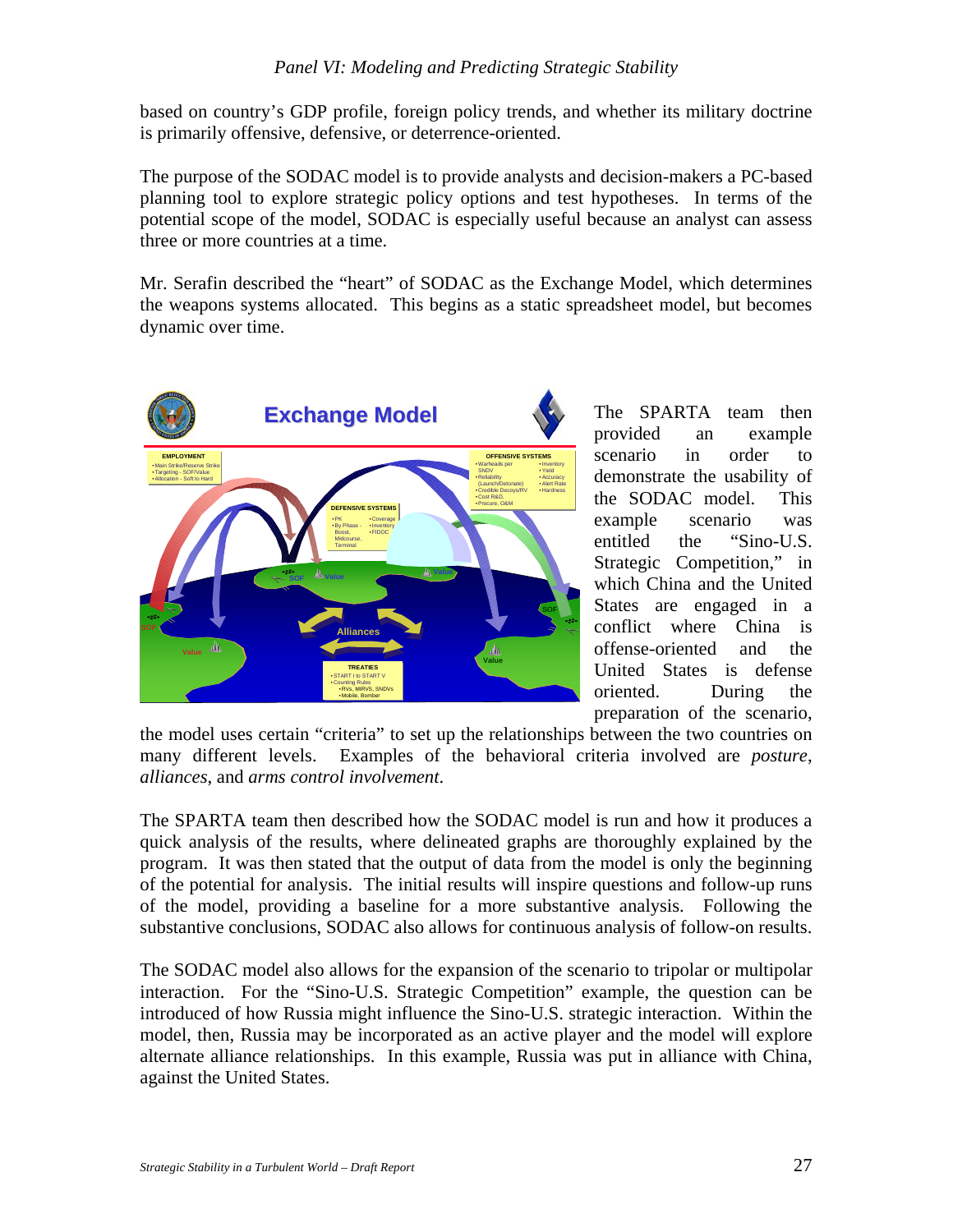based on country's GDP profile, foreign policy trends, and whether its military doctrine is primarily offensive, defensive, or deterrence-oriented.

The purpose of the SODAC model is to provide analysts and decision-makers a PC-based planning tool to explore strategic policy options and test hypotheses. In terms of the potential scope of the model, SODAC is especially useful because an analyst can assess three or more countries at a time.

Mr. Serafin described the "heart" of SODAC as the Exchange Model, which determines the weapons systems allocated. This begins as a static spreadsheet model, but becomes dynamic over time.

The SPARTA team then provided an example scenario in order to demonstrate the usability of the SODAC model. This example scenario was entitled the "Sino-U.S. Strategic Competition," in which China and the United States are engaged in a conflict where China is offense-oriented and the United States is defense oriented. During the preparation of the scenario, the model uses certain "criteria" to set up the relationships between the two countries on many different levels. Examples of the behavioral criteria involved are *posture*, *alliances*, and *arms control involvement*.

The SPARTA team then described how the SODAC model is run and how it produces a quick analysis of the results, where delineated graphs are thoroughly explained by the program. It was then stated that the output of data from the model is only the beginning of the potential for analysis. The initial results will inspire questions and follow-up runs of the model, providing a baseline for a more substantive analysis. Following the substantive conclusions, SODAC also allows for continuous analysis of follow-on results.

The SODAC model also allows for the expansion of the scenario to tripolar or multipolar interaction. For the "Sino-U.S. Strategic Competition" example, the question can be introduced of how Russia might influence the Sino-U.S. strategic interaction. Within the model, then, Russia may be incorporated as an active player and the model will explore alternate alliance relationships. In this example, Russia was put in alliance with China, against the United States.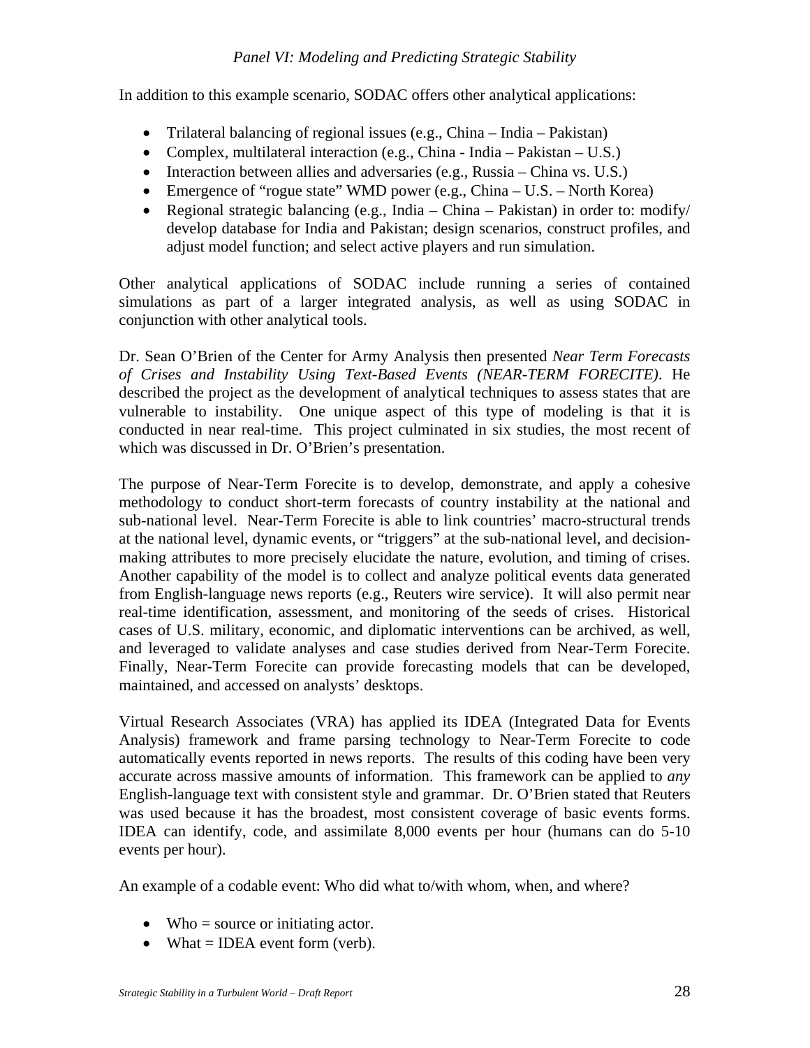In addition to this example scenario, SODAC offers other analytical applications:

- Trilateral balancing of regional issues (e.g., China – India – Pakistan)
- Complex, multilateral interaction (e.g., China - India – Pakistan – U.S.)
- Interaction between allies and adversaries (e.g., Russia – China vs. U.S.)
- Emergence of "rogue state" WMD power (e.g., China – U.S. – North Korea)
- Regional strategic balancing (e.g., India – China – Pakistan) in order to: modify/ develop database for India and Pakistan; design scenarios, construct profiles, and adjust model function; and select active players and run simulation.

Other analytical applications of SODAC include running a series of contained simulations as part of a larger integrated analysis, as well as using SODAC in conjunction with other analytical tools.

Dr. Sean O'Brien of the Center for Army Analysis then presented *Near Term Forecasts of Crises and Instability Using Text-Based Events (NEAR-TERM FORECITE)*. He described the project as the development of analytical techniques to assess states that are vulnerable to instability. One unique aspect of this type of modeling is that it is conducted in near real-time. This project culminated in six studies, the most recent of which was discussed in Dr. O'Brien's presentation.

The purpose of Near-Term Forecite is to develop, demonstrate, and apply a cohesive methodology to conduct short-term forecasts of country instability at the national and sub-national level. Near-Term Forecite is able to link countries' macro-structural trends at the national level, dynamic events, or "triggers" at the sub-national level, and decision-making attributes to more precisely elucidate the nature, evolution, and timing of crises. Another capability of the model is to collect and analyze political events data generated from English-language news reports (e.g., Reuters wire service). It will also permit near real-time identification, assessment, and monitoring of the seeds of crises. Historical cases of U.S. military, economic, and diplomatic interventions can be archived, as well, and leveraged to validate analyses and case studies derived from Near-Term Forecite. Finally, Near-Term Forecite can provide forecasting models that can be developed, maintained, and accessed on analysts' desktops.

Virtual Research Associates (VRA) has applied its IDEA (Integrated Data for Events Analysis) framework and frame parsing technology to Near-Term Forecite to code automatically events reported in news reports. The results of this coding have been very accurate across massive amounts of information. This framework can be applied to *any* English-language text with consistent style and grammar. Dr. O'Brien stated that Reuters was used because it has the broadest, most consistent coverage of basic events forms. IDEA can identify, code, and assimilate 8,000 events per hour (humans can do 5-10 events per hour).

An example of a codable event: Who did what to/with whom, when, and where?

- Who = source or initiating actor.
- What = IDEA event form (verb).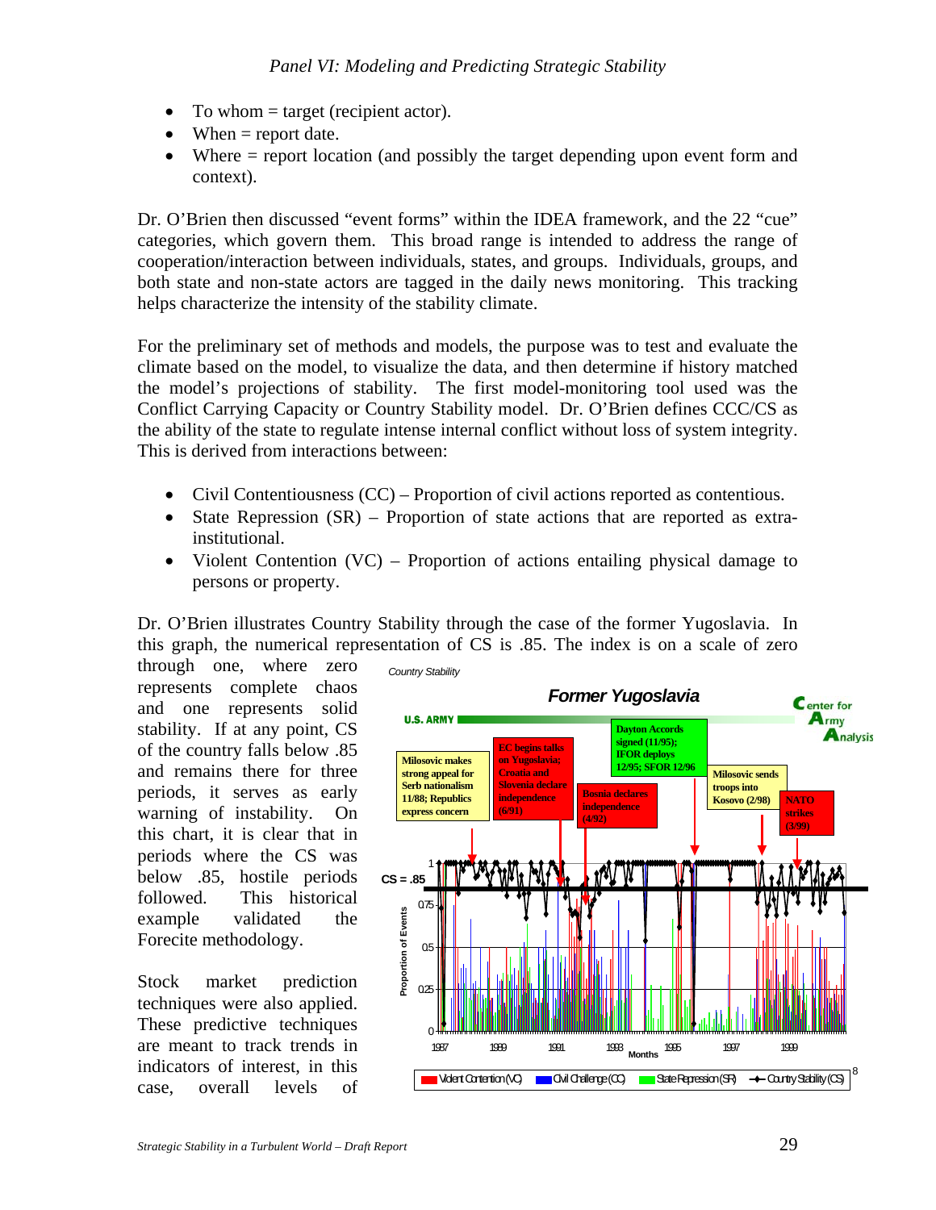- To whom = target (recipient actor).
- When = report date.
- Where = report location (and possibly the target depending upon event form and context).

Dr. O'Brien then discussed "event forms" within the IDEA framework, and the 22 "cue" categories, which govern them. This broad range is intended to address the range of cooperation/interaction between individuals, states, and groups. Individuals, groups, and both state and non-state actors are tagged in the daily news monitoring. This tracking helps characterize the intensity of the stability climate.

For the preliminary set of methods and models, the purpose was to test and evaluate the climate based on the model, to visualize the data, and then determine if history matched the model's projections of stability. The first model-monitoring tool used was the Conflict Carrying Capacity or Country Stability model. Dr. O'Brien defines CCC/CS as the ability of the state to regulate intense internal conflict without loss of system integrity. This is derived from interactions between:

- Civil Contentiousness (CC) – Proportion of civil actions reported as contentious.
- State Repression (SR) – Proportion of state actions that are reported as extra-institutional.
- Violent Contention (VC) – Proportion of actions entailing physical damage to persons or property.

Dr. O'Brien illustrates Country Stability through the case of the former Yugoslavia. In this graph, the numerical representation of CS is .85. The index is on a scale of zero through one, where zero represents complete chaos and one represents solid stability. If at any point, CS of the country falls below .85 and remains there for three periods, it serves as early warning of instability. On this chart, it is clear that in periods where the CS was below .85, hostile periods followed. This historical example validated the Forecite methodology.

Stock market prediction techniques were also applied. These predictive techniques are meant to track trends in indicators of interest, in this case, overall levels of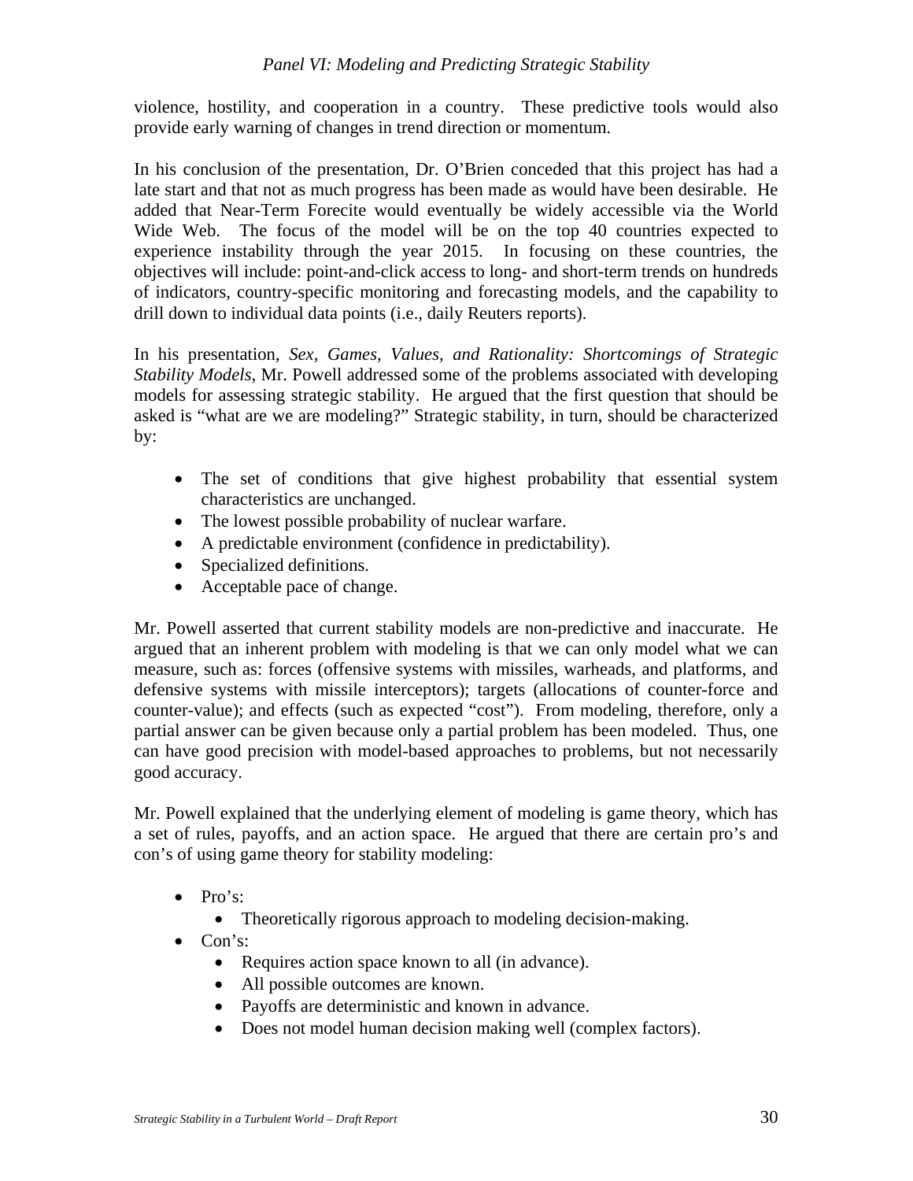violence, hostility, and cooperation in a country. These predictive tools would also provide early warning of changes in trend direction or momentum.

In his conclusion of the presentation, Dr. O'Brien conceded that this project has had a late start and that not as much progress has been made as would have been desirable. He added that Near-Term Forecite would eventually be widely accessible via the World Wide Web. The focus of the model will be on the top 40 countries expected to experience instability through the year 2015. In focusing on these countries, the objectives will include: point-and-click access to long- and short-term trends on hundreds of indicators, country-specific monitoring and forecasting models, and the capability to drill down to individual data points (i.e., daily Reuters reports).

In his presentation, *Sex, Games, Values, and Rationality: Shortcomings of Strategic Stability Models*, Mr. Powell addressed some of the problems associated with developing models for assessing strategic stability. He argued that the first question that should be asked is "what are we are modeling?" Strategic stability, in turn, should be characterized by:

- The set of conditions that give highest probability that essential system characteristics are unchanged.
- The lowest possible probability of nuclear warfare.
- A predictable environment (confidence in predictability).
- Specialized definitions.
- Acceptable pace of change.

Mr. Powell asserted that current stability models are non-predictive and inaccurate. He argued that an inherent problem with modeling is that we can only model what we can measure, such as: forces (offensive systems with missiles, warheads, and platforms, and defensive systems with missile interceptors); targets (allocations of counter-force and counter-value); and effects (such as expected "cost"). From modeling, therefore, only a partial answer can be given because only a partial problem has been modeled. Thus, one can have good precision with model-based approaches to problems, but not necessarily good accuracy.

Mr. Powell explained that the underlying element of modeling is game theory, which has a set of rules, payoffs, and an action space. He argued that there are certain pro's and con's of using game theory for stability modeling:

- Pro's:
  - Theoretically rigorous approach to modeling decision-making.
- Con's:
  - Requires action space known to all (in advance).
  - All possible outcomes are known.
  - Payoffs are deterministic and known in advance.
  - Does not model human decision making well (complex factors).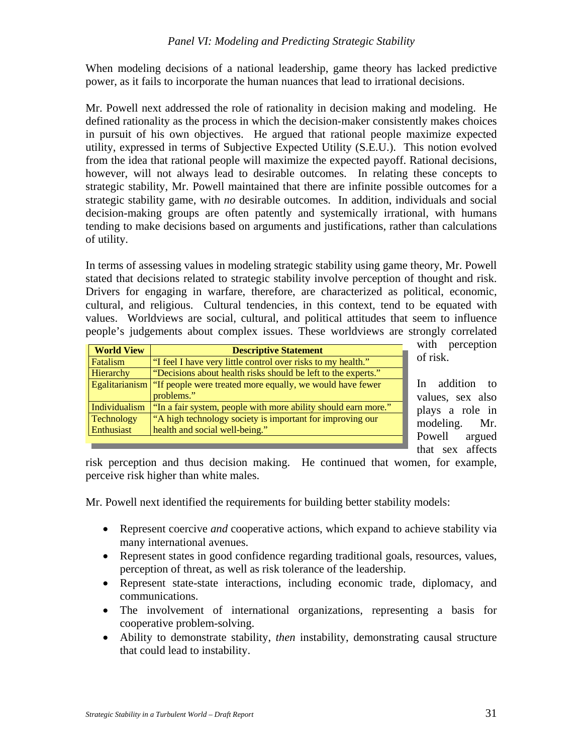When modeling decisions of a national leadership, game theory has lacked predictive power, as it fails to incorporate the human nuances that lead to irrational decisions.

Mr. Powell next addressed the role of rationality in decision making and modeling. He defined rationality as the process in which the decision-maker consistently makes choices in pursuit of his own objectives. He argued that rational people maximize expected utility, expressed in terms of Subjective Expected Utility (S.E.U.). This notion evolved from the idea that rational people will maximize the expected payoff. Rational decisions, however, will not always lead to desirable outcomes. In relating these concepts to strategic stability, Mr. Powell maintained that there are infinite possible outcomes for a strategic stability game, with *no* desirable outcomes. In addition, individuals and social decision-making groups are often patently and systemically irrational, with humans tending to make decisions based on arguments and justifications, rather than calculations of utility.

In terms of assessing values in modeling strategic stability using game theory, Mr. Powell stated that decisions related to strategic stability involve perception of thought and risk. Drivers for engaging in warfare, therefore, are characterized as political, economic, cultural, and religious. Cultural tendencies, in this context, tend to be equated with values. Worldviews are social, cultural, and political attitudes that seem to influence people's judgements about complex issues. These worldviews are strongly correlated with perception of risk.

| World View | Descriptive Statement |
|---|---|
| Fatalism | "I feel I have very little control over risks to my health." |
| Hierarchy | "Decisions about health risks should be left to the experts." |
| Egalitarianism | "If people were treated more equally, we would have fewer problems." |
| Individualism | "In a fair system, people with more ability should earn more." |
| Technology Enthusiast | "A high technology society is important for improving our health and social well-being." |

In addition to values, sex also plays a role in modeling. Mr. Powell argued that sex affects risk perception and thus decision making. He continued that women, for example, perceive risk higher than white males.

Mr. Powell next identified the requirements for building better stability models:

- Represent coercive *and* cooperative actions, which expand to achieve stability via many international avenues.
- Represent states in good confidence regarding traditional goals, resources, values, perception of threat, as well as risk tolerance of the leadership.
- Represent state-state interactions, including economic trade, diplomacy, and communications.
- The involvement of international organizations, representing a basis for cooperative problem-solving.
- Ability to demonstrate stability, *then* instability, demonstrating causal structure that could lead to instability.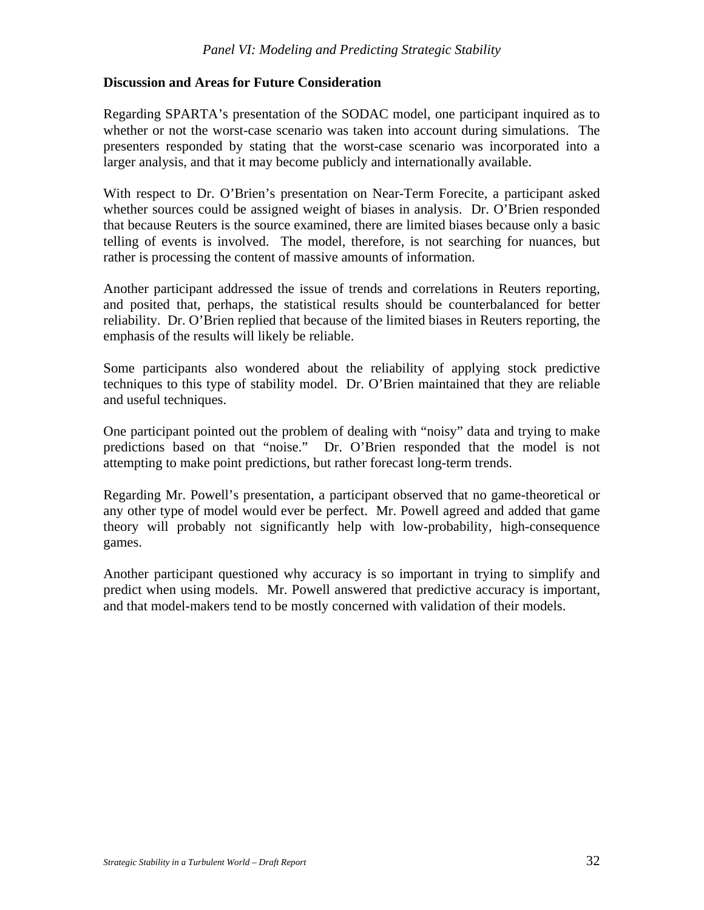### Discussion and Areas for Future Consideration

Regarding SPARTA's presentation of the SODAC model, one participant inquired as to whether or not the worst-case scenario was taken into account during simulations. The presenters responded by stating that the worst-case scenario was incorporated into a larger analysis, and that it may become publicly and internationally available.

With respect to Dr. O'Brien's presentation on Near-Term Forecite, a participant asked whether sources could be assigned weight of biases in analysis. Dr. O'Brien responded that because Reuters is the source examined, there are limited biases because only a basic telling of events is involved. The model, therefore, is not searching for nuances, but rather is processing the content of massive amounts of information.

Another participant addressed the issue of trends and correlations in Reuters reporting, and posited that, perhaps, the statistical results should be counterbalanced for better reliability. Dr. O'Brien replied that because of the limited biases in Reuters reporting, the emphasis of the results will likely be reliable.

Some participants also wondered about the reliability of applying stock predictive techniques to this type of stability model. Dr. O'Brien maintained that they are reliable and useful techniques.

One participant pointed out the problem of dealing with "noisy" data and trying to make predictions based on that "noise." Dr. O'Brien responded that the model is not attempting to make point predictions, but rather forecast long-term trends.

Regarding Mr. Powell's presentation, a participant observed that no game-theoretical or any other type of model would ever be perfect. Mr. Powell agreed and added that game theory will probably not significantly help with low-probability, high-consequence games.

Another participant questioned why accuracy is so important in trying to simplify and predict when using models. Mr. Powell answered that predictive accuracy is important, and that model-makers tend to be mostly concerned with validation of their models.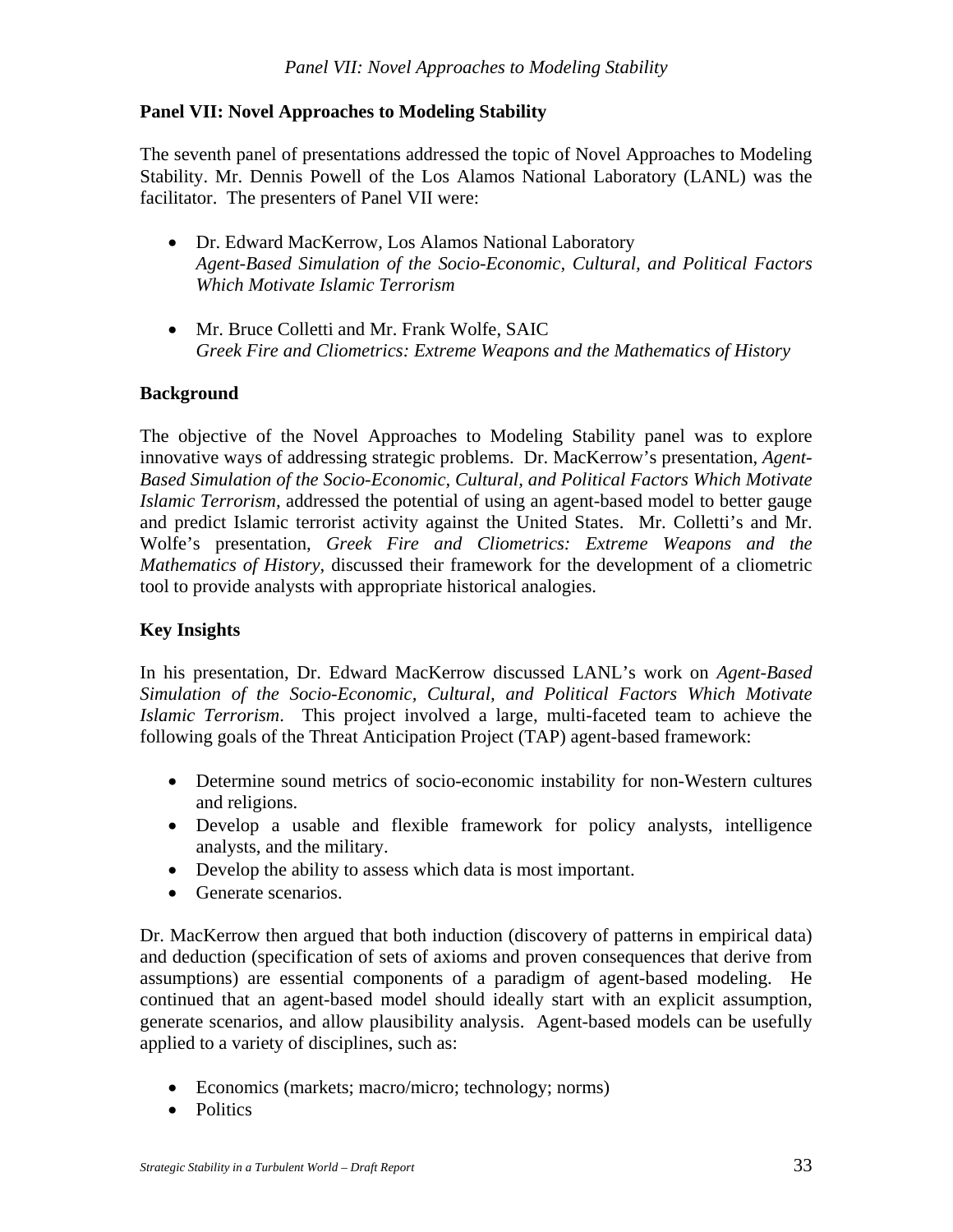## Panel VII: Novel Approaches to Modeling Stability

The seventh panel of presentations addressed the topic of Novel Approaches to Modeling Stability. Mr. Dennis Powell of the Los Alamos National Laboratory (LANL) was the facilitator. The presenters of Panel VII were:

- Dr. Edward MacKerrow, Los Alamos National Laboratory
  *Agent-Based Simulation of the Socio-Economic, Cultural, and Political Factors Which Motivate Islamic Terrorism*

- Mr. Bruce Colletti and Mr. Frank Wolfe, SAIC
  *Greek Fire and Cliometrics: Extreme Weapons and the Mathematics of History*

### Background

The objective of the Novel Approaches to Modeling Stability panel was to explore innovative ways of addressing strategic problems. Dr. MacKerrow's presentation, *Agent-Based Simulation of the Socio-Economic, Cultural, and Political Factors Which Motivate Islamic Terrorism*, addressed the potential of using an agent-based model to better gauge and predict Islamic terrorist activity against the United States. Mr. Colletti's and Mr. Wolfe's presentation, *Greek Fire and Cliometrics: Extreme Weapons and the Mathematics of History*, discussed their framework for the development of a cliometric tool to provide analysts with appropriate historical analogies.

### Key Insights

In his presentation, Dr. Edward MacKerrow discussed LANL's work on *Agent-Based Simulation of the Socio-Economic, Cultural, and Political Factors Which Motivate Islamic Terrorism*. This project involved a large, multi-faceted team to achieve the following goals of the Threat Anticipation Project (TAP) agent-based framework:

- Determine sound metrics of socio-economic instability for non-Western cultures and religions.
- Develop a usable and flexible framework for policy analysts, intelligence analysts, and the military.
- Develop the ability to assess which data is most important.
- Generate scenarios.

Dr. MacKerrow then argued that both induction (discovery of patterns in empirical data) and deduction (specification of sets of axioms and proven consequences that derive from assumptions) are essential components of a paradigm of agent-based modeling. He continued that an agent-based model should ideally start with an explicit assumption, generate scenarios, and allow plausibility analysis. Agent-based models can be usefully applied to a variety of disciplines, such as:

- Economics (markets; macro/micro; technology; norms)
- Politics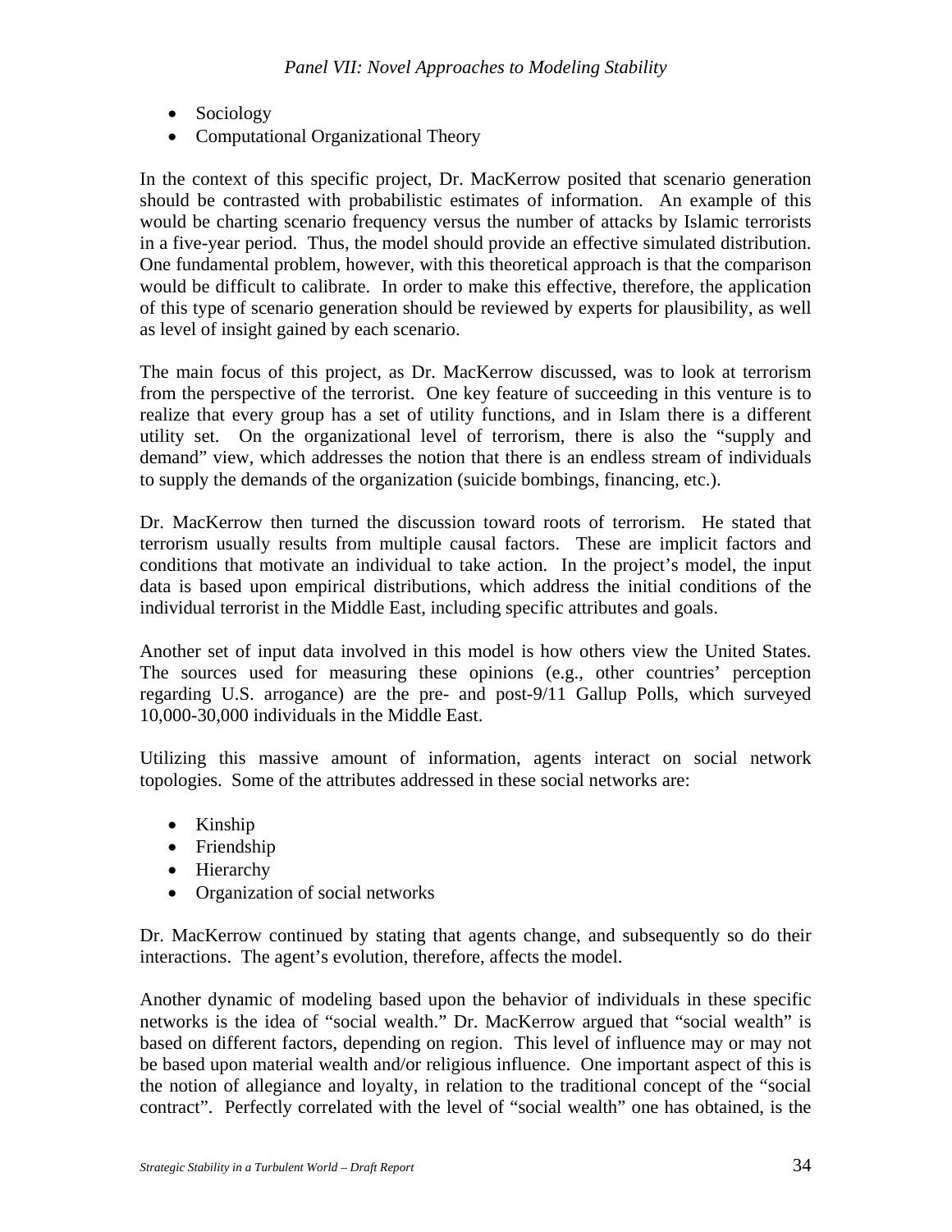- Sociology
- Computational Organizational Theory

In the context of this specific project, Dr. MacKerrow posited that scenario generation should be contrasted with probabilistic estimates of information. An example of this would be charting scenario frequency versus the number of attacks by Islamic terrorists in a five-year period. Thus, the model should provide an effective simulated distribution. One fundamental problem, however, with this theoretical approach is that the comparison would be difficult to calibrate. In order to make this effective, therefore, the application of this type of scenario generation should be reviewed by experts for plausibility, as well as level of insight gained by each scenario.

The main focus of this project, as Dr. MacKerrow discussed, was to look at terrorism from the perspective of the terrorist. One key feature of succeeding in this venture is to realize that every group has a set of utility functions, and in Islam there is a different utility set. On the organizational level of terrorism, there is also the "supply and demand" view, which addresses the notion that there is an endless stream of individuals to supply the demands of the organization (suicide bombings, financing, etc.).

Dr. MacKerrow then turned the discussion toward roots of terrorism. He stated that terrorism usually results from multiple causal factors. These are implicit factors and conditions that motivate an individual to take action. In the project's model, the input data is based upon empirical distributions, which address the initial conditions of the individual terrorist in the Middle East, including specific attributes and goals.

Another set of input data involved in this model is how others view the United States. The sources used for measuring these opinions (e.g., other countries' perception regarding U.S. arrogance) are the pre- and post-9/11 Gallup Polls, which surveyed 10,000-30,000 individuals in the Middle East.

Utilizing this massive amount of information, agents interact on social network topologies. Some of the attributes addressed in these social networks are:

- Kinship
- Friendship
- Hierarchy
- Organization of social networks

Dr. MacKerrow continued by stating that agents change, and subsequently so do their interactions. The agent's evolution, therefore, affects the model.

Another dynamic of modeling based upon the behavior of individuals in these specific networks is the idea of "social wealth." Dr. MacKerrow argued that "social wealth" is based on different factors, depending on region. This level of influence may or may not be based upon material wealth and/or religious influence. One important aspect of this is the notion of allegiance and loyalty, in relation to the traditional concept of the "social contract". Perfectly correlated with the level of "social wealth" one has obtained, is the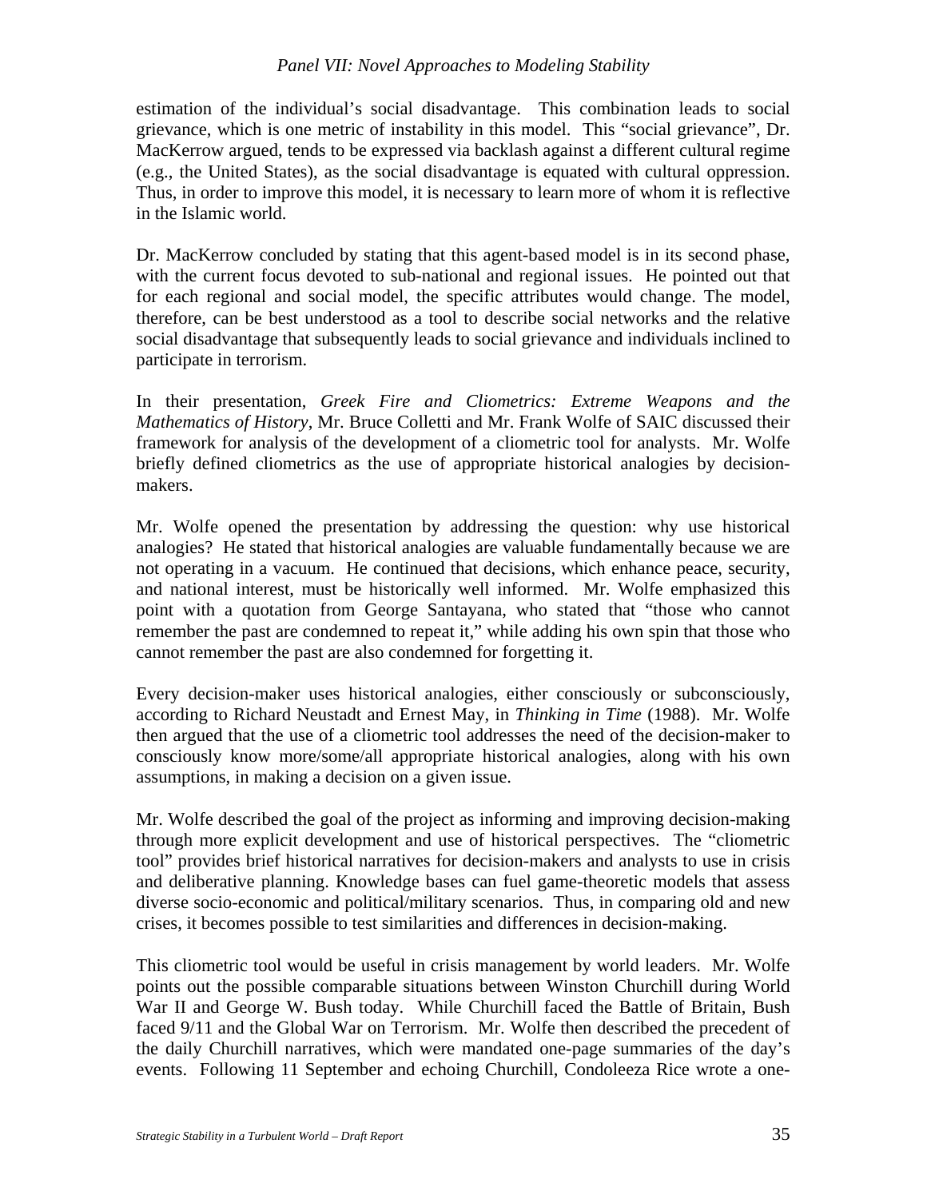estimation of the individual's social disadvantage. This combination leads to social grievance, which is one metric of instability in this model. This "social grievance", Dr. MacKerrow argued, tends to be expressed via backlash against a different cultural regime (e.g., the United States), as the social disadvantage is equated with cultural oppression. Thus, in order to improve this model, it is necessary to learn more of whom it is reflective in the Islamic world.

Dr. MacKerrow concluded by stating that this agent-based model is in its second phase, with the current focus devoted to sub-national and regional issues. He pointed out that for each regional and social model, the specific attributes would change. The model, therefore, can be best understood as a tool to describe social networks and the relative social disadvantage that subsequently leads to social grievance and individuals inclined to participate in terrorism.

In their presentation, *Greek Fire and Cliometrics: Extreme Weapons and the Mathematics of History*, Mr. Bruce Colletti and Mr. Frank Wolfe of SAIC discussed their framework for analysis of the development of a cliometric tool for analysts. Mr. Wolfe briefly defined cliometrics as the use of appropriate historical analogies by decision-makers.

Mr. Wolfe opened the presentation by addressing the question: why use historical analogies? He stated that historical analogies are valuable fundamentally because we are not operating in a vacuum. He continued that decisions, which enhance peace, security, and national interest, must be historically well informed. Mr. Wolfe emphasized this point with a quotation from George Santayana, who stated that "those who cannot remember the past are condemned to repeat it," while adding his own spin that those who cannot remember the past are also condemned for forgetting it.

Every decision-maker uses historical analogies, either consciously or subconsciously, according to Richard Neustadt and Ernest May, in *Thinking in Time* (1988). Mr. Wolfe then argued that the use of a cliometric tool addresses the need of the decision-maker to consciously know more/some/all appropriate historical analogies, along with his own assumptions, in making a decision on a given issue.

Mr. Wolfe described the goal of the project as informing and improving decision-making through more explicit development and use of historical perspectives. The "cliometric tool" provides brief historical narratives for decision-makers and analysts to use in crisis and deliberative planning. Knowledge bases can fuel game-theoretic models that assess diverse socio-economic and political/military scenarios. Thus, in comparing old and new crises, it becomes possible to test similarities and differences in decision-making.

This cliometric tool would be useful in crisis management by world leaders. Mr. Wolfe points out the possible comparable situations between Winston Churchill during World War II and George W. Bush today. While Churchill faced the Battle of Britain, Bush faced 9/11 and the Global War on Terrorism. Mr. Wolfe then described the precedent of the daily Churchill narratives, which were mandated one-page summaries of the day's events. Following 11 September and echoing Churchill, Condoleeza Rice wrote a one-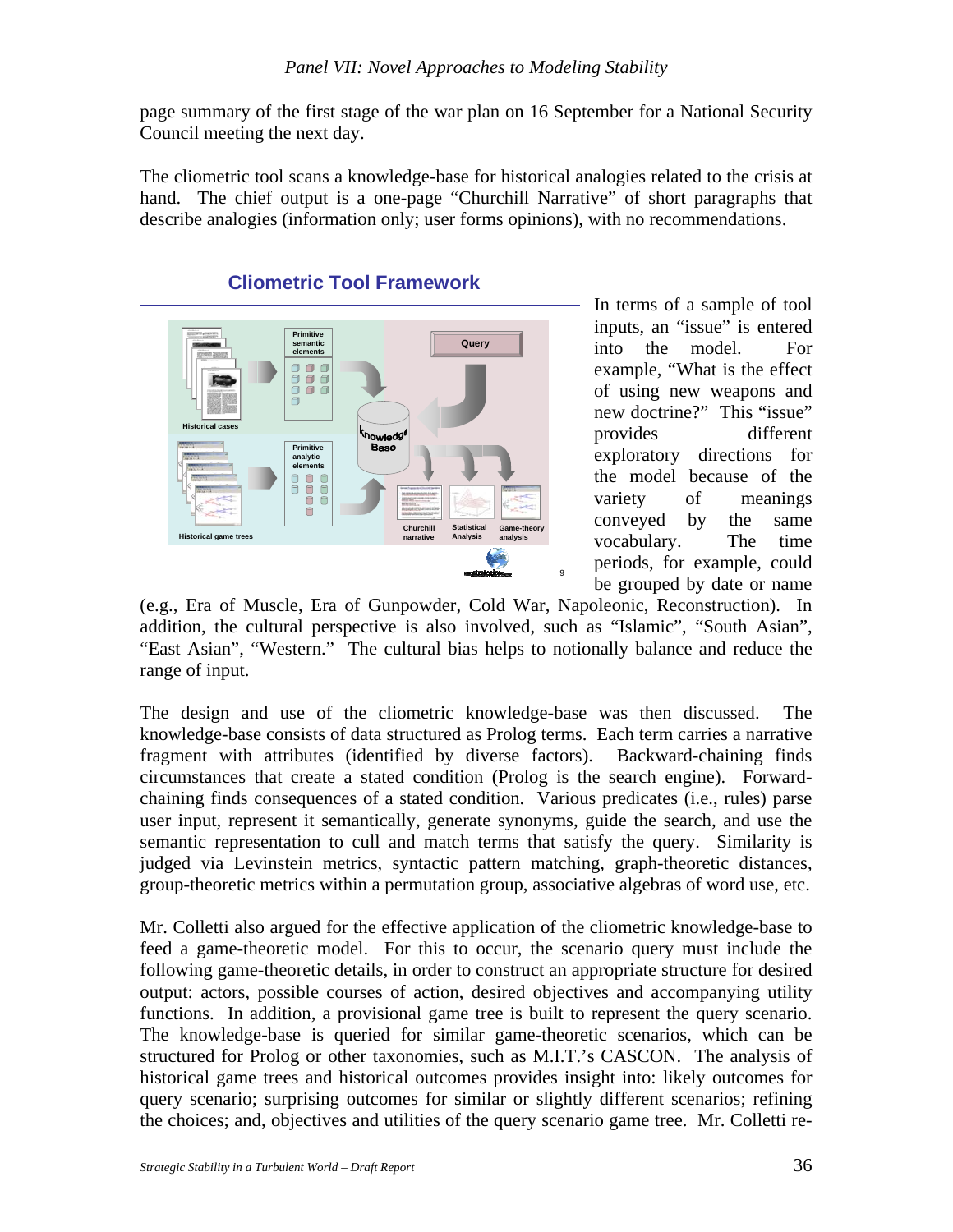page summary of the first stage of the war plan on 16 September for a National Security Council meeting the next day.

The cliometric tool scans a knowledge-base for historical analogies related to the crisis at hand. The chief output is a one-page "Churchill Narrative" of short paragraphs that describe analogies (information only; user forms opinions), with no recommendations.

**Cliometric Tool Framework**

In terms of a sample of tool inputs, an "issue" is entered into the model. For example, "What is the effect of using new weapons and new doctrine?" This "issue" provides different exploratory directions for the model because of the variety of meanings conveyed by the same vocabulary. The time periods, for example, could be grouped by date or name (e.g., Era of Muscle, Era of Gunpowder, Cold War, Napoleonic, Reconstruction). In addition, the cultural perspective is also involved, such as "Islamic", "South Asian", "East Asian", "Western." The cultural bias helps to notionally balance and reduce the range of input.

The design and use of the cliometric knowledge-base was then discussed. The knowledge-base consists of data structured as Prolog terms. Each term carries a narrative fragment with attributes (identified by diverse factors). Backward-chaining finds circumstances that create a stated condition (Prolog is the search engine). Forward-chaining finds consequences of a stated condition. Various predicates (i.e., rules) parse user input, represent it semantically, generate synonyms, guide the search, and use the semantic representation to cull and match terms that satisfy the query. Similarity is judged via Levinstein metrics, syntactic pattern matching, graph-theoretic distances, group-theoretic metrics within a permutation group, associative algebras of word use, etc.

Mr. Colletti also argued for the effective application of the cliometric knowledge-base to feed a game-theoretic model. For this to occur, the scenario query must include the following game-theoretic details, in order to construct an appropriate structure for desired output: actors, possible courses of action, desired objectives and accompanying utility functions. In addition, a provisional game tree is built to represent the query scenario. The knowledge-base is queried for similar game-theoretic scenarios, which can be structured for Prolog or other taxonomies, such as M.I.T.'s CASCON. The analysis of historical game trees and historical outcomes provides insight into: likely outcomes for query scenario; surprising outcomes for similar or slightly different scenarios; refining the choices; and, objectives and utilities of the query scenario game tree. Mr. Colletti re-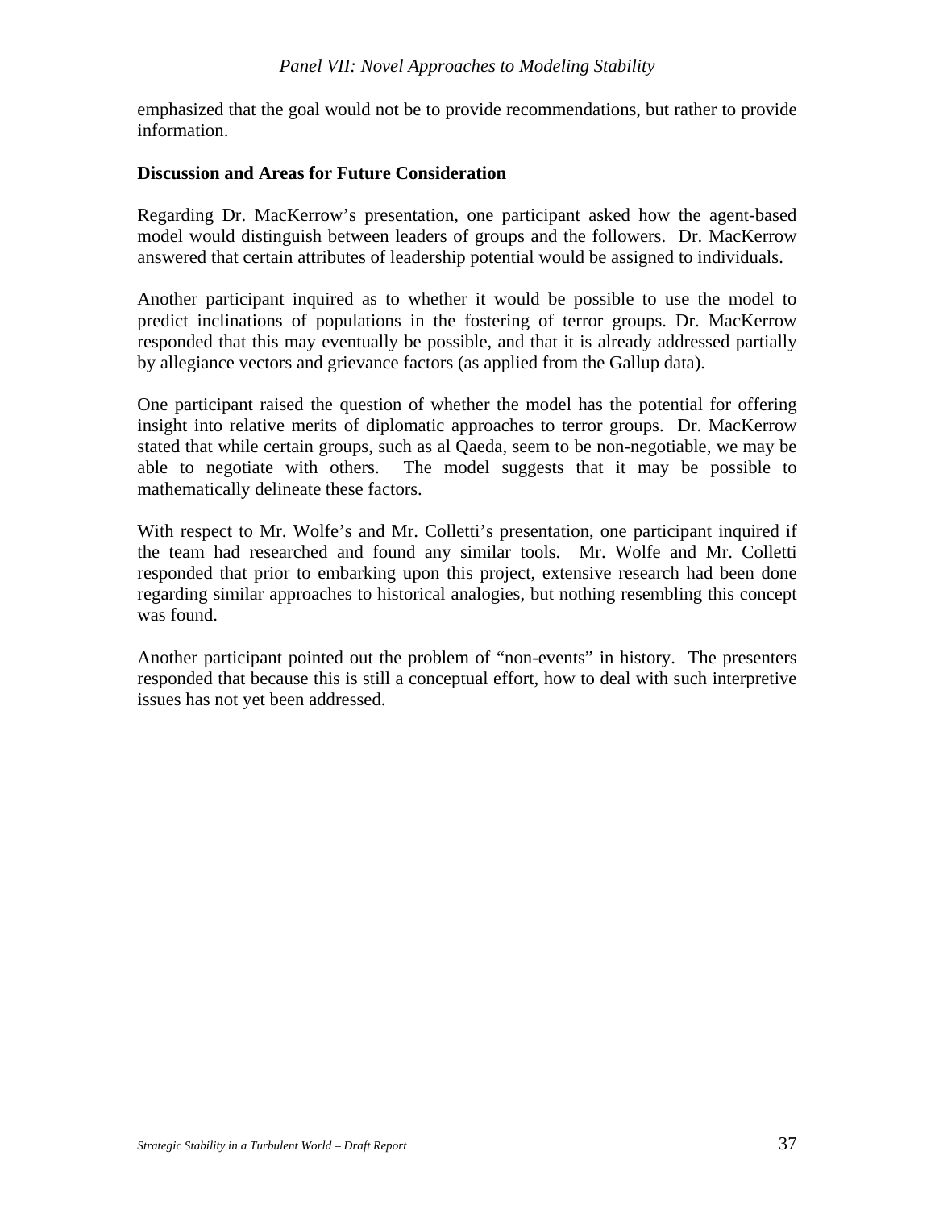emphasized that the goal would not be to provide recommendations, but rather to provide information.

**Discussion and Areas for Future Consideration**

Regarding Dr. MacKerrow's presentation, one participant asked how the agent-based model would distinguish between leaders of groups and the followers. Dr. MacKerrow answered that certain attributes of leadership potential would be assigned to individuals.

Another participant inquired as to whether it would be possible to use the model to predict inclinations of populations in the fostering of terror groups. Dr. MacKerrow responded that this may eventually be possible, and that it is already addressed partially by allegiance vectors and grievance factors (as applied from the Gallup data).

One participant raised the question of whether the model has the potential for offering insight into relative merits of diplomatic approaches to terror groups. Dr. MacKerrow stated that while certain groups, such as al Qaeda, seem to be non-negotiable, we may be able to negotiate with others. The model suggests that it may be possible to mathematically delineate these factors.

With respect to Mr. Wolfe's and Mr. Colletti's presentation, one participant inquired if the team had researched and found any similar tools. Mr. Wolfe and Mr. Colletti responded that prior to embarking upon this project, extensive research had been done regarding similar approaches to historical analogies, but nothing resembling this concept was found.

Another participant pointed out the problem of "non-events" in history. The presenters responded that because this is still a conceptual effort, how to deal with such interpretive issues has not yet been addressed.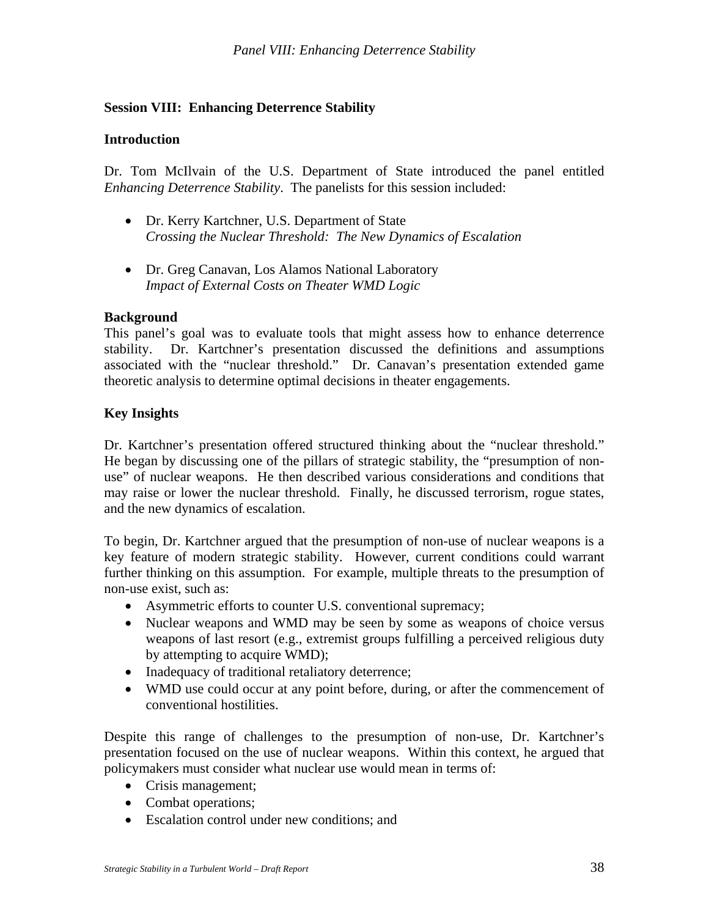## Session VIII: Enhancing Deterrence Stability

### Introduction

Dr. Tom McIlvain of the U.S. Department of State introduced the panel entitled *Enhancing Deterrence Stability*. The panelists for this session included:

- Dr. Kerry Kartchner, U.S. Department of State
  *Crossing the Nuclear Threshold: The New Dynamics of Escalation*

- Dr. Greg Canavan, Los Alamos National Laboratory
  *Impact of External Costs on Theater WMD Logic*

### Background

This panel's goal was to evaluate tools that might assess how to enhance deterrence stability. Dr. Kartchner's presentation discussed the definitions and assumptions associated with the "nuclear threshold." Dr. Canavan's presentation extended game theoretic analysis to determine optimal decisions in theater engagements.

### Key Insights

Dr. Kartchner's presentation offered structured thinking about the "nuclear threshold." He began by discussing one of the pillars of strategic stability, the "presumption of non-use" of nuclear weapons. He then described various considerations and conditions that may raise or lower the nuclear threshold. Finally, he discussed terrorism, rogue states, and the new dynamics of escalation.

To begin, Dr. Kartchner argued that the presumption of non-use of nuclear weapons is a key feature of modern strategic stability. However, current conditions could warrant further thinking on this assumption. For example, multiple threats to the presumption of non-use exist, such as:

- Asymmetric efforts to counter U.S. conventional supremacy;
- Nuclear weapons and WMD may be seen by some as weapons of choice versus weapons of last resort (e.g., extremist groups fulfilling a perceived religious duty by attempting to acquire WMD);
- Inadequacy of traditional retaliatory deterrence;
- WMD use could occur at any point before, during, or after the commencement of conventional hostilities.

Despite this range of challenges to the presumption of non-use, Dr. Kartchner's presentation focused on the use of nuclear weapons. Within this context, he argued that policymakers must consider what nuclear use would mean in terms of:

- Crisis management;
- Combat operations;
- Escalation control under new conditions; and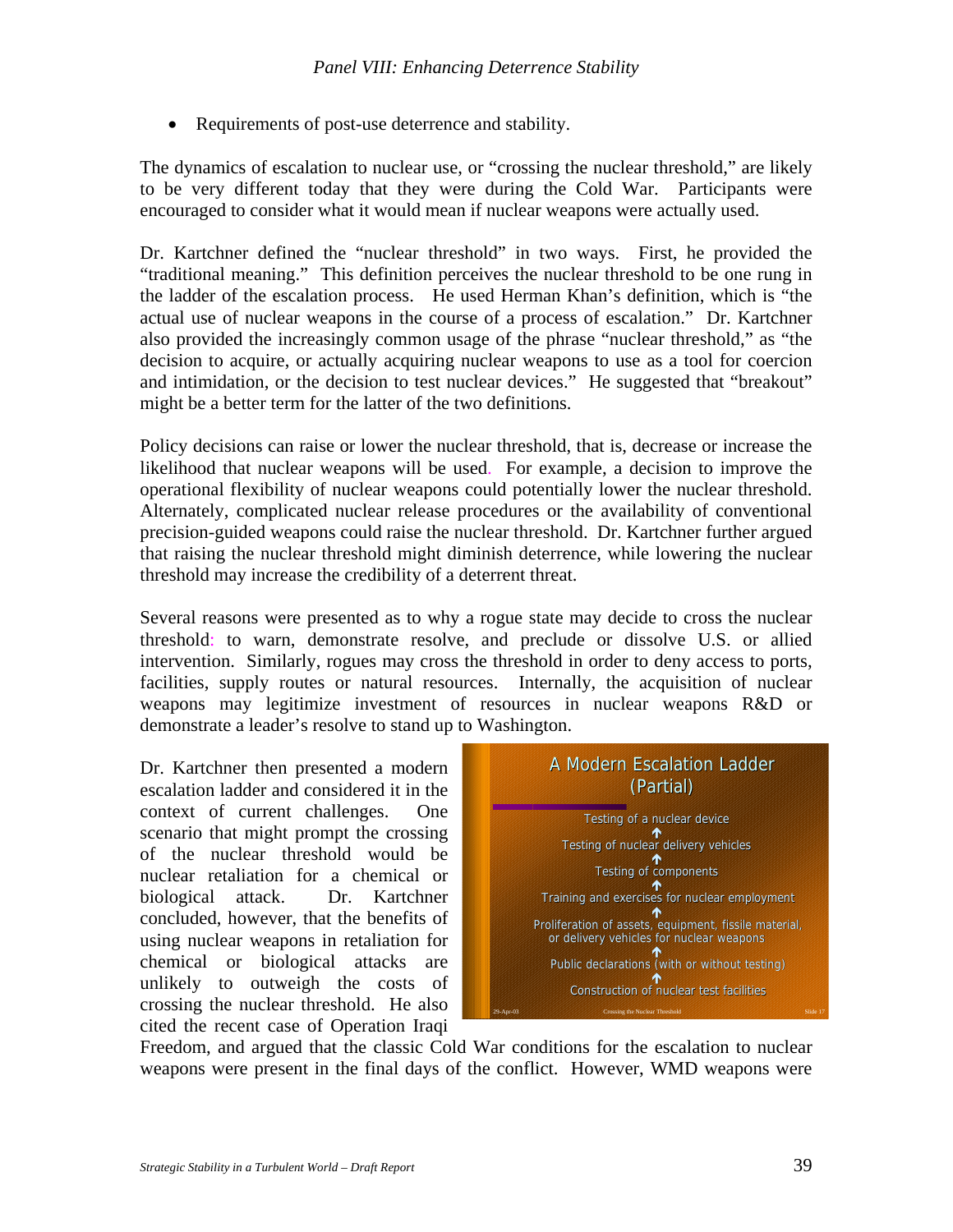- Requirements of post-use deterrence and stability.

The dynamics of escalation to nuclear use, or "crossing the nuclear threshold," are likely to be very different today that they were during the Cold War. Participants were encouraged to consider what it would mean if nuclear weapons were actually used.

Dr. Kartchner defined the "nuclear threshold" in two ways. First, he provided the "traditional meaning." This definition perceives the nuclear threshold to be one rung in the ladder of the escalation process. He used Herman Khan's definition, which is "the actual use of nuclear weapons in the course of a process of escalation." Dr. Kartchner also provided the increasingly common usage of the phrase "nuclear threshold," as "the decision to acquire, or actually acquiring nuclear weapons to use as a tool for coercion and intimidation, or the decision to test nuclear devices." He suggested that "breakout" might be a better term for the latter of the two definitions.

Policy decisions can raise or lower the nuclear threshold, that is, decrease or increase the likelihood that nuclear weapons will be used. For example, a decision to improve the operational flexibility of nuclear weapons could potentially lower the nuclear threshold. Alternately, complicated nuclear release procedures or the availability of conventional precision-guided weapons could raise the nuclear threshold. Dr. Kartchner further argued that raising the nuclear threshold might diminish deterrence, while lowering the nuclear threshold may increase the credibility of a deterrent threat.

Several reasons were presented as to why a rogue state may decide to cross the nuclear threshold: to warn, demonstrate resolve, and preclude or dissolve U.S. or allied intervention. Similarly, rogues may cross the threshold in order to deny access to ports, facilities, supply routes or natural resources. Internally, the acquisition of nuclear weapons may legitimize investment of resources in nuclear weapons R&D or demonstrate a leader's resolve to stand up to Washington.

**A Modern Escalation Ladder (Partial)**

- Testing of a nuclear device
- ↑
- Testing of nuclear delivery vehicles
- ↑
- Testing of components
- ↑
- Training and exercises for nuclear employment
- ↑
- Proliferation of assets, equipment, fissile material, or delivery vehicles for nuclear weapons
- ↑
- Public declarations (with or without testing)
- ↑
- Construction of nuclear test facilities

Dr. Kartchner then presented a modern escalation ladder and considered it in the context of current challenges. One scenario that might prompt the crossing of the nuclear threshold would be nuclear retaliation for a chemical or biological attack. Dr. Kartchner concluded, however, that the benefits of using nuclear weapons in retaliation for chemical or biological attacks are unlikely to outweigh the costs of crossing the nuclear threshold. He also cited the recent case of Operation Iraqi Freedom, and argued that the classic Cold War conditions for the escalation to nuclear weapons were present in the final days of the conflict. However, WMD weapons were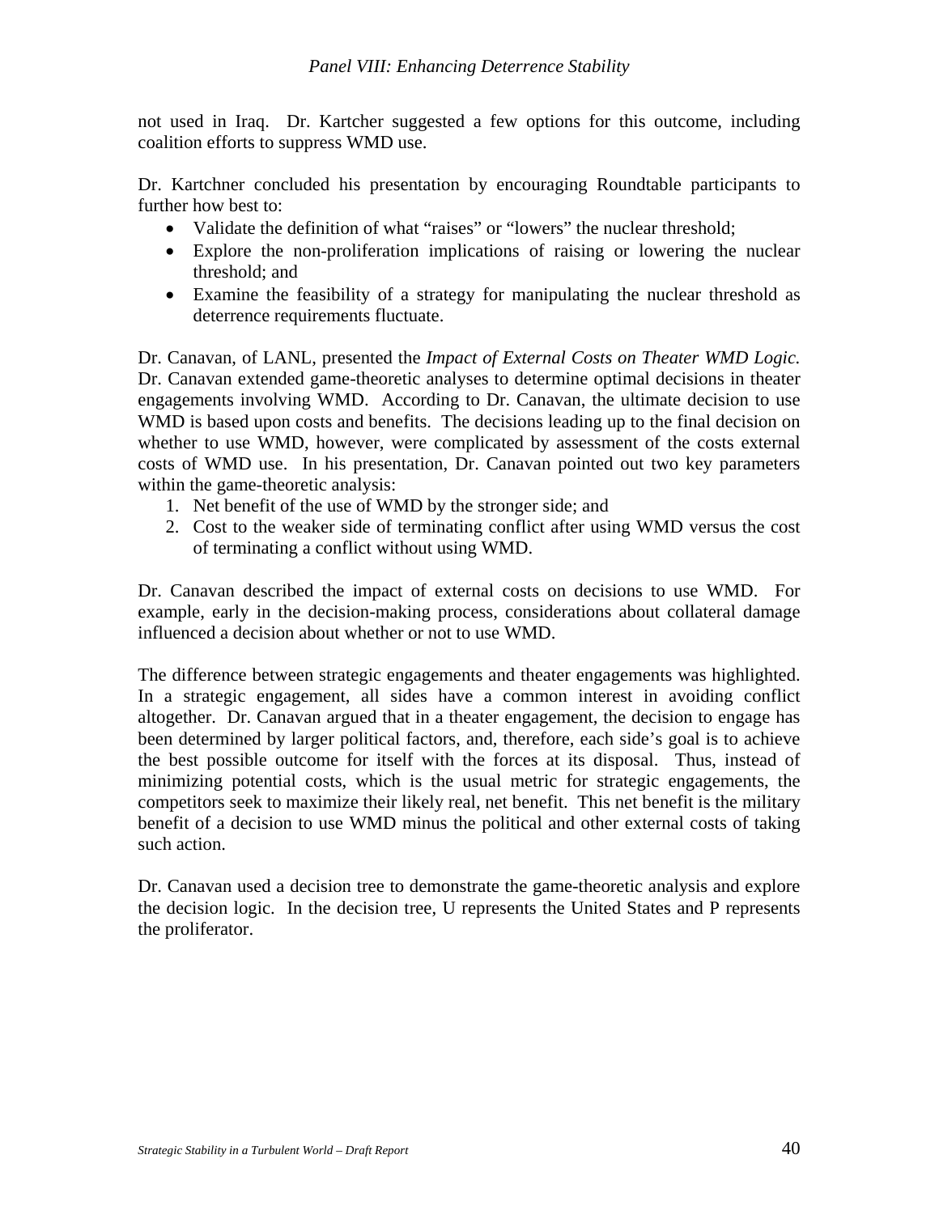not used in Iraq. Dr. Kartcher suggested a few options for this outcome, including coalition efforts to suppress WMD use.

Dr. Kartchner concluded his presentation by encouraging Roundtable participants to further how best to:

- Validate the definition of what "raises" or "lowers" the nuclear threshold;
- Explore the non-proliferation implications of raising or lowering the nuclear threshold; and
- Examine the feasibility of a strategy for manipulating the nuclear threshold as deterrence requirements fluctuate.

Dr. Canavan, of LANL, presented the *Impact of External Costs on Theater WMD Logic.* Dr. Canavan extended game-theoretic analyses to determine optimal decisions in theater engagements involving WMD. According to Dr. Canavan, the ultimate decision to use WMD is based upon costs and benefits. The decisions leading up to the final decision on whether to use WMD, however, were complicated by assessment of the costs external costs of WMD use. In his presentation, Dr. Canavan pointed out two key parameters within the game-theoretic analysis:

1. Net benefit of the use of WMD by the stronger side; and
2. Cost to the weaker side of terminating conflict after using WMD versus the cost of terminating a conflict without using WMD.

Dr. Canavan described the impact of external costs on decisions to use WMD. For example, early in the decision-making process, considerations about collateral damage influenced a decision about whether or not to use WMD.

The difference between strategic engagements and theater engagements was highlighted. In a strategic engagement, all sides have a common interest in avoiding conflict altogether. Dr. Canavan argued that in a theater engagement, the decision to engage has been determined by larger political factors, and, therefore, each side's goal is to achieve the best possible outcome for itself with the forces at its disposal. Thus, instead of minimizing potential costs, which is the usual metric for strategic engagements, the competitors seek to maximize their likely real, net benefit. This net benefit is the military benefit of a decision to use WMD minus the political and other external costs of taking such action.

Dr. Canavan used a decision tree to demonstrate the game-theoretic analysis and explore the decision logic. In the decision tree, U represents the United States and P represents the proliferator.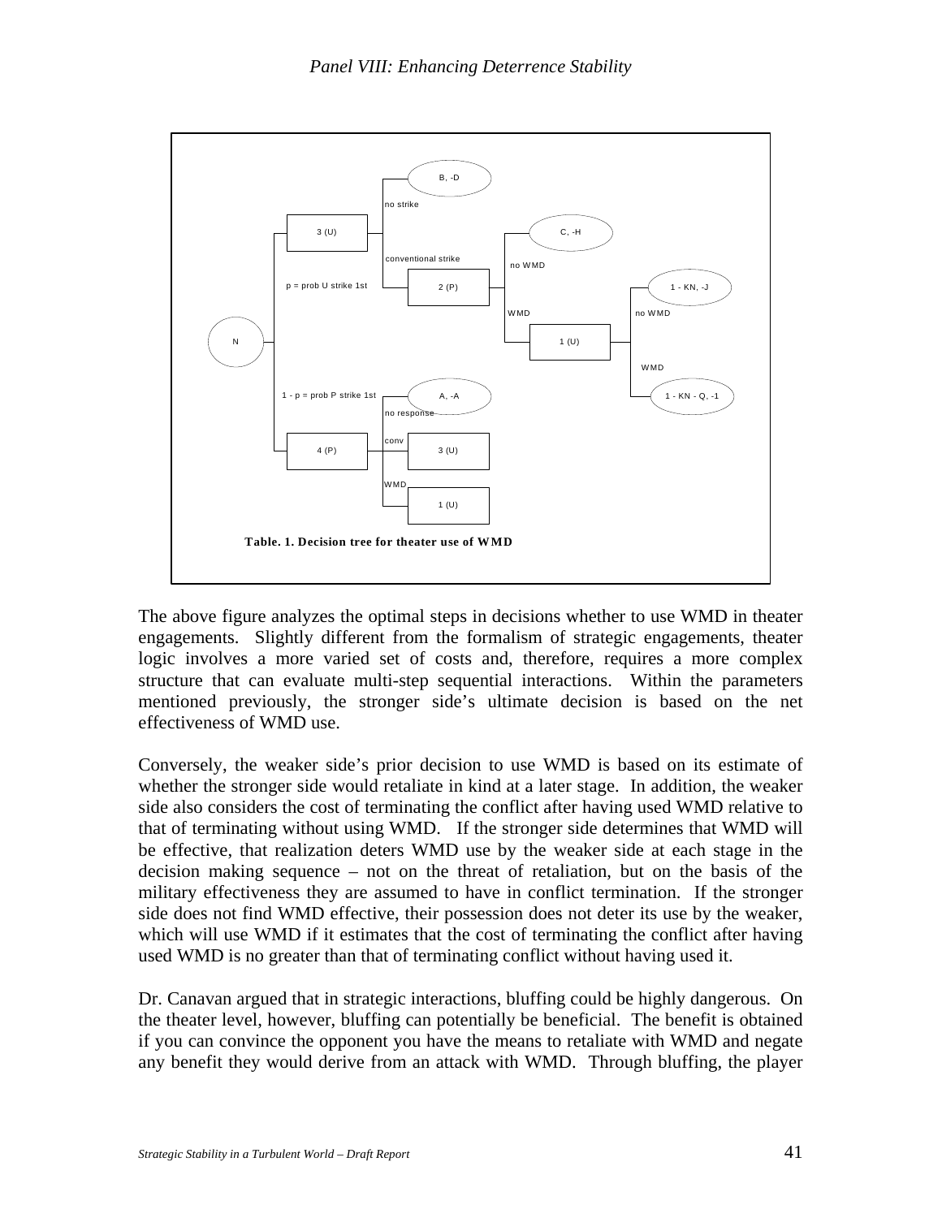Table. 1. Decision tree for theater use of WMD

The above figure analyzes the optimal steps in decisions whether to use WMD in theater engagements. Slightly different from the formalism of strategic engagements, theater logic involves a more varied set of costs and, therefore, requires a more complex structure that can evaluate multi-step sequential interactions. Within the parameters mentioned previously, the stronger side's ultimate decision is based on the net effectiveness of WMD use.

Conversely, the weaker side's prior decision to use WMD is based on its estimate of whether the stronger side would retaliate in kind at a later stage. In addition, the weaker side also considers the cost of terminating the conflict after having used WMD relative to that of terminating without using WMD. If the stronger side determines that WMD will be effective, that realization deters WMD use by the weaker side at each stage in the decision making sequence – not on the threat of retaliation, but on the basis of the military effectiveness they are assumed to have in conflict termination. If the stronger side does not find WMD effective, their possession does not deter its use by the weaker, which will use WMD if it estimates that the cost of terminating the conflict after having used WMD is no greater than that of terminating conflict without having used it.

Dr. Canavan argued that in strategic interactions, bluffing could be highly dangerous. On the theater level, however, bluffing can potentially be beneficial. The benefit is obtained if you can convince the opponent you have the means to retaliate with WMD and negate any benefit they would derive from an attack with WMD. Through bluffing, the player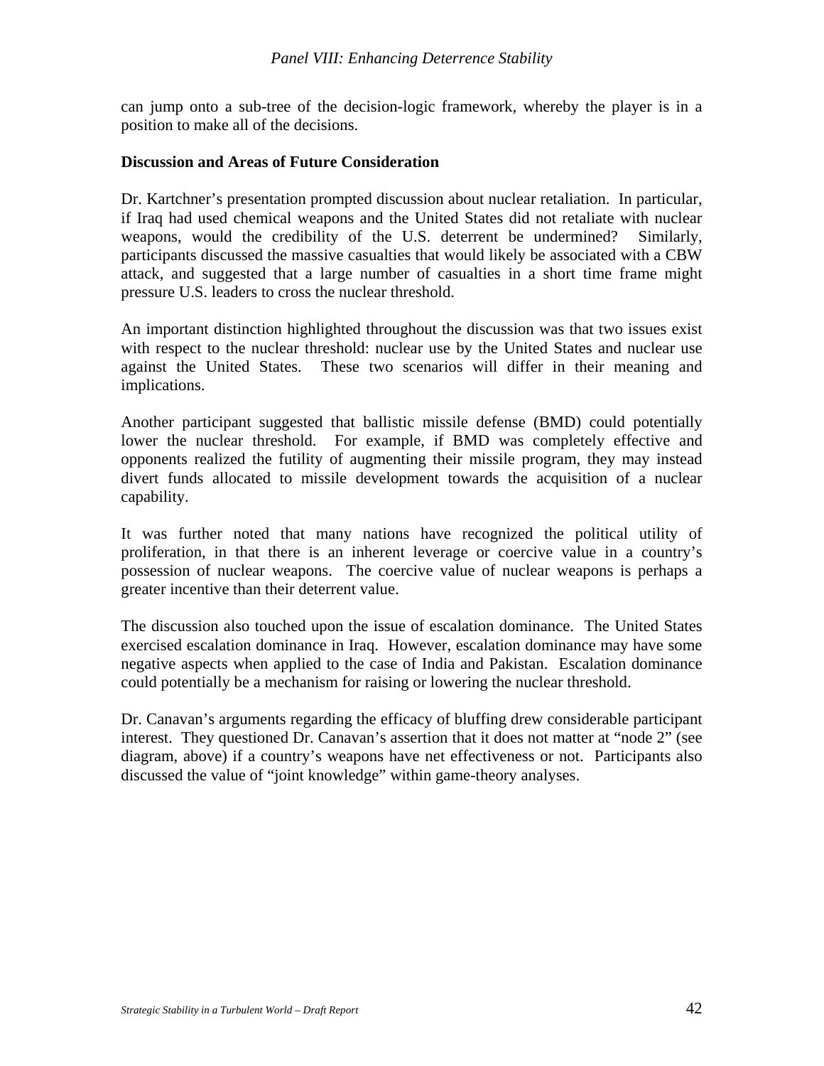can jump onto a sub-tree of the decision-logic framework, whereby the player is in a position to make all of the decisions.

**Discussion and Areas of Future Consideration**

Dr. Kartchner's presentation prompted discussion about nuclear retaliation. In particular, if Iraq had used chemical weapons and the United States did not retaliate with nuclear weapons, would the credibility of the U.S. deterrent be undermined? Similarly, participants discussed the massive casualties that would likely be associated with a CBW attack, and suggested that a large number of casualties in a short time frame might pressure U.S. leaders to cross the nuclear threshold.

An important distinction highlighted throughout the discussion was that two issues exist with respect to the nuclear threshold: nuclear use by the United States and nuclear use against the United States. These two scenarios will differ in their meaning and implications.

Another participant suggested that ballistic missile defense (BMD) could potentially lower the nuclear threshold. For example, if BMD was completely effective and opponents realized the futility of augmenting their missile program, they may instead divert funds allocated to missile development towards the acquisition of a nuclear capability.

It was further noted that many nations have recognized the political utility of proliferation, in that there is an inherent leverage or coercive value in a country's possession of nuclear weapons. The coercive value of nuclear weapons is perhaps a greater incentive than their deterrent value.

The discussion also touched upon the issue of escalation dominance. The United States exercised escalation dominance in Iraq. However, escalation dominance may have some negative aspects when applied to the case of India and Pakistan. Escalation dominance could potentially be a mechanism for raising or lowering the nuclear threshold.

Dr. Canavan's arguments regarding the efficacy of bluffing drew considerable participant interest. They questioned Dr. Canavan's assertion that it does not matter at "node 2" (see diagram, above) if a country's weapons have net effectiveness or not. Participants also discussed the value of "joint knowledge" within game-theory analyses.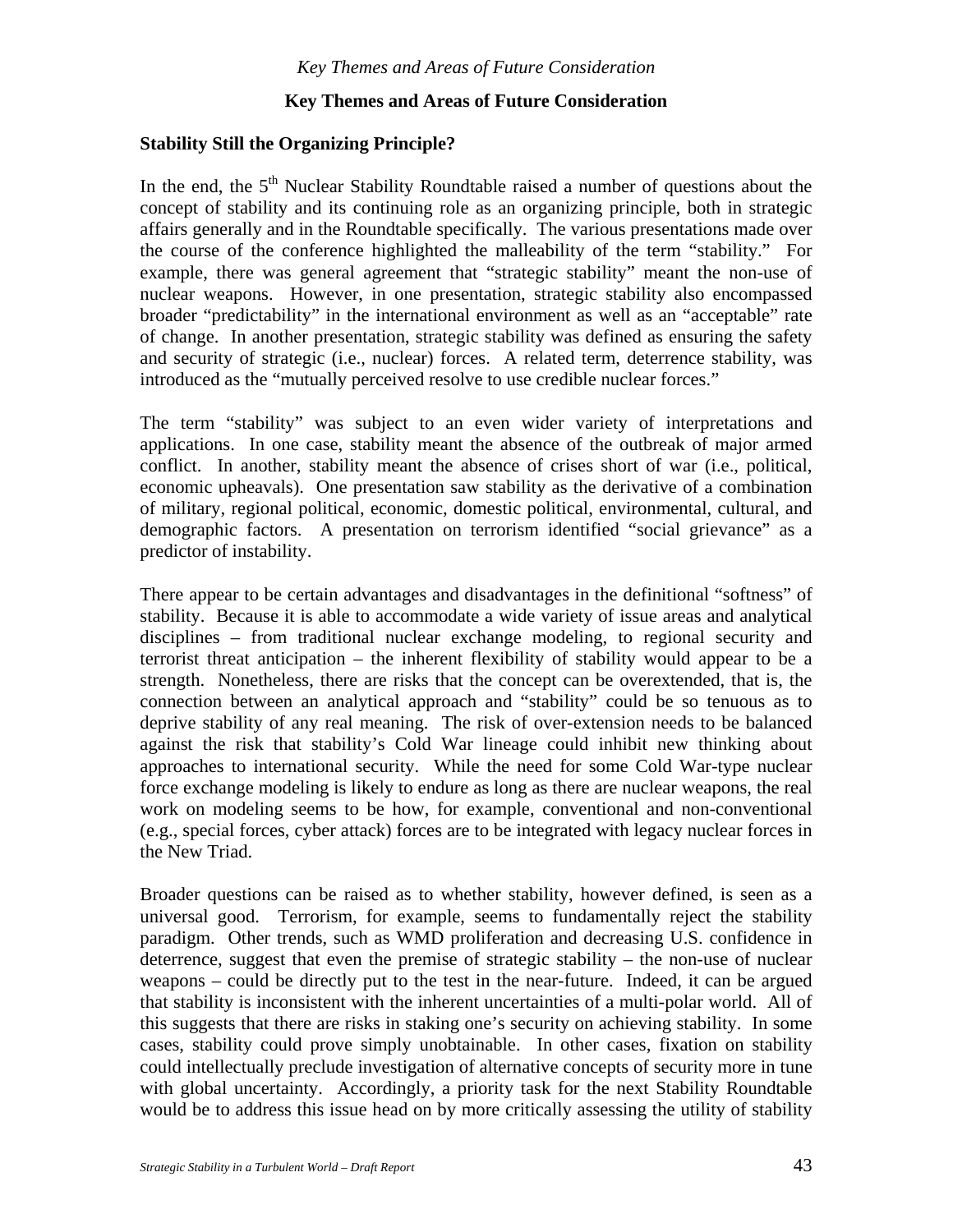## Key Themes and Areas of Future Consideration

### Stability Still the Organizing Principle?

In the end, the 5th Nuclear Stability Roundtable raised a number of questions about the concept of stability and its continuing role as an organizing principle, both in strategic affairs generally and in the Roundtable specifically. The various presentations made over the course of the conference highlighted the malleability of the term "stability." For example, there was general agreement that "strategic stability" meant the non-use of nuclear weapons. However, in one presentation, strategic stability also encompassed broader "predictability" in the international environment as well as an "acceptable" rate of change. In another presentation, strategic stability was defined as ensuring the safety and security of strategic (i.e., nuclear) forces. A related term, deterrence stability, was introduced as the "mutually perceived resolve to use credible nuclear forces."

The term "stability" was subject to an even wider variety of interpretations and applications. In one case, stability meant the absence of the outbreak of major armed conflict. In another, stability meant the absence of crises short of war (i.e., political, economic upheavals). One presentation saw stability as the derivative of a combination of military, regional political, economic, domestic political, environmental, cultural, and demographic factors. A presentation on terrorism identified "social grievance" as a predictor of instability.

There appear to be certain advantages and disadvantages in the definitional "softness" of stability. Because it is able to accommodate a wide variety of issue areas and analytical disciplines – from traditional nuclear exchange modeling, to regional security and terrorist threat anticipation – the inherent flexibility of stability would appear to be a strength. Nonetheless, there are risks that the concept can be overextended, that is, the connection between an analytical approach and "stability" could be so tenuous as to deprive stability of any real meaning. The risk of over-extension needs to be balanced against the risk that stability's Cold War lineage could inhibit new thinking about approaches to international security. While the need for some Cold War-type nuclear force exchange modeling is likely to endure as long as there are nuclear weapons, the real work on modeling seems to be how, for example, conventional and non-conventional (e.g., special forces, cyber attack) forces are to be integrated with legacy nuclear forces in the New Triad.

Broader questions can be raised as to whether stability, however defined, is seen as a universal good. Terrorism, for example, seems to fundamentally reject the stability paradigm. Other trends, such as WMD proliferation and decreasing U.S. confidence in deterrence, suggest that even the premise of strategic stability – the non-use of nuclear weapons – could be directly put to the test in the near-future. Indeed, it can be argued that stability is inconsistent with the inherent uncertainties of a multi-polar world. All of this suggests that there are risks in staking one's security on achieving stability. In some cases, stability could prove simply unobtainable. In other cases, fixation on stability could intellectually preclude investigation of alternative concepts of security more in tune with global uncertainty. Accordingly, a priority task for the next Stability Roundtable would be to address this issue head on by more critically assessing the utility of stability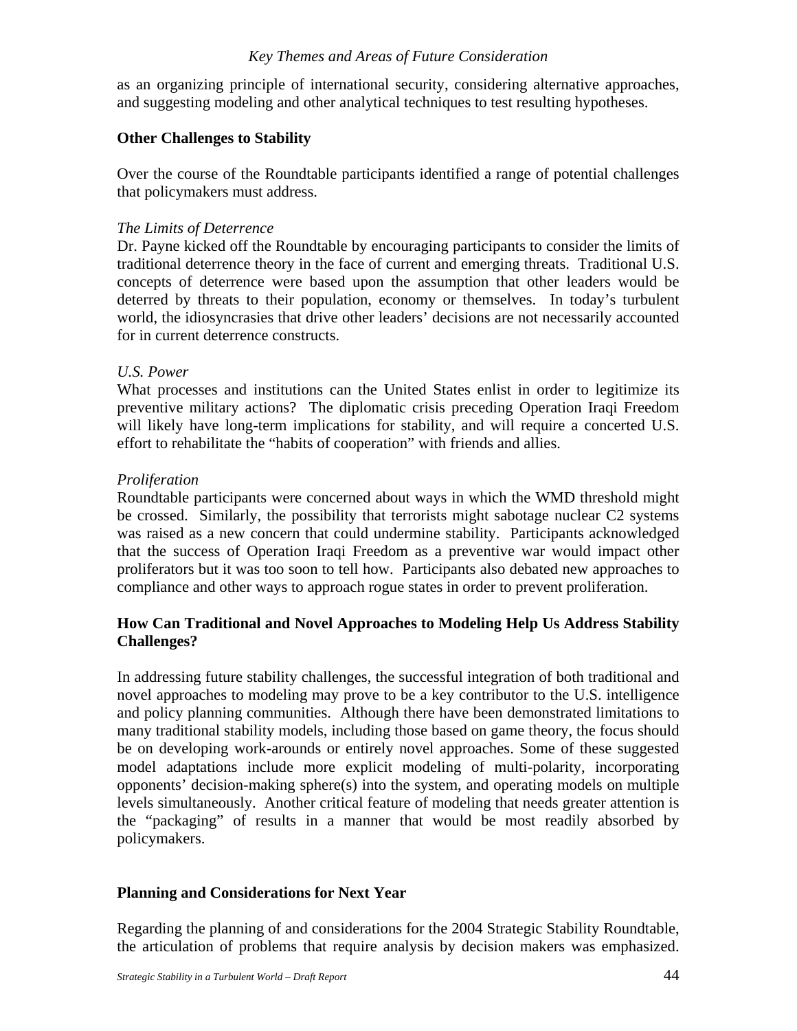as an organizing principle of international security, considering alternative approaches, and suggesting modeling and other analytical techniques to test resulting hypotheses.

### Other Challenges to Stability

Over the course of the Roundtable participants identified a range of potential challenges that policymakers must address.

*The Limits of Deterrence*

Dr. Payne kicked off the Roundtable by encouraging participants to consider the limits of traditional deterrence theory in the face of current and emerging threats. Traditional U.S. concepts of deterrence were based upon the assumption that other leaders would be deterred by threats to their population, economy or themselves. In today's turbulent world, the idiosyncrasies that drive other leaders' decisions are not necessarily accounted for in current deterrence constructs.

*U.S. Power*

What processes and institutions can the United States enlist in order to legitimize its preventive military actions? The diplomatic crisis preceding Operation Iraqi Freedom will likely have long-term implications for stability, and will require a concerted U.S. effort to rehabilitate the "habits of cooperation" with friends and allies.

*Proliferation*

Roundtable participants were concerned about ways in which the WMD threshold might be crossed. Similarly, the possibility that terrorists might sabotage nuclear C2 systems was raised as a new concern that could undermine stability. Participants acknowledged that the success of Operation Iraqi Freedom as a preventive war would impact other proliferators but it was too soon to tell how. Participants also debated new approaches to compliance and other ways to approach rogue states in order to prevent proliferation.

### How Can Traditional and Novel Approaches to Modeling Help Us Address Stability Challenges?

In addressing future stability challenges, the successful integration of both traditional and novel approaches to modeling may prove to be a key contributor to the U.S. intelligence and policy planning communities. Although there have been demonstrated limitations to many traditional stability models, including those based on game theory, the focus should be on developing work-arounds or entirely novel approaches. Some of these suggested model adaptations include more explicit modeling of multi-polarity, incorporating opponents' decision-making sphere(s) into the system, and operating models on multiple levels simultaneously. Another critical feature of modeling that needs greater attention is the "packaging" of results in a manner that would be most readily absorbed by policymakers.

### Planning and Considerations for Next Year

Regarding the planning of and considerations for the 2004 Strategic Stability Roundtable, the articulation of problems that require analysis by decision makers was emphasized.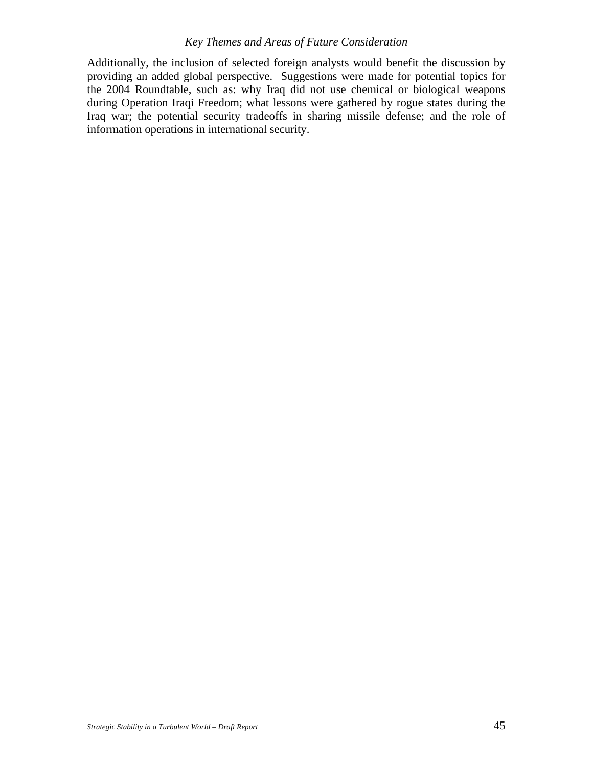Additionally, the inclusion of selected foreign analysts would benefit the discussion by providing an added global perspective. Suggestions were made for potential topics for the 2004 Roundtable, such as: why Iraq did not use chemical or biological weapons during Operation Iraqi Freedom; what lessons were gathered by rogue states during the Iraq war; the potential security tradeoffs in sharing missile defense; and the role of information operations in international security.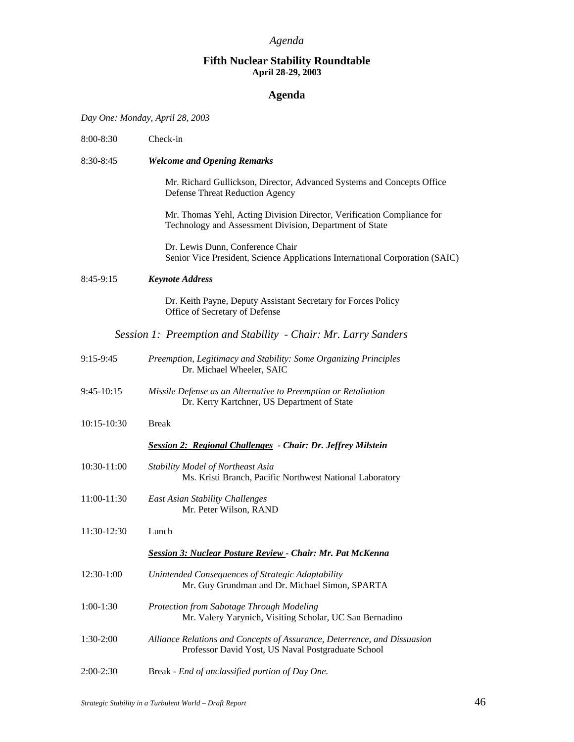*Agenda*

## Fifth Nuclear Stability Roundtable
**April 28-29, 2003**

## Agenda

*Day One: Monday, April 28, 2003*

8:00-8:30 Check-in

8:30-8:45 ***Welcome and Opening Remarks***

Mr. Richard Gullickson, Director, Advanced Systems and Concepts Office
Defense Threat Reduction Agency

Mr. Thomas Yehl, Acting Division Director, Verification Compliance for Technology and Assessment Division, Department of State

Dr. Lewis Dunn, Conference Chair
Senior Vice President, Science Applications International Corporation (SAIC)

8:45-9:15 ***Keynote Address***

Dr. Keith Payne, Deputy Assistant Secretary for Forces Policy
Office of Secretary of Defense

### *Session 1: Preemption and Stability - Chair: Mr. Larry Sanders*

9:15-9:45 *Preemption, Legitimacy and Stability: Some Organizing Principles*
Dr. Michael Wheeler, SAIC

9:45-10:15 *Missile Defense as an Alternative to Preemption or Retaliation*
Dr. Kerry Kartchner, US Department of State

10:15-10:30 Break

***Session 2: Regional Challenges - Chair: Dr. Jeffrey Milstein***

10:30-11:00 *Stability Model of Northeast Asia*
Ms. Kristi Branch, Pacific Northwest National Laboratory

11:00-11:30 *East Asian Stability Challenges*
Mr. Peter Wilson, RAND

11:30-12:30 Lunch

***Session 3: Nuclear Posture Review - Chair: Mr. Pat McKenna***

12:30-1:00 *Unintended Consequences of Strategic Adaptability*
Mr. Guy Grundman and Dr. Michael Simon, SPARTA

1:00-1:30 *Protection from Sabotage Through Modeling*
Mr. Valery Yarynich, Visiting Scholar, UC San Bernadino

1:30-2:00 *Alliance Relations and Concepts of Assurance, Deterrence, and Dissuasion*
Professor David Yost, US Naval Postgraduate School

2:00-2:30 Break - *End of unclassified portion of Day One.*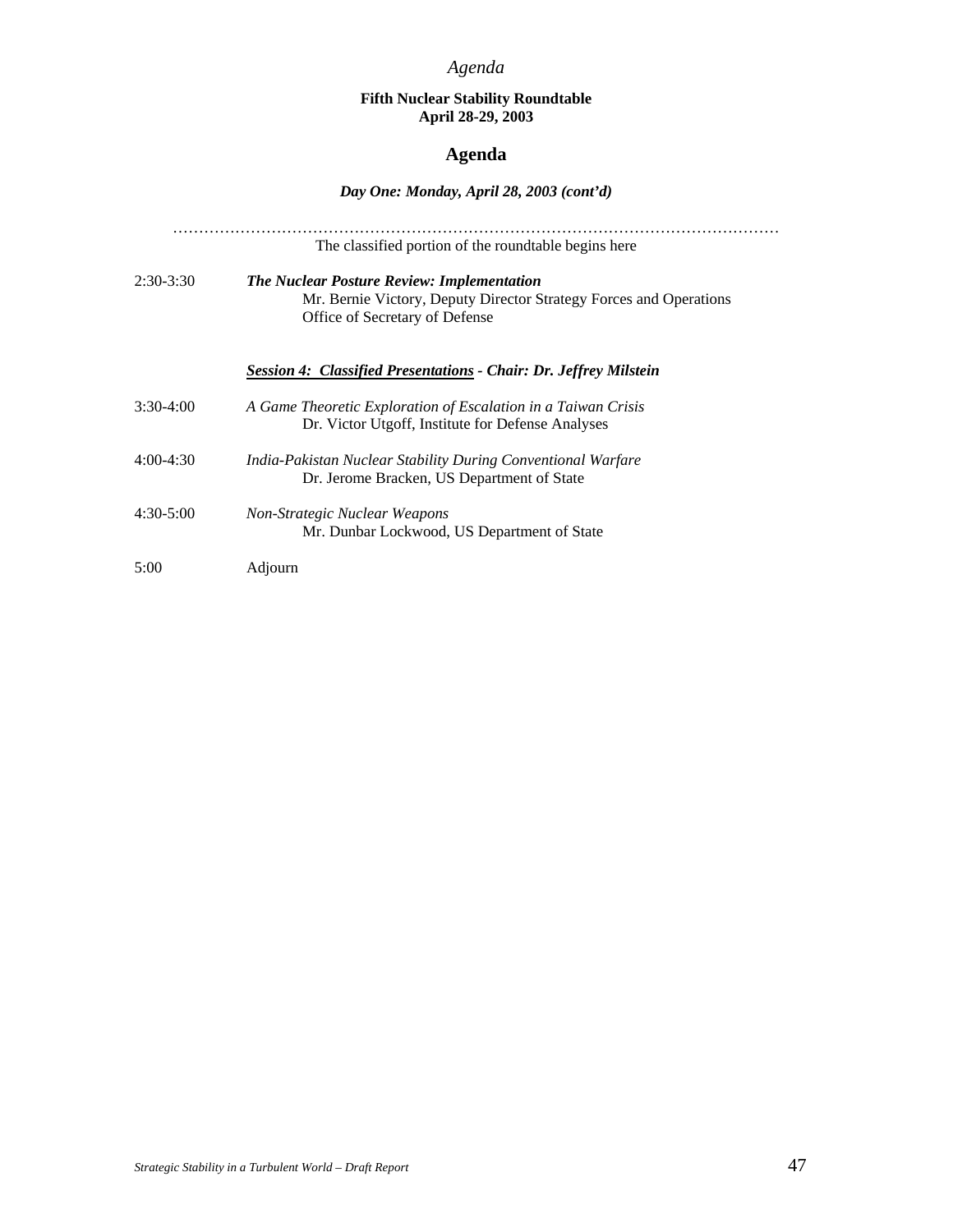**Fifth Nuclear Stability Roundtable**
**April 28-29, 2003**

## Agenda

***Day One: Monday, April 28, 2003 (cont'd)***

……………………………………………………………………………………………………

The classified portion of the roundtable begins here

2:30-3:30 ***The Nuclear Posture Review: Implementation***
Mr. Bernie Victory, Deputy Director Strategy Forces and Operations
Office of Secretary of Defense

***Session 4: Classified Presentations - Chair: Dr. Jeffrey Milstein***

3:30-4:00 *A Game Theoretic Exploration of Escalation in a Taiwan Crisis*
Dr. Victor Utgoff, Institute for Defense Analyses

4:00-4:30 *India-Pakistan Nuclear Stability During Conventional Warfare*
Dr. Jerome Bracken, US Department of State

4:30-5:00 *Non-Strategic Nuclear Weapons*
Mr. Dunbar Lockwood, US Department of State

5:00 Adjourn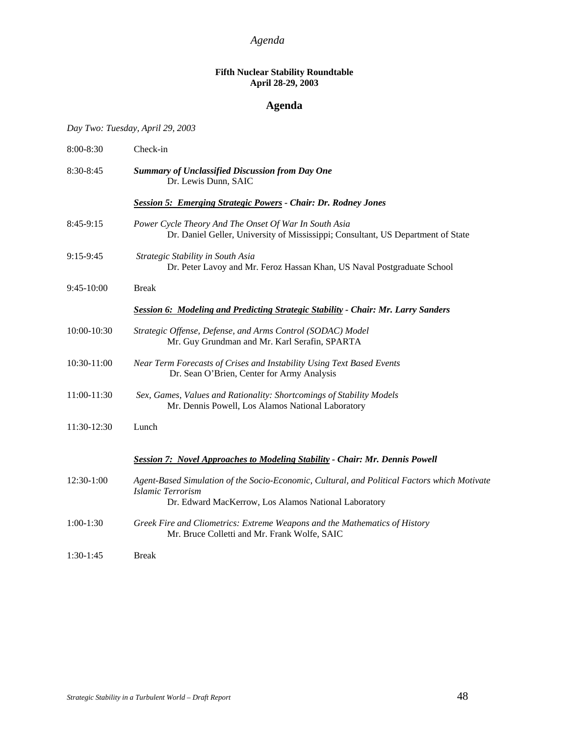*Agenda*

**Fifth Nuclear Stability Roundtable**
**April 28-29, 2003**

## Agenda

*Day Two: Tuesday, April 29, 2003*

8:00-8:30 Check-in

8:30-8:45 ***Summary of Unclassified Discussion from Day One***
Dr. Lewis Dunn, SAIC

***Session 5: Emerging Strategic Powers - Chair: Dr. Rodney Jones***

8:45-9:15 *Power Cycle Theory And The Onset Of War In South Asia*
Dr. Daniel Geller, University of Mississippi; Consultant, US Department of State

9:15-9:45 *Strategic Stability in South Asia*
Dr. Peter Lavoy and Mr. Feroz Hassan Khan, US Naval Postgraduate School

9:45-10:00 Break

***Session 6: Modeling and Predicting Strategic Stability - Chair: Mr. Larry Sanders***

10:00-10:30 *Strategic Offense, Defense, and Arms Control (SODAC) Model*
Mr. Guy Grundman and Mr. Karl Serafin, SPARTA

10:30-11:00 *Near Term Forecasts of Crises and Instability Using Text Based Events*
Dr. Sean O'Brien, Center for Army Analysis

11:00-11:30 *Sex, Games, Values and Rationality: Shortcomings of Stability Models*
Mr. Dennis Powell, Los Alamos National Laboratory

11:30-12:30 Lunch

***Session 7: Novel Approaches to Modeling Stability - Chair: Mr. Dennis Powell***

12:30-1:00 *Agent-Based Simulation of the Socio-Economic, Cultural, and Political Factors which Motivate Islamic Terrorism*
Dr. Edward MacKerrow, Los Alamos National Laboratory

1:00-1:30 *Greek Fire and Cliometrics: Extreme Weapons and the Mathematics of History*
Mr. Bruce Colletti and Mr. Frank Wolfe, SAIC

1:30-1:45 Break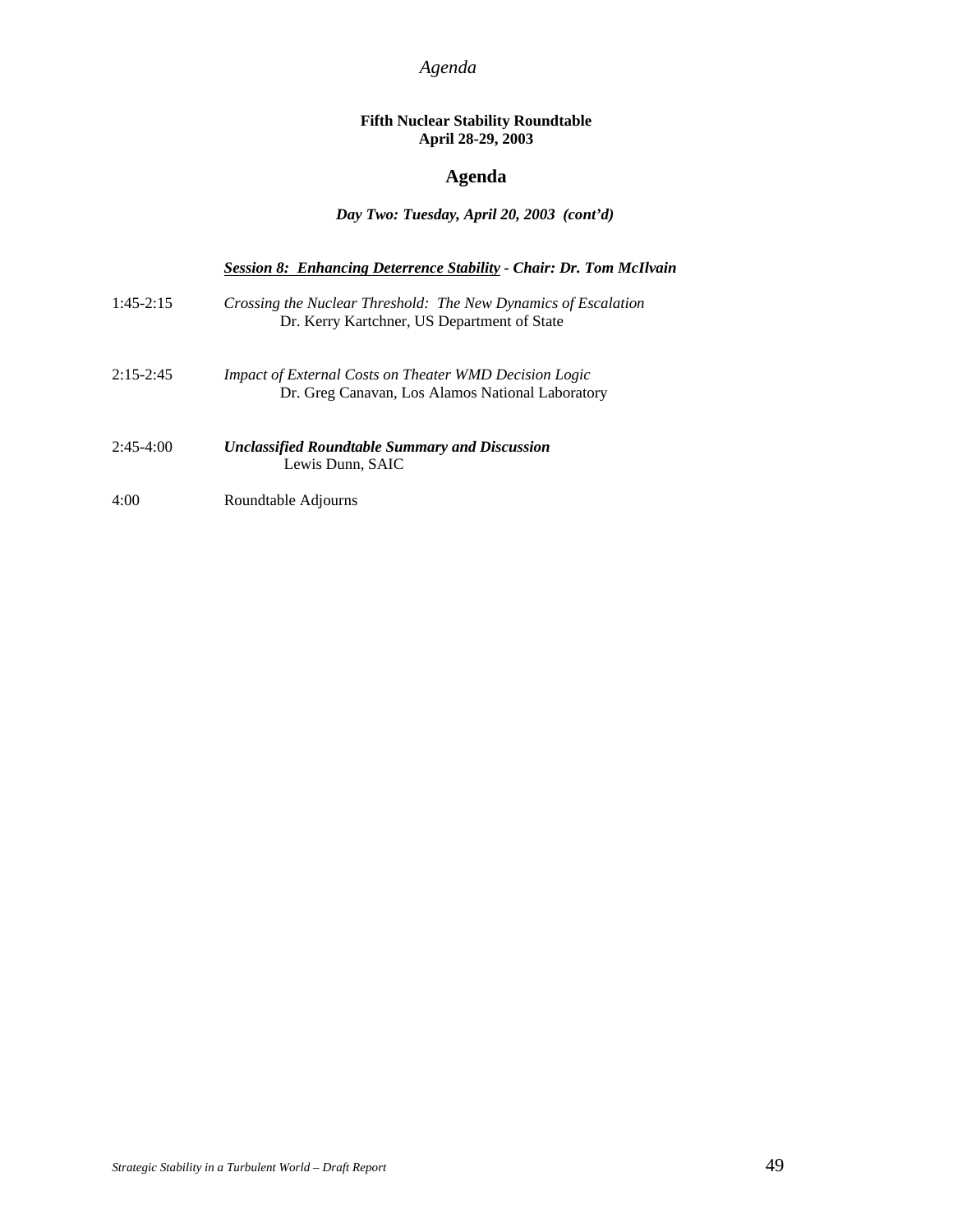**Fifth Nuclear Stability Roundtable**
**April 28-29, 2003**

## Agenda

***Day Two: Tuesday, April 20, 2003 (cont'd)***

***Session 8: Enhancing Deterrence Stability - Chair: Dr. Tom McIlvain***

| | |
|---|---|
| 1:45-2:15 | *Crossing the Nuclear Threshold: The New Dynamics of Escalation*<br>Dr. Kerry Kartchner, US Department of State |
| 2:15-2:45 | *Impact of External Costs on Theater WMD Decision Logic*<br>Dr. Greg Canavan, Los Alamos National Laboratory |
| 2:45-4:00 | ***Unclassified Roundtable Summary and Discussion***<br>Lewis Dunn, SAIC |
| 4:00 | Roundtable Adjourns |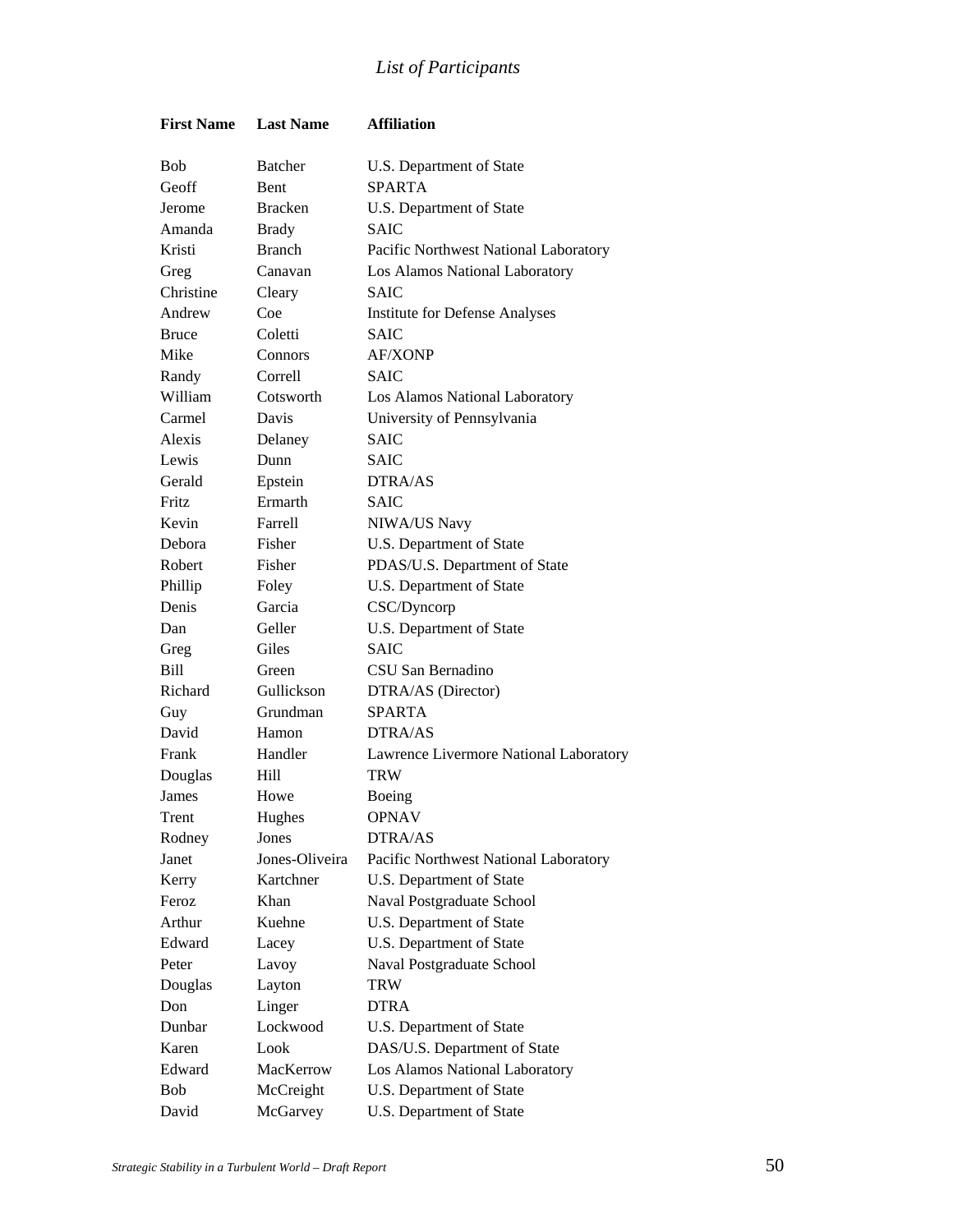*List of Participants*

| First Name | Last Name | Affiliation |
|---|---|---|
| Bob | Batcher | U.S. Department of State |
| Geoff | Bent | SPARTA |
| Jerome | Bracken | U.S. Department of State |
| Amanda | Brady | SAIC |
| Kristi | Branch | Pacific Northwest National Laboratory |
| Greg | Canavan | Los Alamos National Laboratory |
| Christine | Cleary | SAIC |
| Andrew | Coe | Institute for Defense Analyses |
| Bruce | Coletti | SAIC |
| Mike | Connors | AF/XONP |
| Randy | Correll | SAIC |
| William | Cotsworth | Los Alamos National Laboratory |
| Carmel | Davis | University of Pennsylvania |
| Alexis | Delaney | SAIC |
| Lewis | Dunn | SAIC |
| Gerald | Epstein | DTRA/AS |
| Fritz | Ermarth | SAIC |
| Kevin | Farrell | NIWA/US Navy |
| Debora | Fisher | U.S. Department of State |
| Robert | Fisher | PDAS/U.S. Department of State |
| Phillip | Foley | U.S. Department of State |
| Denis | Garcia | CSC/Dyncorp |
| Dan | Geller | U.S. Department of State |
| Greg | Giles | SAIC |
| Bill | Green | CSU San Bernadino |
| Richard | Gullickson | DTRA/AS (Director) |
| Guy | Grundman | SPARTA |
| David | Hamon | DTRA/AS |
| Frank | Handler | Lawrence Livermore National Laboratory |
| Douglas | Hill | TRW |
| James | Howe | Boeing |
| Trent | Hughes | OPNAV |
| Rodney | Jones | DTRA/AS |
| Janet | Jones-Oliveira | Pacific Northwest National Laboratory |
| Kerry | Kartchner | U.S. Department of State |
| Feroz | Khan | Naval Postgraduate School |
| Arthur | Kuehne | U.S. Department of State |
| Edward | Lacey | U.S. Department of State |
| Peter | Lavoy | Naval Postgraduate School |
| Douglas | Layton | TRW |
| Don | Linger | DTRA |
| Dunbar | Lockwood | U.S. Department of State |
| Karen | Look | DAS/U.S. Department of State |
| Edward | MacKerrow | Los Alamos National Laboratory |
| Bob | McCreight | U.S. Department of State |
| David | McGarvey | U.S. Department of State |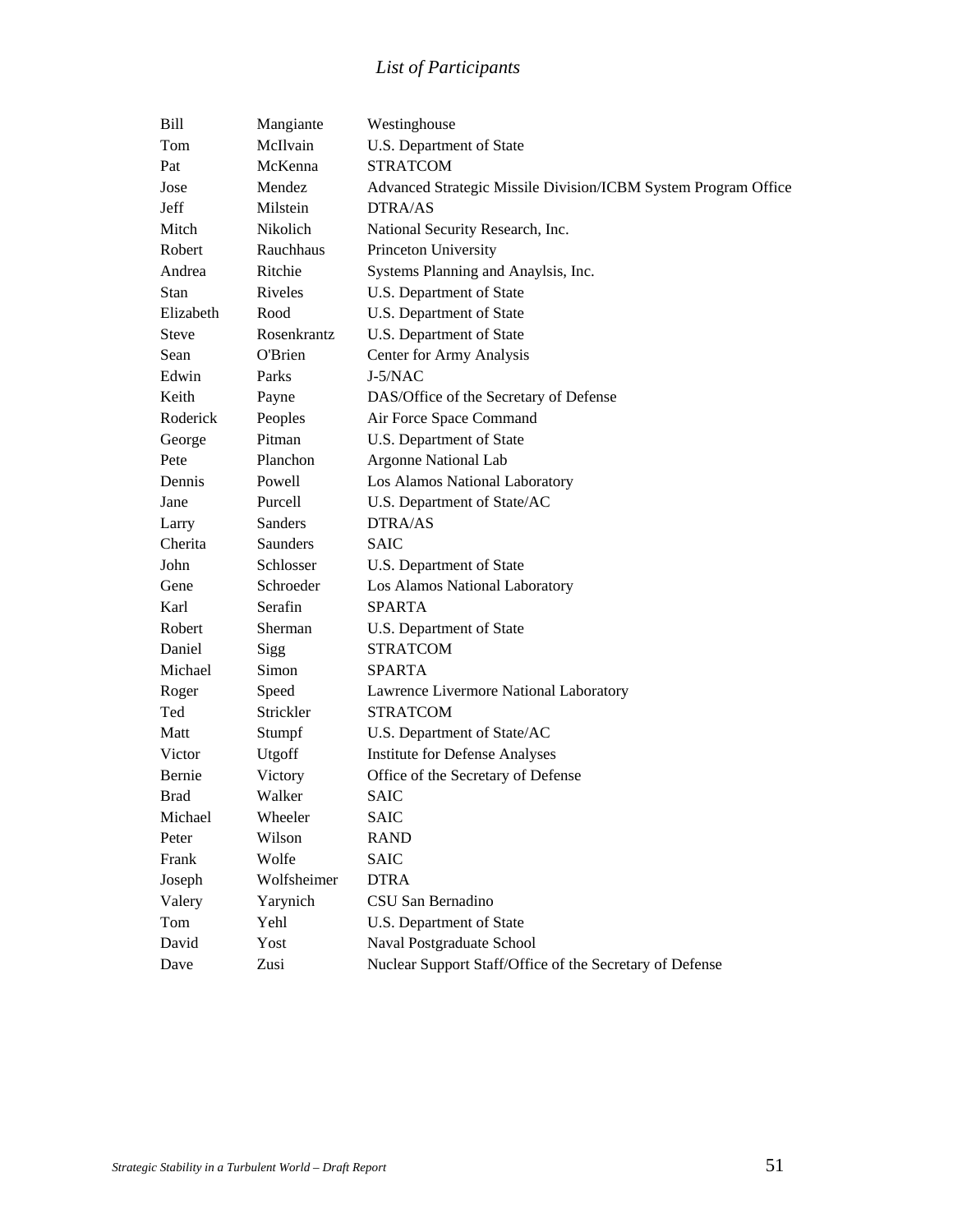## *List of Participants*

| | | |
|---|---|---|
| Bill | Mangiante | Westinghouse |
| Tom | McIlvain | U.S. Department of State |
| Pat | McKenna | STRATCOM |
| Jose | Mendez | Advanced Strategic Missile Division/ICBM System Program Office |
| Jeff | Milstein | DTRA/AS |
| Mitch | Nikolich | National Security Research, Inc. |
| Robert | Rauchhaus | Princeton University |
| Andrea | Ritchie | Systems Planning and Anaylsis, Inc. |
| Stan | Riveles | U.S. Department of State |
| Elizabeth | Rood | U.S. Department of State |
| Steve | Rosenkrantz | U.S. Department of State |
| Sean | O'Brien | Center for Army Analysis |
| Edwin | Parks | J-5/NAC |
| Keith | Payne | DAS/Office of the Secretary of Defense |
| Roderick | Peoples | Air Force Space Command |
| George | Pitman | U.S. Department of State |
| Pete | Planchon | Argonne National Lab |
| Dennis | Powell | Los Alamos National Laboratory |
| Jane | Purcell | U.S. Department of State/AC |
| Larry | Sanders | DTRA/AS |
| Cherita | Saunders | SAIC |
| John | Schlosser | U.S. Department of State |
| Gene | Schroeder | Los Alamos National Laboratory |
| Karl | Serafin | SPARTA |
| Robert | Sherman | U.S. Department of State |
| Daniel | Sigg | STRATCOM |
| Michael | Simon | SPARTA |
| Roger | Speed | Lawrence Livermore National Laboratory |
| Ted | Strickler | STRATCOM |
| Matt | Stumpf | U.S. Department of State/AC |
| Victor | Utgoff | Institute for Defense Analyses |
| Bernie | Victory | Office of the Secretary of Defense |
| Brad | Walker | SAIC |
| Michael | Wheeler | SAIC |
| Peter | Wilson | RAND |
| Frank | Wolfe | SAIC |
| Joseph | Wolfsheimer | DTRA |
| Valery | Yarynich | CSU San Bernadino |
| Tom | Yehl | U.S. Department of State |
| David | Yost | Naval Postgraduate School |
| Dave | Zusi | Nuclear Support Staff/Office of the Secretary of Defense |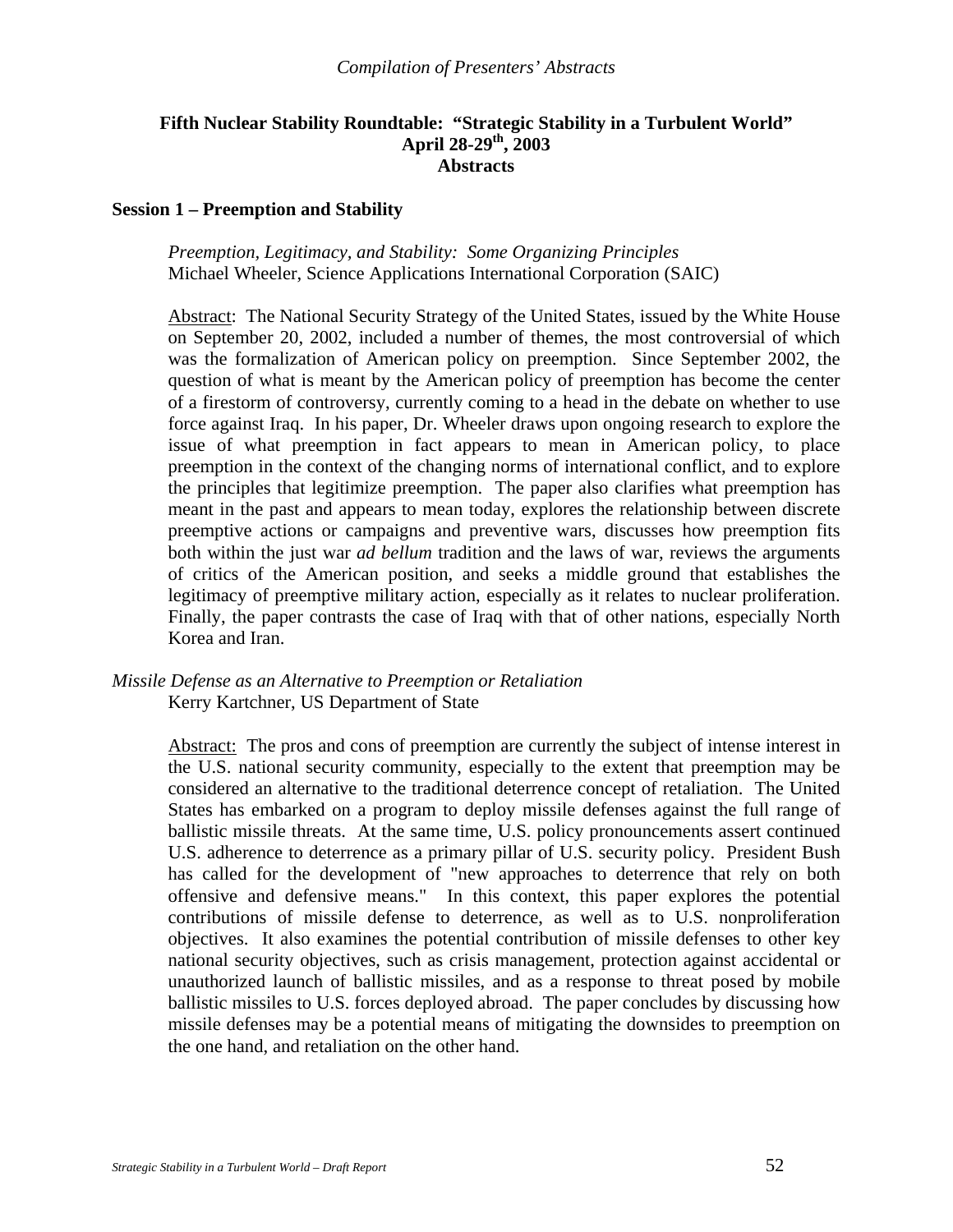*Compilation of Presenters' Abstracts*

**Fifth Nuclear Stability Roundtable: "Strategic Stability in a Turbulent World"**
**April 28-29th, 2003**
**Abstracts**

**Session 1 – Preemption and Stability**

*Preemption, Legitimacy, and Stability: Some Organizing Principles*
Michael Wheeler, Science Applications International Corporation (SAIC)

Abstract: The National Security Strategy of the United States, issued by the White House on September 20, 2002, included a number of themes, the most controversial of which was the formalization of American policy on preemption. Since September 2002, the question of what is meant by the American policy of preemption has become the center of a firestorm of controversy, currently coming to a head in the debate on whether to use force against Iraq. In his paper, Dr. Wheeler draws upon ongoing research to explore the issue of what preemption in fact appears to mean in American policy, to place preemption in the context of the changing norms of international conflict, and to explore the principles that legitimize preemption. The paper also clarifies what preemption has meant in the past and appears to mean today, explores the relationship between discrete preemptive actions or campaigns and preventive wars, discusses how preemption fits both within the just war *ad bellum* tradition and the laws of war, reviews the arguments of critics of the American position, and seeks a middle ground that establishes the legitimacy of preemptive military action, especially as it relates to nuclear proliferation. Finally, the paper contrasts the case of Iraq with that of other nations, especially North Korea and Iran.

*Missile Defense as an Alternative to Preemption or Retaliation*
Kerry Kartchner, US Department of State

Abstract: The pros and cons of preemption are currently the subject of intense interest in the U.S. national security community, especially to the extent that preemption may be considered an alternative to the traditional deterrence concept of retaliation. The United States has embarked on a program to deploy missile defenses against the full range of ballistic missile threats. At the same time, U.S. policy pronouncements assert continued U.S. adherence to deterrence as a primary pillar of U.S. security policy. President Bush has called for the development of "new approaches to deterrence that rely on both offensive and defensive means." In this context, this paper explores the potential contributions of missile defense to deterrence, as well as to U.S. nonproliferation objectives. It also examines the potential contribution of missile defenses to other key national security objectives, such as crisis management, protection against accidental or unauthorized launch of ballistic missiles, and as a response to threat posed by mobile ballistic missiles to U.S. forces deployed abroad. The paper concludes by discussing how missile defenses may be a potential means of mitigating the downsides to preemption on the one hand, and retaliation on the other hand.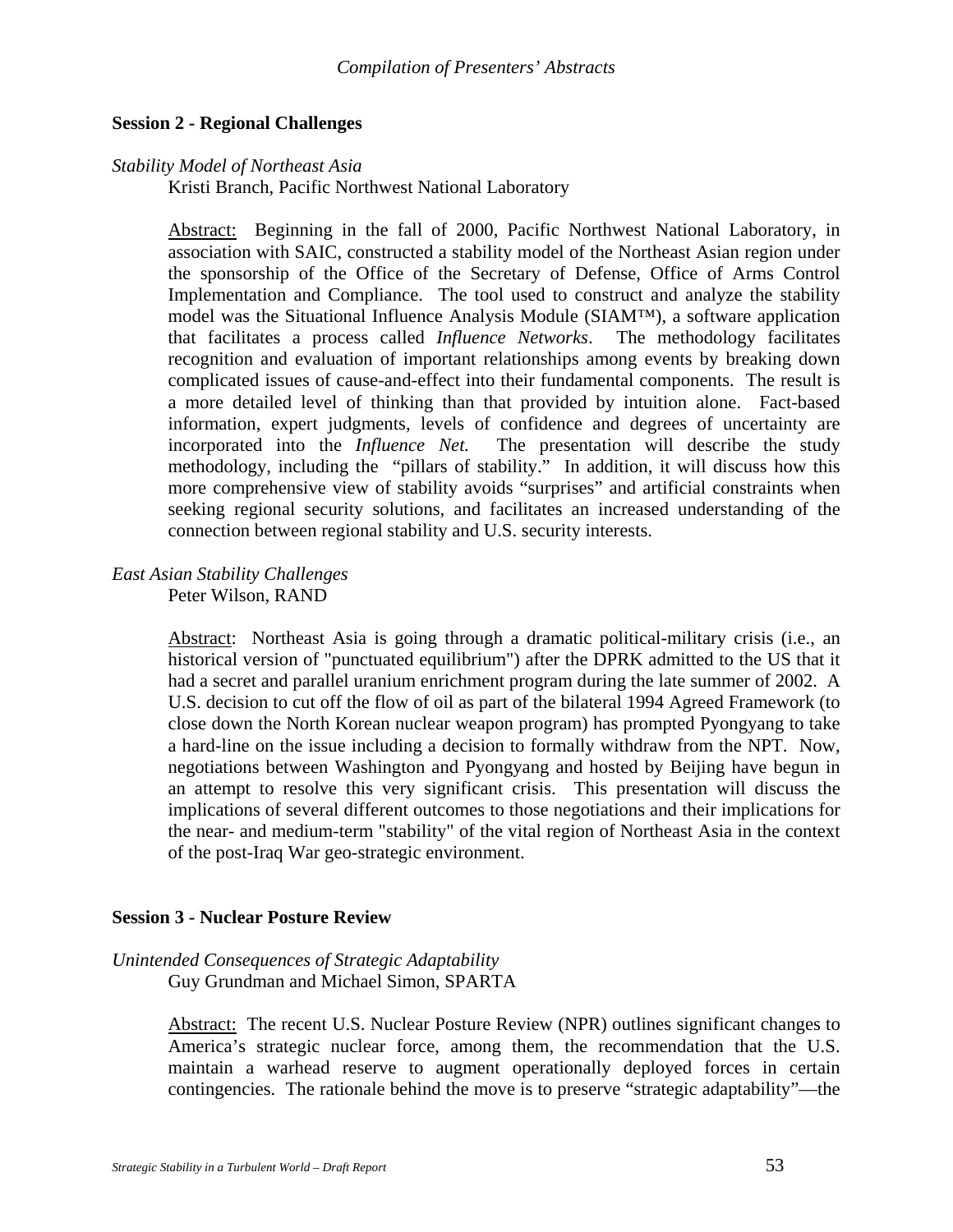## Session 2 - Regional Challenges

*Stability Model of Northeast Asia*

Kristi Branch, Pacific Northwest National Laboratory

Abstract: Beginning in the fall of 2000, Pacific Northwest National Laboratory, in association with SAIC, constructed a stability model of the Northeast Asian region under the sponsorship of the Office of the Secretary of Defense, Office of Arms Control Implementation and Compliance. The tool used to construct and analyze the stability model was the Situational Influence Analysis Module (SIAM™), a software application that facilitates a process called *Influence Networks*. The methodology facilitates recognition and evaluation of important relationships among events by breaking down complicated issues of cause-and-effect into their fundamental components. The result is a more detailed level of thinking than that provided by intuition alone. Fact-based information, expert judgments, levels of confidence and degrees of uncertainty are incorporated into the *Influence Net.* The presentation will describe the study methodology, including the "pillars of stability." In addition, it will discuss how this more comprehensive view of stability avoids "surprises" and artificial constraints when seeking regional security solutions, and facilitates an increased understanding of the connection between regional stability and U.S. security interests.

*East Asian Stability Challenges*

Peter Wilson, RAND

Abstract: Northeast Asia is going through a dramatic political-military crisis (i.e., an historical version of "punctuated equilibrium") after the DPRK admitted to the US that it had a secret and parallel uranium enrichment program during the late summer of 2002. A U.S. decision to cut off the flow of oil as part of the bilateral 1994 Agreed Framework (to close down the North Korean nuclear weapon program) has prompted Pyongyang to take a hard-line on the issue including a decision to formally withdraw from the NPT. Now, negotiations between Washington and Pyongyang and hosted by Beijing have begun in an attempt to resolve this very significant crisis. This presentation will discuss the implications of several different outcomes to those negotiations and their implications for the near- and medium-term "stability" of the vital region of Northeast Asia in the context of the post-Iraq War geo-strategic environment.

## Session 3 - Nuclear Posture Review

*Unintended Consequences of Strategic Adaptability*

Guy Grundman and Michael Simon, SPARTA

Abstract: The recent U.S. Nuclear Posture Review (NPR) outlines significant changes to America's strategic nuclear force, among them, the recommendation that the U.S. maintain a warhead reserve to augment operationally deployed forces in certain contingencies. The rationale behind the move is to preserve "strategic adaptability"—the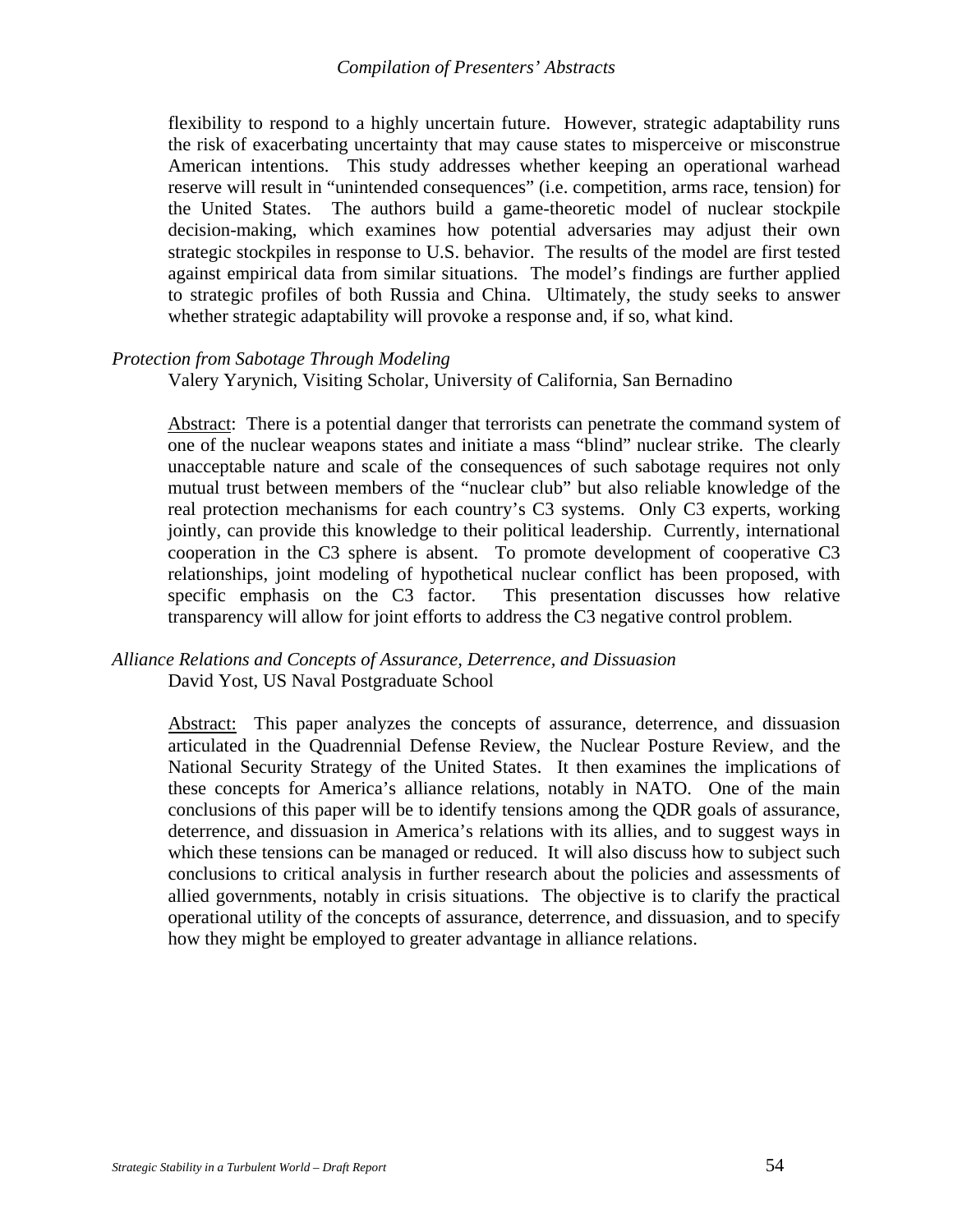flexibility to respond to a highly uncertain future. However, strategic adaptability runs the risk of exacerbating uncertainty that may cause states to misperceive or misconstrue American intentions. This study addresses whether keeping an operational warhead reserve will result in "unintended consequences" (i.e. competition, arms race, tension) for the United States. The authors build a game-theoretic model of nuclear stockpile decision-making, which examines how potential adversaries may adjust their own strategic stockpiles in response to U.S. behavior. The results of the model are first tested against empirical data from similar situations. The model's findings are further applied to strategic profiles of both Russia and China. Ultimately, the study seeks to answer whether strategic adaptability will provoke a response and, if so, what kind.

*Protection from Sabotage Through Modeling*

Valery Yarynich, Visiting Scholar, University of California, San Bernadino

Abstract: There is a potential danger that terrorists can penetrate the command system of one of the nuclear weapons states and initiate a mass "blind" nuclear strike. The clearly unacceptable nature and scale of the consequences of such sabotage requires not only mutual trust between members of the "nuclear club" but also reliable knowledge of the real protection mechanisms for each country's C3 systems. Only C3 experts, working jointly, can provide this knowledge to their political leadership. Currently, international cooperation in the C3 sphere is absent. To promote development of cooperative C3 relationships, joint modeling of hypothetical nuclear conflict has been proposed, with specific emphasis on the C3 factor. This presentation discusses how relative transparency will allow for joint efforts to address the C3 negative control problem.

*Alliance Relations and Concepts of Assurance, Deterrence, and Dissuasion*

David Yost, US Naval Postgraduate School

Abstract: This paper analyzes the concepts of assurance, deterrence, and dissuasion articulated in the Quadrennial Defense Review, the Nuclear Posture Review, and the National Security Strategy of the United States. It then examines the implications of these concepts for America's alliance relations, notably in NATO. One of the main conclusions of this paper will be to identify tensions among the QDR goals of assurance, deterrence, and dissuasion in America's relations with its allies, and to suggest ways in which these tensions can be managed or reduced. It will also discuss how to subject such conclusions to critical analysis in further research about the policies and assessments of allied governments, notably in crisis situations. The objective is to clarify the practical operational utility of the concepts of assurance, deterrence, and dissuasion, and to specify how they might be employed to greater advantage in alliance relations.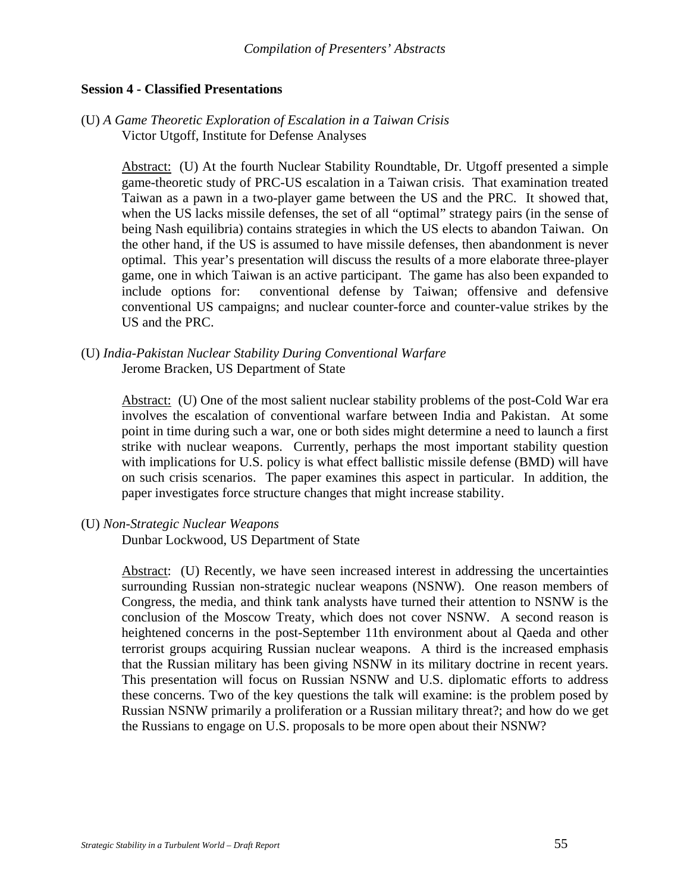## Session 4 - Classified Presentations

(U) *A Game Theoretic Exploration of Escalation in a Taiwan Crisis*
Victor Utgoff, Institute for Defense Analyses

Abstract: (U) At the fourth Nuclear Stability Roundtable, Dr. Utgoff presented a simple game-theoretic study of PRC-US escalation in a Taiwan crisis. That examination treated Taiwan as a pawn in a two-player game between the US and the PRC. It showed that, when the US lacks missile defenses, the set of all "optimal" strategy pairs (in the sense of being Nash equilibria) contains strategies in which the US elects to abandon Taiwan. On the other hand, if the US is assumed to have missile defenses, then abandonment is never optimal. This year's presentation will discuss the results of a more elaborate three-player game, one in which Taiwan is an active participant. The game has also been expanded to include options for: conventional defense by Taiwan; offensive and defensive conventional US campaigns; and nuclear counter-force and counter-value strikes by the US and the PRC.

(U) *India-Pakistan Nuclear Stability During Conventional Warfare*
Jerome Bracken, US Department of State

Abstract: (U) One of the most salient nuclear stability problems of the post-Cold War era involves the escalation of conventional warfare between India and Pakistan. At some point in time during such a war, one or both sides might determine a need to launch a first strike with nuclear weapons. Currently, perhaps the most important stability question with implications for U.S. policy is what effect ballistic missile defense (BMD) will have on such crisis scenarios. The paper examines this aspect in particular. In addition, the paper investigates force structure changes that might increase stability.

(U) *Non-Strategic Nuclear Weapons*
Dunbar Lockwood, US Department of State

Abstract: (U) Recently, we have seen increased interest in addressing the uncertainties surrounding Russian non-strategic nuclear weapons (NSNW). One reason members of Congress, the media, and think tank analysts have turned their attention to NSNW is the conclusion of the Moscow Treaty, which does not cover NSNW. A second reason is heightened concerns in the post-September 11th environment about al Qaeda and other terrorist groups acquiring Russian nuclear weapons. A third is the increased emphasis that the Russian military has been giving NSNW in its military doctrine in recent years. This presentation will focus on Russian NSNW and U.S. diplomatic efforts to address these concerns. Two of the key questions the talk will examine: is the problem posed by Russian NSNW primarily a proliferation or a Russian military threat?; and how do we get the Russians to engage on U.S. proposals to be more open about their NSNW?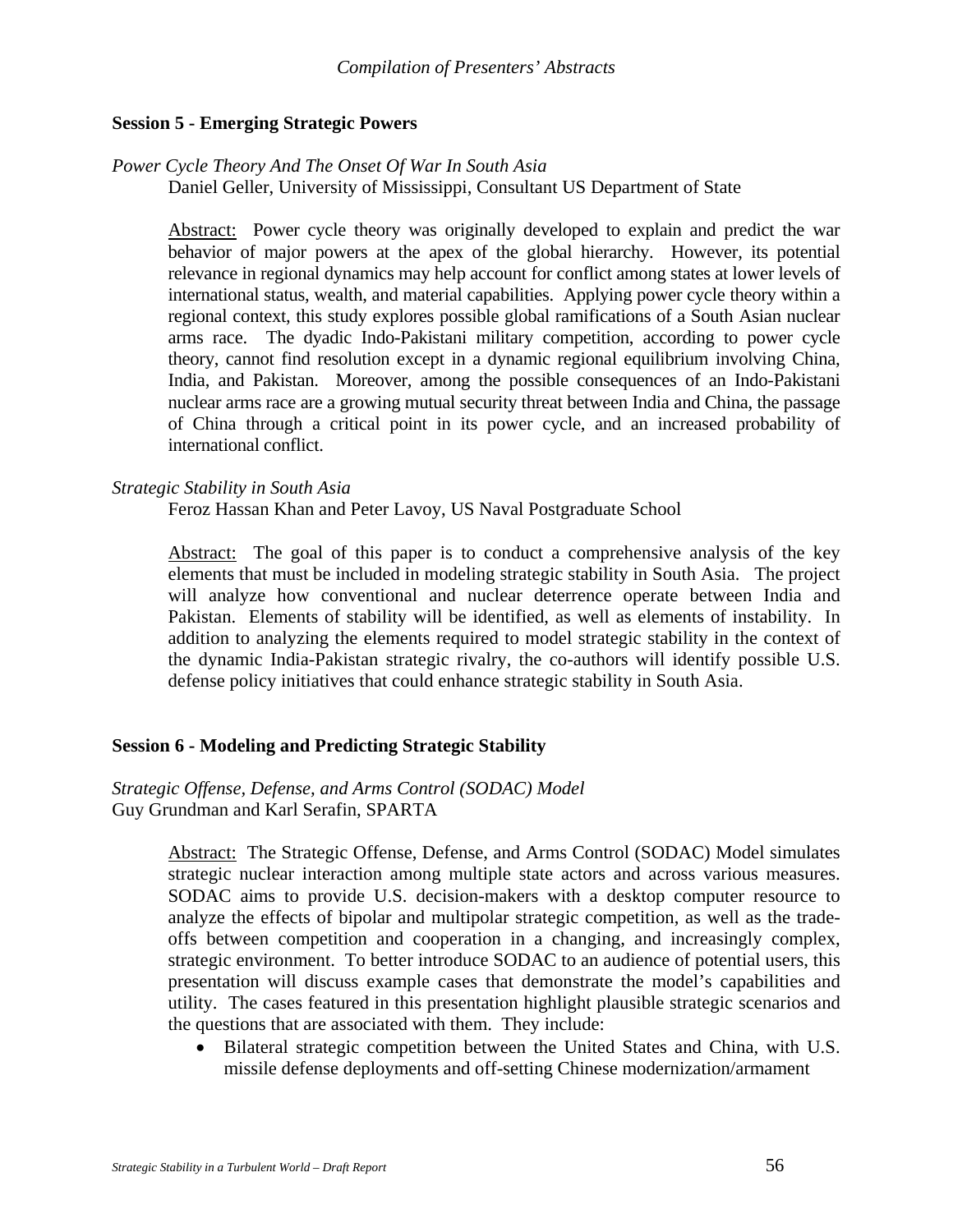## Session 5 - Emerging Strategic Powers

*Power Cycle Theory And The Onset Of War In South Asia*
Daniel Geller, University of Mississippi, Consultant US Department of State

Abstract: Power cycle theory was originally developed to explain and predict the war behavior of major powers at the apex of the global hierarchy. However, its potential relevance in regional dynamics may help account for conflict among states at lower levels of international status, wealth, and material capabilities. Applying power cycle theory within a regional context, this study explores possible global ramifications of a South Asian nuclear arms race. The dyadic Indo-Pakistani military competition, according to power cycle theory, cannot find resolution except in a dynamic regional equilibrium involving China, India, and Pakistan. Moreover, among the possible consequences of an Indo-Pakistani nuclear arms race are a growing mutual security threat between India and China, the passage of China through a critical point in its power cycle, and an increased probability of international conflict.

*Strategic Stability in South Asia*
Feroz Hassan Khan and Peter Lavoy, US Naval Postgraduate School

Abstract: The goal of this paper is to conduct a comprehensive analysis of the key elements that must be included in modeling strategic stability in South Asia. The project will analyze how conventional and nuclear deterrence operate between India and Pakistan. Elements of stability will be identified, as well as elements of instability. In addition to analyzing the elements required to model strategic stability in the context of the dynamic India-Pakistan strategic rivalry, the co-authors will identify possible U.S. defense policy initiatives that could enhance strategic stability in South Asia.

## Session 6 - Modeling and Predicting Strategic Stability

*Strategic Offense, Defense, and Arms Control (SODAC) Model*
Guy Grundman and Karl Serafin, SPARTA

Abstract: The Strategic Offense, Defense, and Arms Control (SODAC) Model simulates strategic nuclear interaction among multiple state actors and across various measures. SODAC aims to provide U.S. decision-makers with a desktop computer resource to analyze the effects of bipolar and multipolar strategic competition, as well as the trade-offs between competition and cooperation in a changing, and increasingly complex, strategic environment. To better introduce SODAC to an audience of potential users, this presentation will discuss example cases that demonstrate the model's capabilities and utility. The cases featured in this presentation highlight plausible strategic scenarios and the questions that are associated with them. They include:

- Bilateral strategic competition between the United States and China, with U.S. missile defense deployments and off-setting Chinese modernization/armament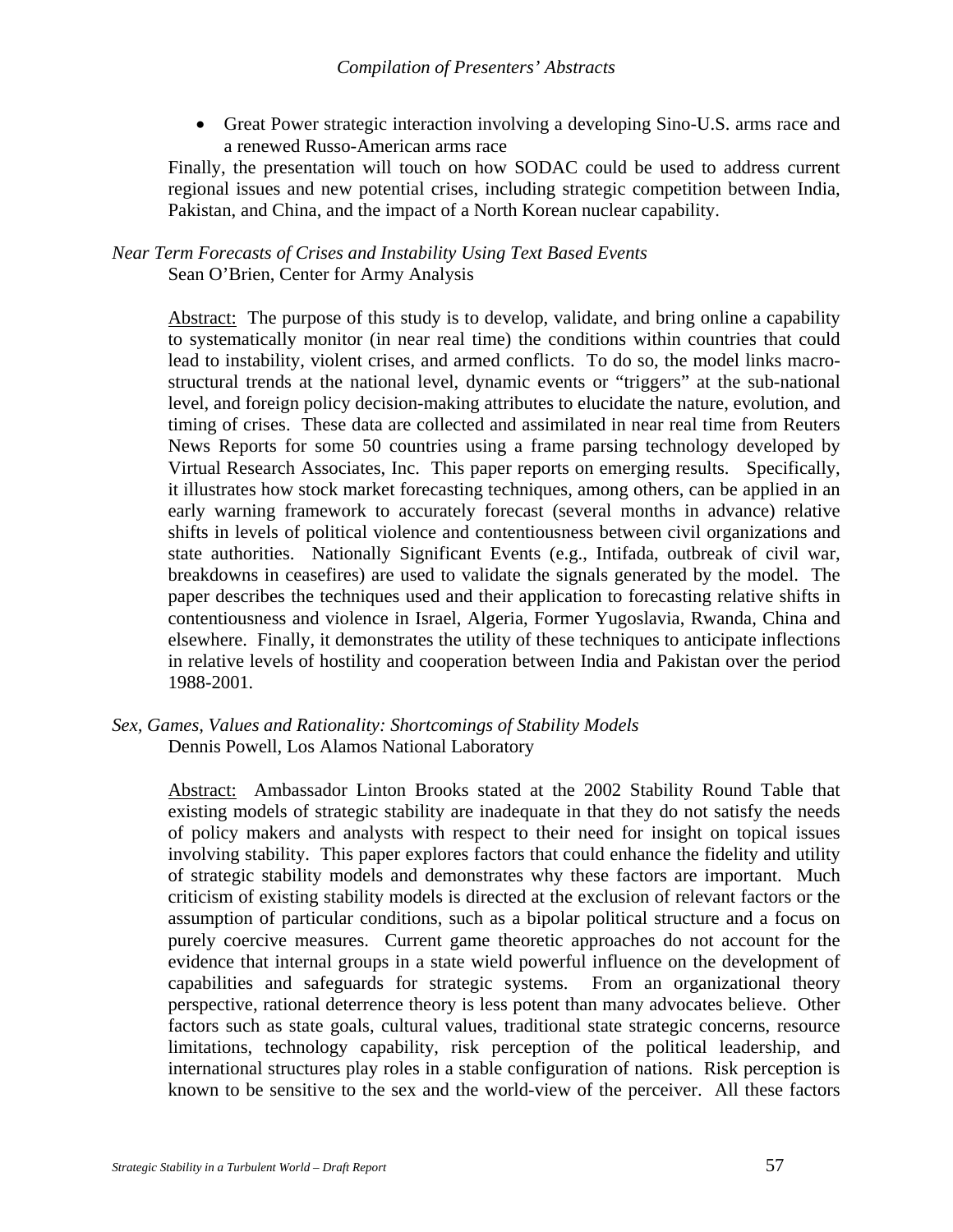- Great Power strategic interaction involving a developing Sino-U.S. arms race and a renewed Russo-American arms race

Finally, the presentation will touch on how SODAC could be used to address current regional issues and new potential crises, including strategic competition between India, Pakistan, and China, and the impact of a North Korean nuclear capability.

*Near Term Forecasts of Crises and Instability Using Text Based Events*
Sean O'Brien, Center for Army Analysis

Abstract: The purpose of this study is to develop, validate, and bring online a capability to systematically monitor (in near real time) the conditions within countries that could lead to instability, violent crises, and armed conflicts. To do so, the model links macro-structural trends at the national level, dynamic events or "triggers" at the sub-national level, and foreign policy decision-making attributes to elucidate the nature, evolution, and timing of crises. These data are collected and assimilated in near real time from Reuters News Reports for some 50 countries using a frame parsing technology developed by Virtual Research Associates, Inc. This paper reports on emerging results. Specifically, it illustrates how stock market forecasting techniques, among others, can be applied in an early warning framework to accurately forecast (several months in advance) relative shifts in levels of political violence and contentiousness between civil organizations and state authorities. Nationally Significant Events (e.g., Intifada, outbreak of civil war, breakdowns in ceasefires) are used to validate the signals generated by the model. The paper describes the techniques used and their application to forecasting relative shifts in contentiousness and violence in Israel, Algeria, Former Yugoslavia, Rwanda, China and elsewhere. Finally, it demonstrates the utility of these techniques to anticipate inflections in relative levels of hostility and cooperation between India and Pakistan over the period 1988-2001.

*Sex, Games, Values and Rationality: Shortcomings of Stability Models*
Dennis Powell, Los Alamos National Laboratory

Abstract: Ambassador Linton Brooks stated at the 2002 Stability Round Table that existing models of strategic stability are inadequate in that they do not satisfy the needs of policy makers and analysts with respect to their need for insight on topical issues involving stability. This paper explores factors that could enhance the fidelity and utility of strategic stability models and demonstrates why these factors are important. Much criticism of existing stability models is directed at the exclusion of relevant factors or the assumption of particular conditions, such as a bipolar political structure and a focus on purely coercive measures. Current game theoretic approaches do not account for the evidence that internal groups in a state wield powerful influence on the development of capabilities and safeguards for strategic systems. From an organizational theory perspective, rational deterrence theory is less potent than many advocates believe. Other factors such as state goals, cultural values, traditional state strategic concerns, resource limitations, technology capability, risk perception of the political leadership, and international structures play roles in a stable configuration of nations. Risk perception is known to be sensitive to the sex and the world-view of the perceiver. All these factors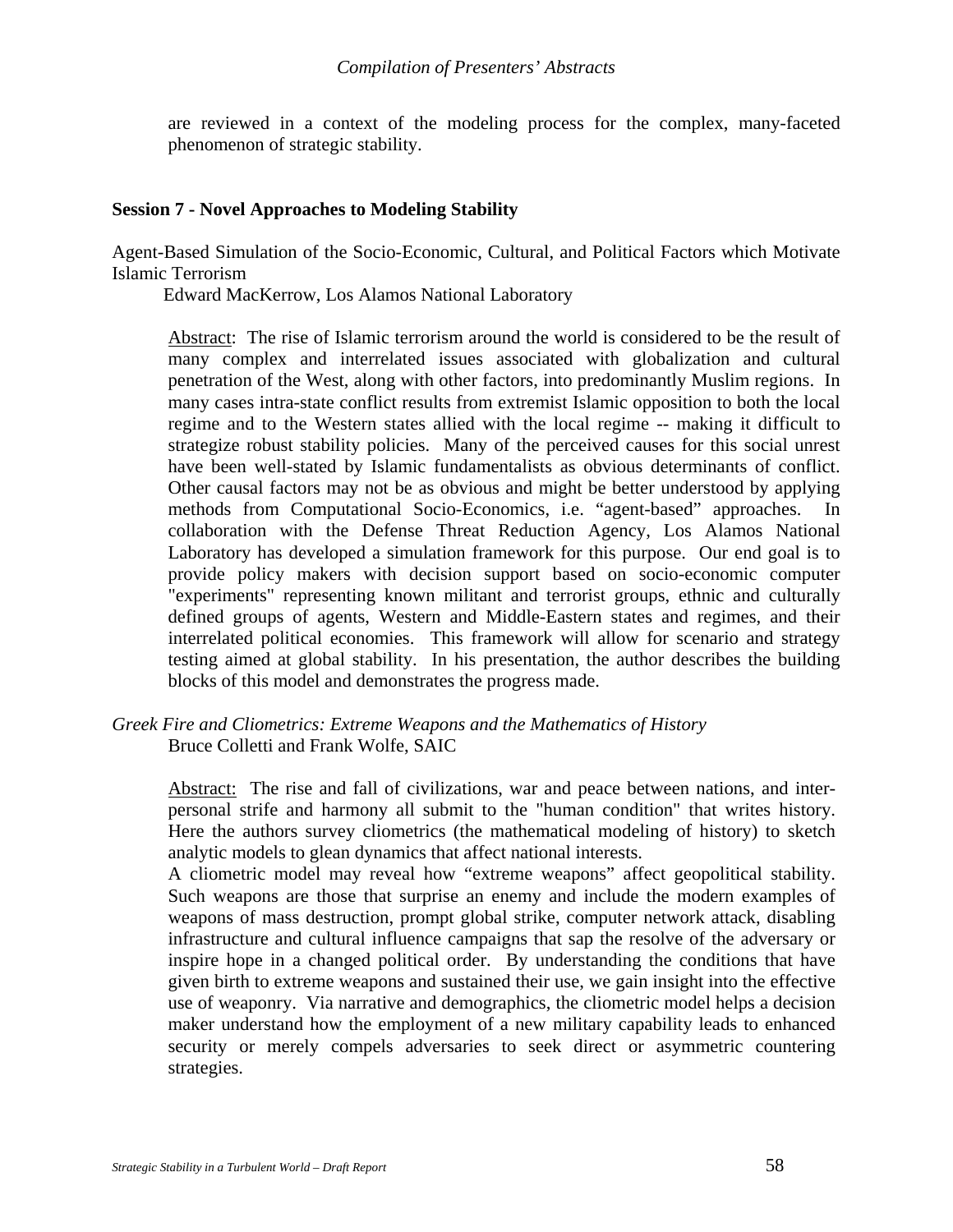are reviewed in a context of the modeling process for the complex, many-faceted phenomenon of strategic stability.

**Session 7 - Novel Approaches to Modeling Stability**

Agent-Based Simulation of the Socio-Economic, Cultural, and Political Factors which Motivate Islamic Terrorism

Edward MacKerrow, Los Alamos National Laboratory

Abstract: The rise of Islamic terrorism around the world is considered to be the result of many complex and interrelated issues associated with globalization and cultural penetration of the West, along with other factors, into predominantly Muslim regions. In many cases intra-state conflict results from extremist Islamic opposition to both the local regime and to the Western states allied with the local regime -- making it difficult to strategize robust stability policies. Many of the perceived causes for this social unrest have been well-stated by Islamic fundamentalists as obvious determinants of conflict. Other causal factors may not be as obvious and might be better understood by applying methods from Computational Socio-Economics, i.e. "agent-based" approaches. In collaboration with the Defense Threat Reduction Agency, Los Alamos National Laboratory has developed a simulation framework for this purpose. Our end goal is to provide policy makers with decision support based on socio-economic computer "experiments" representing known militant and terrorist groups, ethnic and culturally defined groups of agents, Western and Middle-Eastern states and regimes, and their interrelated political economies. This framework will allow for scenario and strategy testing aimed at global stability. In his presentation, the author describes the building blocks of this model and demonstrates the progress made.

*Greek Fire and Cliometrics: Extreme Weapons and the Mathematics of History*

Bruce Colletti and Frank Wolfe, SAIC

Abstract: The rise and fall of civilizations, war and peace between nations, and inter-personal strife and harmony all submit to the "human condition" that writes history. Here the authors survey cliometrics (the mathematical modeling of history) to sketch analytic models to glean dynamics that affect national interests.

A cliometric model may reveal how "extreme weapons" affect geopolitical stability. Such weapons are those that surprise an enemy and include the modern examples of weapons of mass destruction, prompt global strike, computer network attack, disabling infrastructure and cultural influence campaigns that sap the resolve of the adversary or inspire hope in a changed political order. By understanding the conditions that have given birth to extreme weapons and sustained their use, we gain insight into the effective use of weaponry. Via narrative and demographics, the cliometric model helps a decision maker understand how the employment of a new military capability leads to enhanced security or merely compels adversaries to seek direct or asymmetric countering strategies.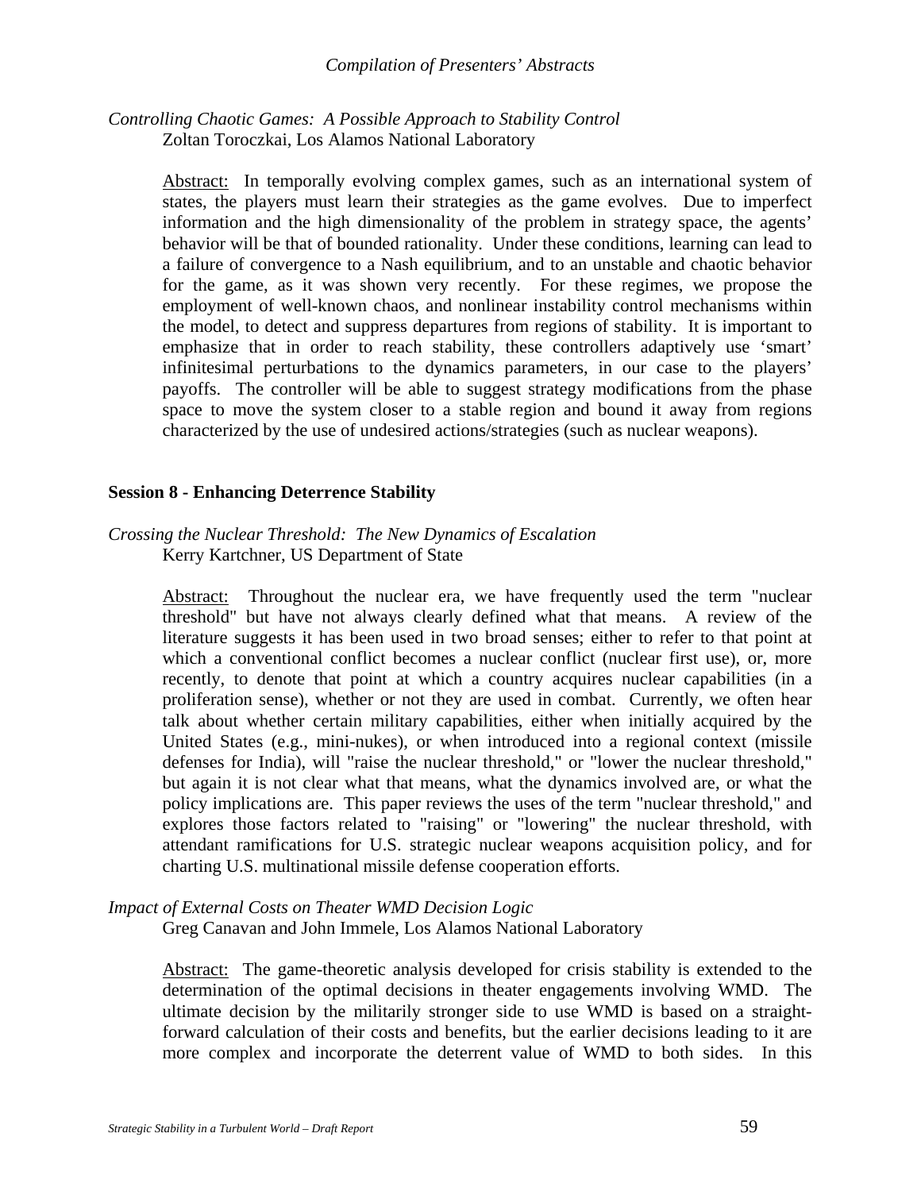*Controlling Chaotic Games: A Possible Approach to Stability Control*
Zoltan Toroczkai, Los Alamos National Laboratory

Abstract: In temporally evolving complex games, such as an international system of states, the players must learn their strategies as the game evolves. Due to imperfect information and the high dimensionality of the problem in strategy space, the agents' behavior will be that of bounded rationality. Under these conditions, learning can lead to a failure of convergence to a Nash equilibrium, and to an unstable and chaotic behavior for the game, as it was shown very recently. For these regimes, we propose the employment of well-known chaos, and nonlinear instability control mechanisms within the model, to detect and suppress departures from regions of stability. It is important to emphasize that in order to reach stability, these controllers adaptively use 'smart' infinitesimal perturbations to the dynamics parameters, in our case to the players' payoffs. The controller will be able to suggest strategy modifications from the phase space to move the system closer to a stable region and bound it away from regions characterized by the use of undesired actions/strategies (such as nuclear weapons).

**Session 8 - Enhancing Deterrence Stability**

*Crossing the Nuclear Threshold: The New Dynamics of Escalation*
Kerry Kartchner, US Department of State

Abstract: Throughout the nuclear era, we have frequently used the term "nuclear threshold" but have not always clearly defined what that means. A review of the literature suggests it has been used in two broad senses; either to refer to that point at which a conventional conflict becomes a nuclear conflict (nuclear first use), or, more recently, to denote that point at which a country acquires nuclear capabilities (in a proliferation sense), whether or not they are used in combat. Currently, we often hear talk about whether certain military capabilities, either when initially acquired by the United States (e.g., mini-nukes), or when introduced into a regional context (missile defenses for India), will "raise the nuclear threshold," or "lower the nuclear threshold," but again it is not clear what that means, what the dynamics involved are, or what the policy implications are. This paper reviews the uses of the term "nuclear threshold," and explores those factors related to "raising" or "lowering" the nuclear threshold, with attendant ramifications for U.S. strategic nuclear weapons acquisition policy, and for charting U.S. multinational missile defense cooperation efforts.

*Impact of External Costs on Theater WMD Decision Logic*
Greg Canavan and John Immele, Los Alamos National Laboratory

Abstract: The game-theoretic analysis developed for crisis stability is extended to the determination of the optimal decisions in theater engagements involving WMD. The ultimate decision by the militarily stronger side to use WMD is based on a straight-forward calculation of their costs and benefits, but the earlier decisions leading to it are more complex and incorporate the deterrent value of WMD to both sides. In this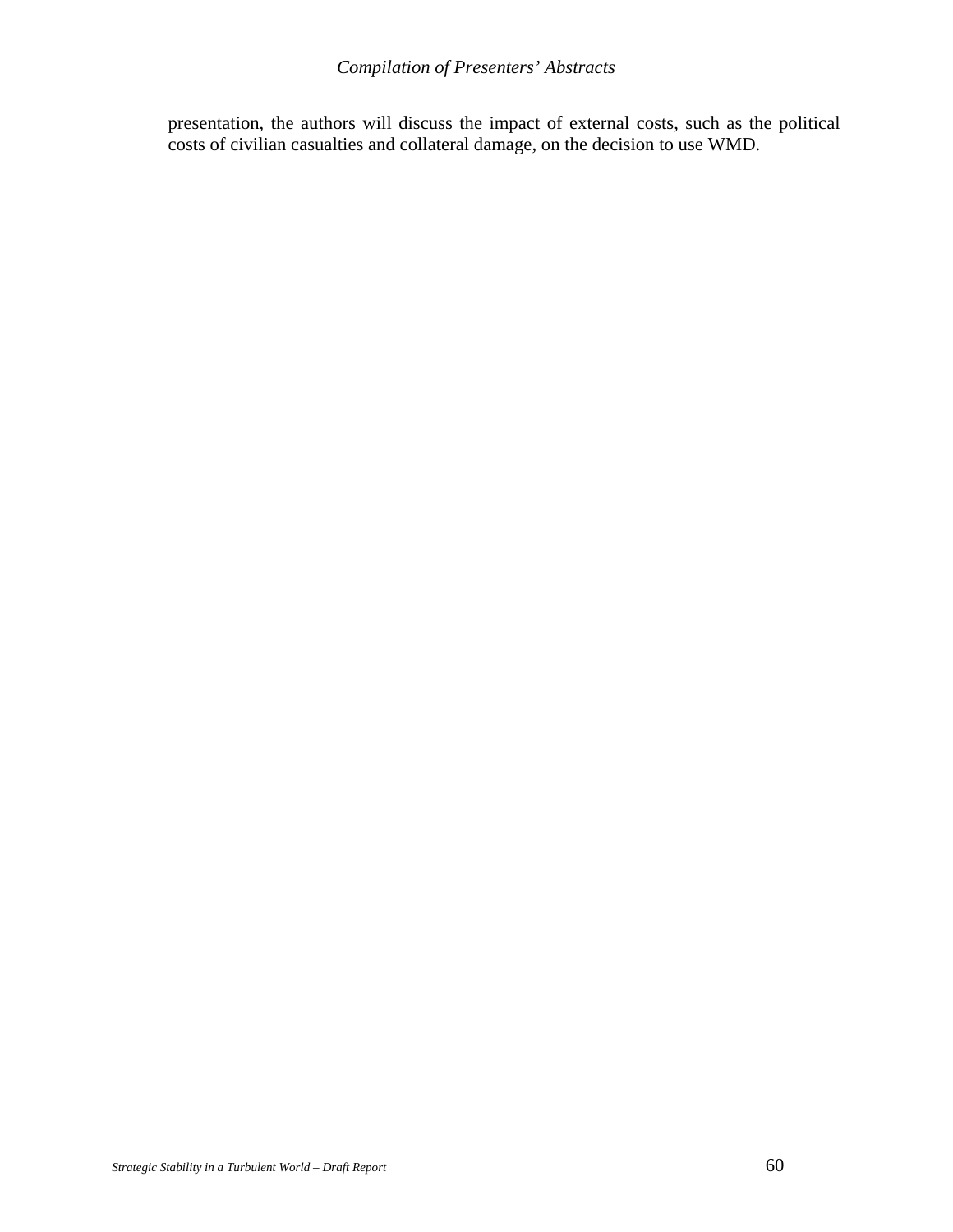presentation, the authors will discuss the impact of external costs, such as the political costs of civilian casualties and collateral damage, on the decision to use WMD.